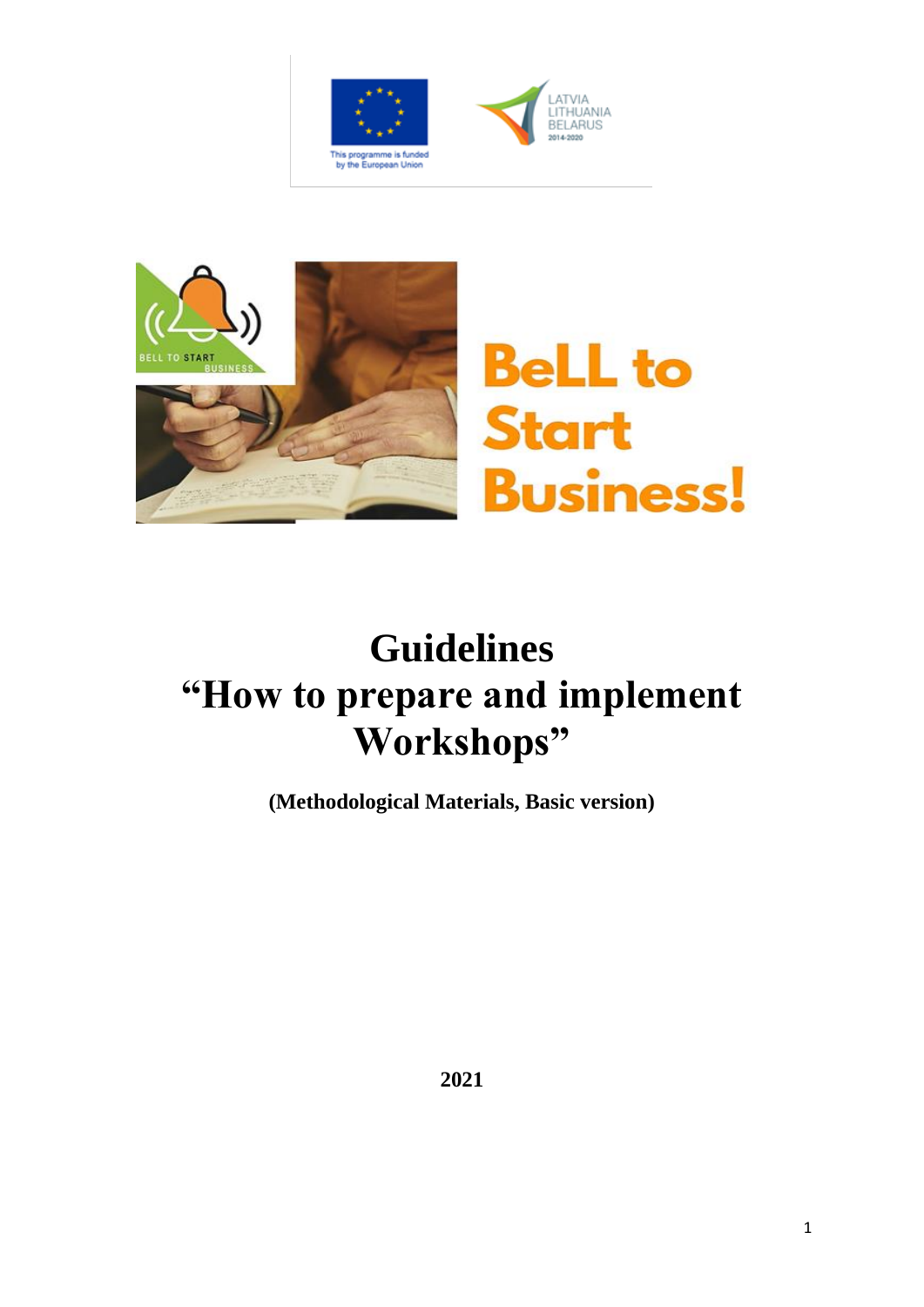This programme is funded by the European Union

LATVIA LITHUANIA BELARUS 2014-2020

BeLL to Start Business!

# Guidelines
# "How to prepare and implement Workshops"

**(Methodological Materials, Basic version)**

**2021**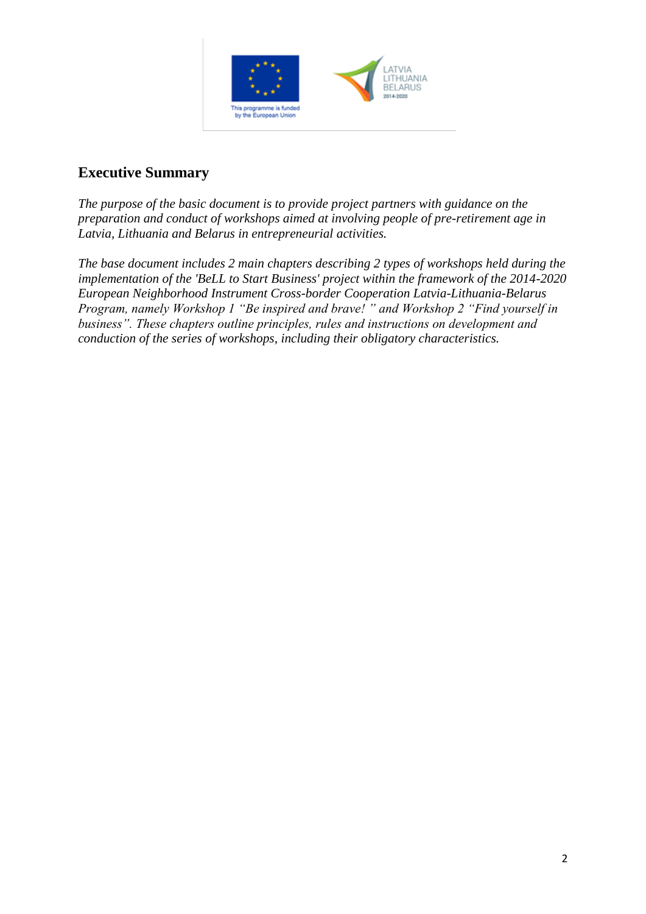## Executive Summary

*The purpose of the basic document is to provide project partners with guidance on the preparation and conduct of workshops aimed at involving people of pre-retirement age in Latvia, Lithuania and Belarus in entrepreneurial activities.*

*The base document includes 2 main chapters describing 2 types of workshops held during the implementation of the 'BeLL to Start Business' project within the framework of the 2014-2020 European Neighborhood Instrument Cross-border Cooperation Latvia-Lithuania-Belarus Program, namely Workshop 1 "Be inspired and brave! " and Workshop 2 "Find yourself in business". These chapters outline principles, rules and instructions on development and conduction of the series of workshops, including their obligatory characteristics.*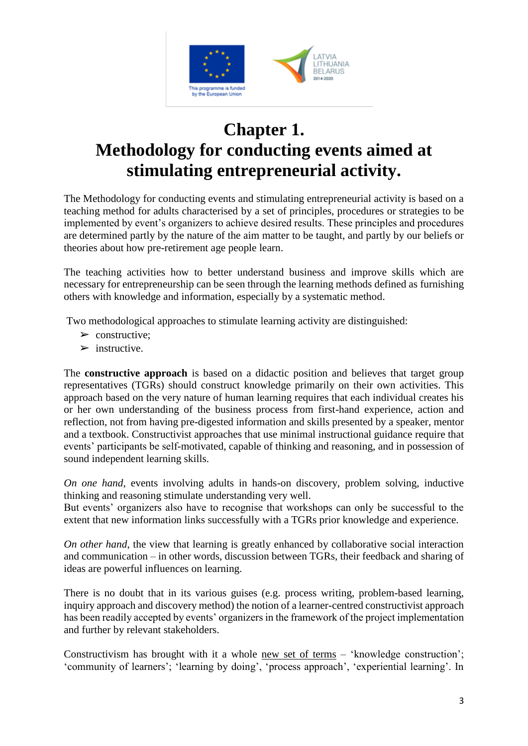# Chapter 1.
# Methodology for conducting events aimed at stimulating entrepreneurial activity.

The Methodology for conducting events and stimulating entrepreneurial activity is based on a teaching method for adults characterised by a set of principles, procedures or strategies to be implemented by event's organizers to achieve desired results. These principles and procedures are determined partly by the nature of the aim matter to be taught, and partly by our beliefs or theories about how pre-retirement age people learn.

The teaching activities how to better understand business and improve skills which are necessary for entrepreneurship can be seen through the learning methods defined as furnishing others with knowledge and information, especially by a systematic method.

Two methodological approaches to stimulate learning activity are distinguished:

- constructive;
- instructive.

The **constructive approach** is based on a didactic position and believes that target group representatives (TGRs) should construct knowledge primarily on their own activities. This approach based on the very nature of human learning requires that each individual creates his or her own understanding of the business process from first-hand experience, action and reflection, not from having pre-digested information and skills presented by a speaker, mentor and a textbook. Constructivist approaches that use minimal instructional guidance require that events' participants be self-motivated, capable of thinking and reasoning, and in possession of sound independent learning skills.

*On one hand*, events involving adults in hands-on discovery, problem solving, inductive thinking and reasoning stimulate understanding very well.
But events' organizers also have to recognise that workshops can only be successful to the extent that new information links successfully with a TGRs prior knowledge and experience.

*On other hand*, the view that learning is greatly enhanced by collaborative social interaction and communication – in other words, discussion between TGRs, their feedback and sharing of ideas are powerful influences on learning.

There is no doubt that in its various guises (e.g. process writing, problem-based learning, inquiry approach and discovery method) the notion of a learner-centred constructivist approach has been readily accepted by events' organizers in the framework of the project implementation and further by relevant stakeholders.

Constructivism has brought with it a whole new set of terms – 'knowledge construction'; 'community of learners'; 'learning by doing', 'process approach', 'experiential learning'. In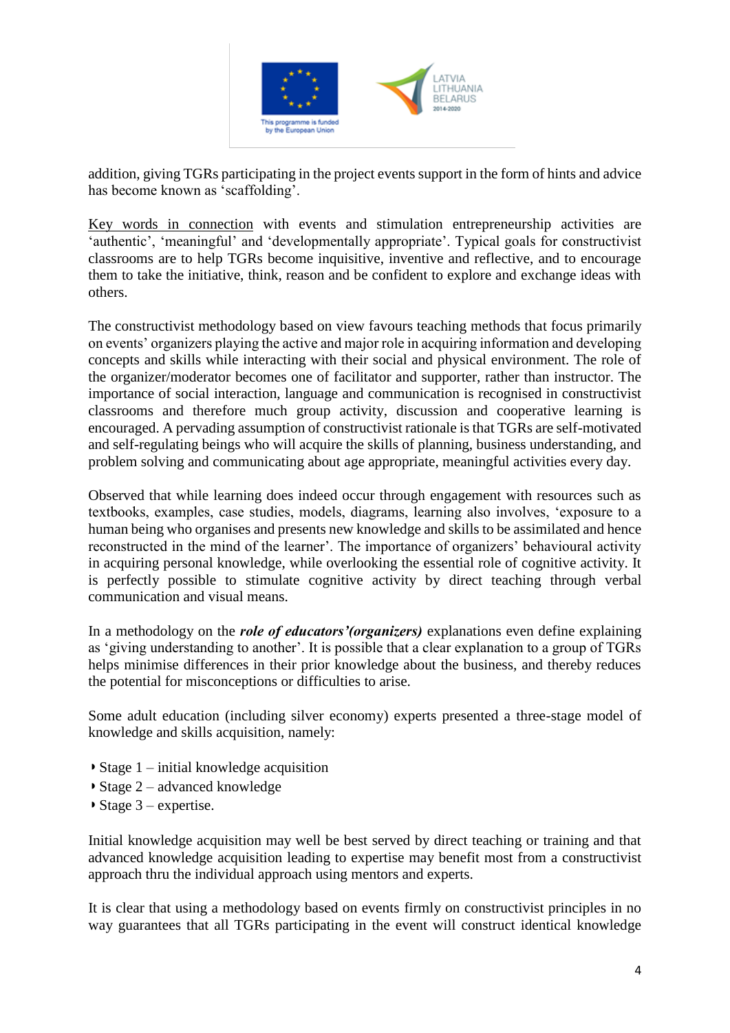addition, giving TGRs participating in the project events support in the form of hints and advice has become known as 'scaffolding'.

Key words in connection with events and stimulation entrepreneurship activities are 'authentic', 'meaningful' and 'developmentally appropriate'. Typical goals for constructivist classrooms are to help TGRs become inquisitive, inventive and reflective, and to encourage them to take the initiative, think, reason and be confident to explore and exchange ideas with others.

The constructivist methodology based on view favours teaching methods that focus primarily on events' organizers playing the active and major role in acquiring information and developing concepts and skills while interacting with their social and physical environment. The role of the organizer/moderator becomes one of facilitator and supporter, rather than instructor. The importance of social interaction, language and communication is recognised in constructivist classrooms and therefore much group activity, discussion and cooperative learning is encouraged. A pervading assumption of constructivist rationale is that TGRs are self-motivated and self-regulating beings who will acquire the skills of planning, business understanding, and problem solving and communicating about age appropriate, meaningful activities every day.

Observed that while learning does indeed occur through engagement with resources such as textbooks, examples, case studies, models, diagrams, learning also involves, 'exposure to a human being who organises and presents new knowledge and skills to be assimilated and hence reconstructed in the mind of the learner'. The importance of organizers' behavioural activity in acquiring personal knowledge, while overlooking the essential role of cognitive activity. It is perfectly possible to stimulate cognitive activity by direct teaching through verbal communication and visual means.

In a methodology on the ***role of educators'(organizers)*** explanations even define explaining as 'giving understanding to another'. It is possible that a clear explanation to a group of TGRs helps minimise differences in their prior knowledge about the business, and thereby reduces the potential for misconceptions or difficulties to arise.

Some adult education (including silver economy) experts presented a three-stage model of knowledge and skills acquisition, namely:

- Stage 1 – initial knowledge acquisition
- Stage 2 – advanced knowledge
- Stage 3 – expertise.

Initial knowledge acquisition may well be best served by direct teaching or training and that advanced knowledge acquisition leading to expertise may benefit most from a constructivist approach thru the individual approach using mentors and experts.

It is clear that using a methodology based on events firmly on constructivist principles in no way guarantees that all TGRs participating in the event will construct identical knowledge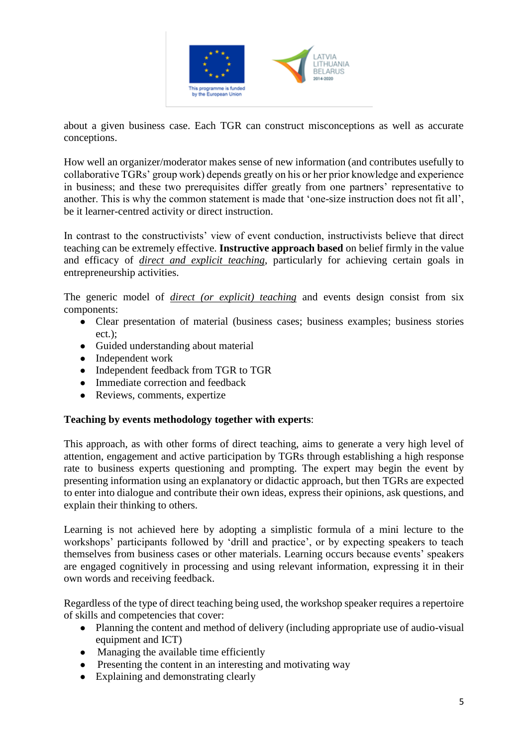about a given business case. Each TGR can construct misconceptions as well as accurate conceptions.

How well an organizer/moderator makes sense of new information (and contributes usefully to collaborative TGRs' group work) depends greatly on his or her prior knowledge and experience in business; and these two prerequisites differ greatly from one partners' representative to another. This is why the common statement is made that 'one-size instruction does not fit all', be it learner-centred activity or direct instruction.

In contrast to the constructivists' view of event conduction, instructivists believe that direct teaching can be extremely effective. **Instructive approach based** on belief firmly in the value and efficacy of *direct and explicit teaching*, particularly for achieving certain goals in entrepreneurship activities.

The generic model of *direct (or explicit) teaching* and events design consist from six components:

- Clear presentation of material (business cases; business examples; business stories ect.);
- Guided understanding about material
- Independent work
- Independent feedback from TGR to TGR
- Immediate correction and feedback
- Reviews, comments, expertize

**Teaching by events methodology together with experts**:

This approach, as with other forms of direct teaching, aims to generate a very high level of attention, engagement and active participation by TGRs through establishing a high response rate to business experts questioning and prompting. The expert may begin the event by presenting information using an explanatory or didactic approach, but then TGRs are expected to enter into dialogue and contribute their own ideas, express their opinions, ask questions, and explain their thinking to others.

Learning is not achieved here by adopting a simplistic formula of a mini lecture to the workshops' participants followed by 'drill and practice', or by expecting speakers to teach themselves from business cases or other materials. Learning occurs because events' speakers are engaged cognitively in processing and using relevant information, expressing it in their own words and receiving feedback.

Regardless of the type of direct teaching being used, the workshop speaker requires a repertoire of skills and competencies that cover:

- Planning the content and method of delivery (including appropriate use of audio-visual equipment and ICT)
- Managing the available time efficiently
- Presenting the content in an interesting and motivating way
- Explaining and demonstrating clearly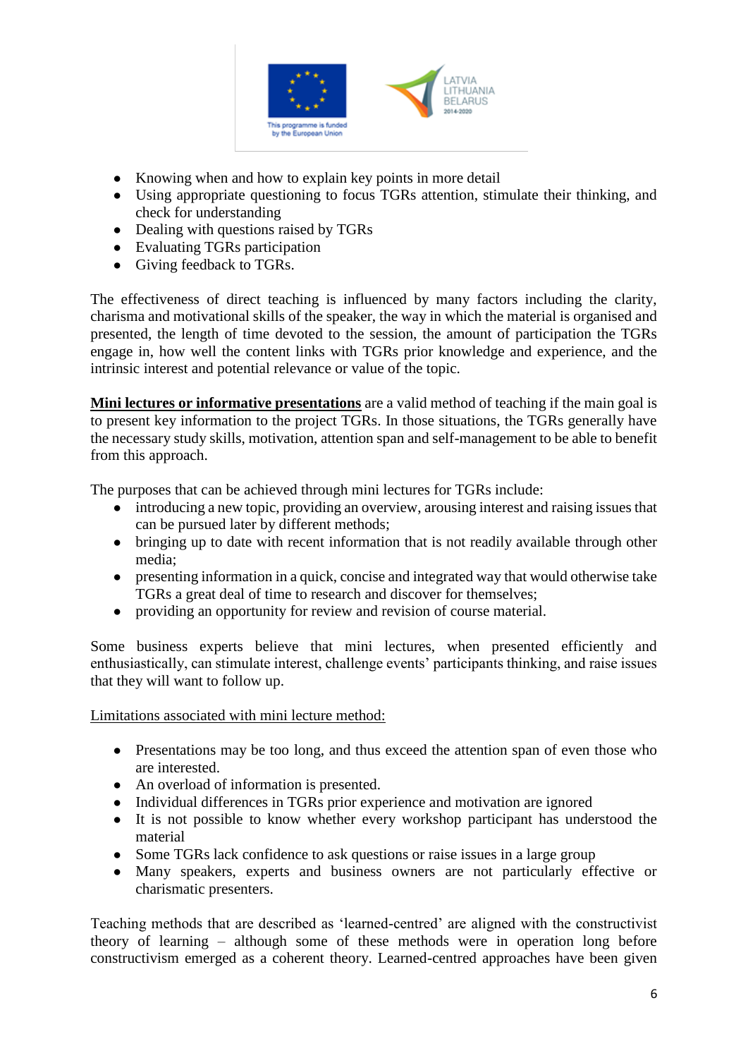- Knowing when and how to explain key points in more detail
- Using appropriate questioning to focus TGRs attention, stimulate their thinking, and check for understanding
- Dealing with questions raised by TGRs
- Evaluating TGRs participation
- Giving feedback to TGRs.

The effectiveness of direct teaching is influenced by many factors including the clarity, charisma and motivational skills of the speaker, the way in which the material is organised and presented, the length of time devoted to the session, the amount of participation the TGRs engage in, how well the content links with TGRs prior knowledge and experience, and the intrinsic interest and potential relevance or value of the topic.

**Mini lectures or informative presentations** are a valid method of teaching if the main goal is to present key information to the project TGRs. In those situations, the TGRs generally have the necessary study skills, motivation, attention span and self-management to be able to benefit from this approach.

The purposes that can be achieved through mini lectures for TGRs include:

- introducing a new topic, providing an overview, arousing interest and raising issues that can be pursued later by different methods;
- bringing up to date with recent information that is not readily available through other media;
- presenting information in a quick, concise and integrated way that would otherwise take TGRs a great deal of time to research and discover for themselves;
- providing an opportunity for review and revision of course material.

Some business experts believe that mini lectures, when presented efficiently and enthusiastically, can stimulate interest, challenge events' participants thinking, and raise issues that they will want to follow up.

Limitations associated with mini lecture method:

- Presentations may be too long, and thus exceed the attention span of even those who are interested.
- An overload of information is presented.
- Individual differences in TGRs prior experience and motivation are ignored
- It is not possible to know whether every workshop participant has understood the material
- Some TGRs lack confidence to ask questions or raise issues in a large group
- Many speakers, experts and business owners are not particularly effective or charismatic presenters.

Teaching methods that are described as 'learned-centred' are aligned with the constructivist theory of learning – although some of these methods were in operation long before constructivism emerged as a coherent theory. Learned-centred approaches have been given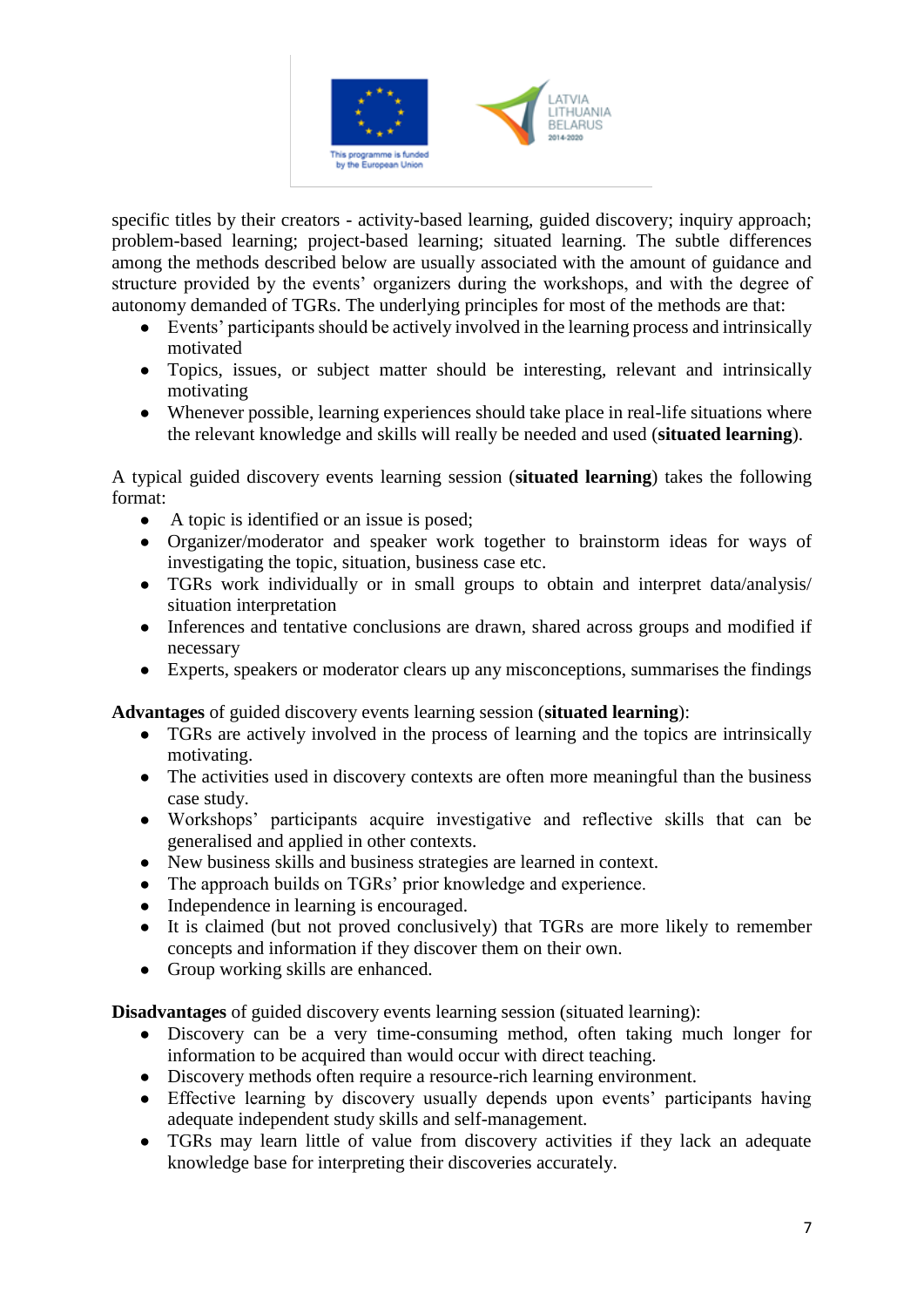specific titles by their creators - activity-based learning, guided discovery; inquiry approach; problem-based learning; project-based learning; situated learning. The subtle differences among the methods described below are usually associated with the amount of guidance and structure provided by the events' organizers during the workshops, and with the degree of autonomy demanded of TGRs. The underlying principles for most of the methods are that:

- Events' participants should be actively involved in the learning process and intrinsically motivated
- Topics, issues, or subject matter should be interesting, relevant and intrinsically motivating
- Whenever possible, learning experiences should take place in real-life situations where the relevant knowledge and skills will really be needed and used (**situated learning**).

A typical guided discovery events learning session (**situated learning**) takes the following format:

- A topic is identified or an issue is posed;
- Organizer/moderator and speaker work together to brainstorm ideas for ways of investigating the topic, situation, business case etc.
- TGRs work individually or in small groups to obtain and interpret data/analysis/ situation interpretation
- Inferences and tentative conclusions are drawn, shared across groups and modified if necessary
- Experts, speakers or moderator clears up any misconceptions, summarises the findings

**Advantages** of guided discovery events learning session (**situated learning**):

- TGRs are actively involved in the process of learning and the topics are intrinsically motivating.
- The activities used in discovery contexts are often more meaningful than the business case study.
- Workshops' participants acquire investigative and reflective skills that can be generalised and applied in other contexts.
- New business skills and business strategies are learned in context.
- The approach builds on TGRs' prior knowledge and experience.
- Independence in learning is encouraged.
- It is claimed (but not proved conclusively) that TGRs are more likely to remember concepts and information if they discover them on their own.
- Group working skills are enhanced.

**Disadvantages** of guided discovery events learning session (situated learning):

- Discovery can be a very time-consuming method, often taking much longer for information to be acquired than would occur with direct teaching.
- Discovery methods often require a resource-rich learning environment.
- Effective learning by discovery usually depends upon events' participants having adequate independent study skills and self-management.
- TGRs may learn little of value from discovery activities if they lack an adequate knowledge base for interpreting their discoveries accurately.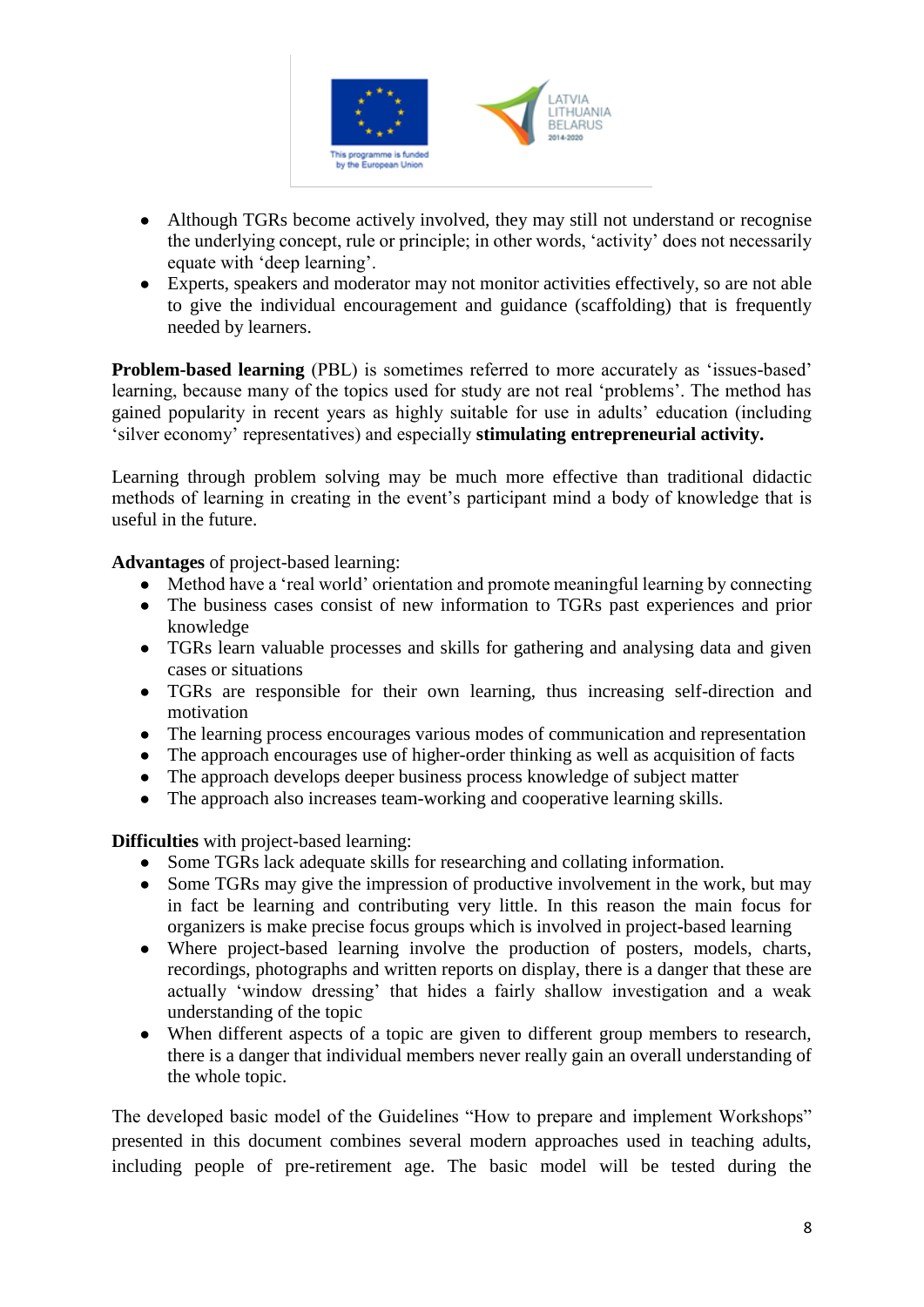- Although TGRs become actively involved, they may still not understand or recognise the underlying concept, rule or principle; in other words, 'activity' does not necessarily equate with 'deep learning'.
- Experts, speakers and moderator may not monitor activities effectively, so are not able to give the individual encouragement and guidance (scaffolding) that is frequently needed by learners.

**Problem-based learning** (PBL) is sometimes referred to more accurately as 'issues-based' learning, because many of the topics used for study are not real 'problems'. The method has gained popularity in recent years as highly suitable for use in adults' education (including 'silver economy' representatives) and especially **stimulating entrepreneurial activity.**

Learning through problem solving may be much more effective than traditional didactic methods of learning in creating in the event's participant mind a body of knowledge that is useful in the future.

**Advantages** of project-based learning:

- Method have a 'real world' orientation and promote meaningful learning by connecting
- The business cases consist of new information to TGRs past experiences and prior knowledge
- TGRs learn valuable processes and skills for gathering and analysing data and given cases or situations
- TGRs are responsible for their own learning, thus increasing self-direction and motivation
- The learning process encourages various modes of communication and representation
- The approach encourages use of higher-order thinking as well as acquisition of facts
- The approach develops deeper business process knowledge of subject matter
- The approach also increases team-working and cooperative learning skills.

**Difficulties** with project-based learning:

- Some TGRs lack adequate skills for researching and collating information.
- Some TGRs may give the impression of productive involvement in the work, but may in fact be learning and contributing very little. In this reason the main focus for organizers is make precise focus groups which is involved in project-based learning
- Where project-based learning involve the production of posters, models, charts, recordings, photographs and written reports on display, there is a danger that these are actually 'window dressing' that hides a fairly shallow investigation and a weak understanding of the topic
- When different aspects of a topic are given to different group members to research, there is a danger that individual members never really gain an overall understanding of the whole topic.

The developed basic model of the Guidelines "How to prepare and implement Workshops" presented in this document combines several modern approaches used in teaching adults, including people of pre-retirement age. The basic model will be tested during the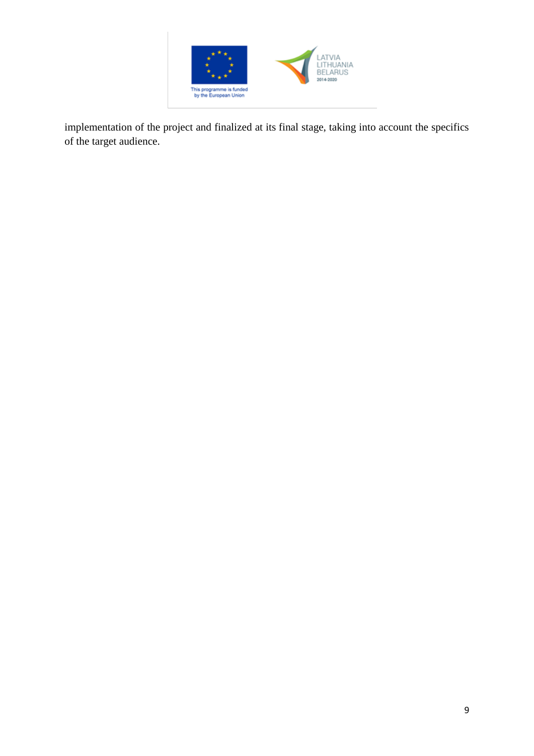implementation of the project and finalized at its final stage, taking into account the specifics of the target audience.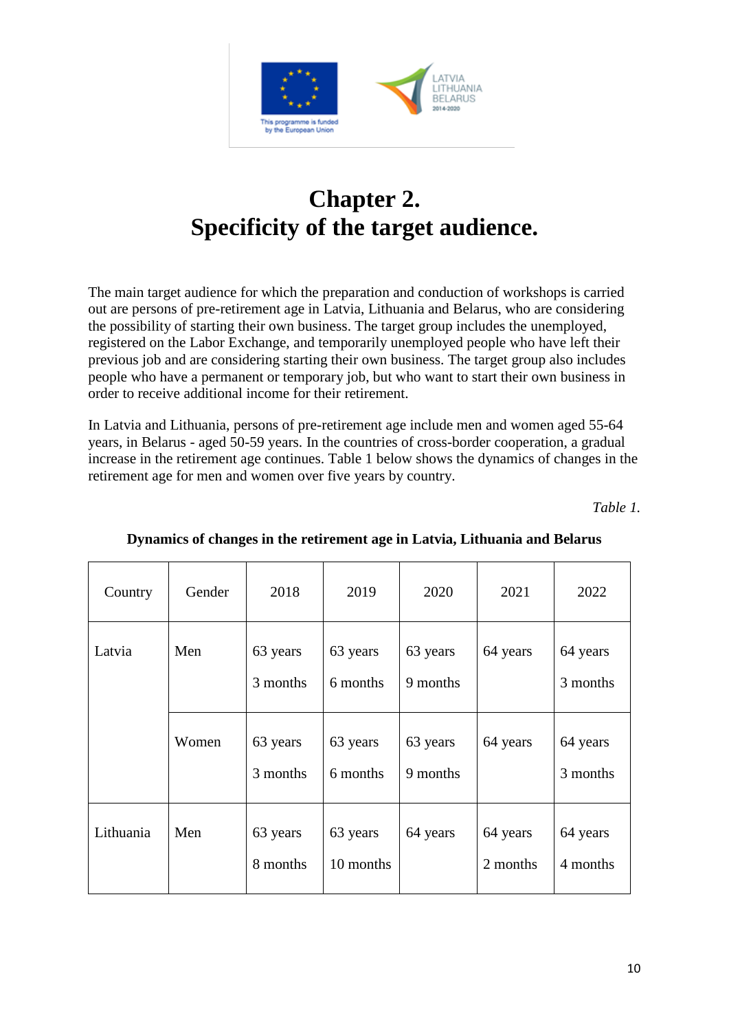# Chapter 2.
# Specificity of the target audience.

The main target audience for which the preparation and conduction of workshops is carried out are persons of pre-retirement age in Latvia, Lithuania and Belarus, who are considering the possibility of starting their own business. The target group includes the unemployed, registered on the Labor Exchange, and temporarily unemployed people who have left their previous job and are considering starting their own business. The target group also includes people who have a permanent or temporary job, but who want to start their own business in order to receive additional income for their retirement.

In Latvia and Lithuania, persons of pre-retirement age include men and women aged 55-64 years, in Belarus - aged 50-59 years. In the countries of cross-border cooperation, a gradual increase in the retirement age continues. Table 1 below shows the dynamics of changes in the retirement age for men and women over five years by country.

*Table 1.*

**Dynamics of changes in the retirement age in Latvia, Lithuania and Belarus**

| Country | Gender | 2018 | 2019 | 2020 | 2021 | 2022 |
|---|---|---|---|---|---|---|
| Latvia | Men | 63 years 3 months | 63 years 6 months | 63 years 9 months | 64 years | 64 years 3 months |
| | Women | 63 years 3 months | 63 years 6 months | 63 years 9 months | 64 years | 64 years 3 months |
| Lithuania | Men | 63 years 8 months | 63 years 10 months | 64 years | 64 years 2 months | 64 years 4 months |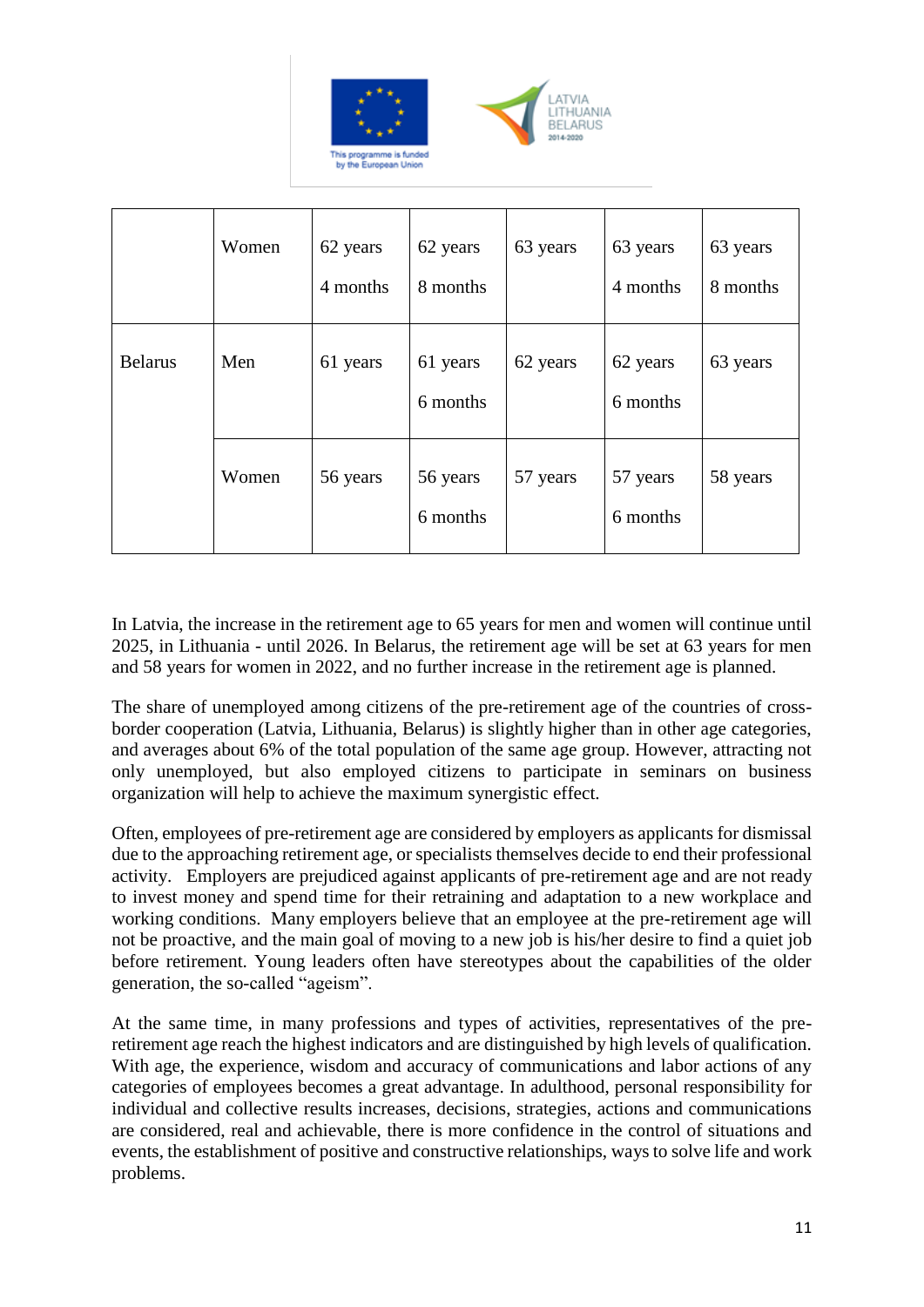| | | | | | | |
|---|---|---|---|---|---|---|
| | Women | 62 years 4 months | 62 years 8 months | 63 years | 63 years 4 months | 63 years 8 months |
| Belarus | Men | 61 years | 61 years 6 months | 62 years | 62 years 6 months | 63 years |
| | Women | 56 years | 56 years 6 months | 57 years | 57 years 6 months | 58 years |

In Latvia, the increase in the retirement age to 65 years for men and women will continue until 2025, in Lithuania - until 2026. In Belarus, the retirement age will be set at 63 years for men and 58 years for women in 2022, and no further increase in the retirement age is planned.

The share of unemployed among citizens of the pre-retirement age of the countries of cross-border cooperation (Latvia, Lithuania, Belarus) is slightly higher than in other age categories, and averages about 6% of the total population of the same age group. However, attracting not only unemployed, but also employed citizens to participate in seminars on business organization will help to achieve the maximum synergistic effect.

Often, employees of pre-retirement age are considered by employers as applicants for dismissal due to the approaching retirement age, or specialists themselves decide to end their professional activity. Employers are prejudiced against applicants of pre-retirement age and are not ready to invest money and spend time for their retraining and adaptation to a new workplace and working conditions. Many employers believe that an employee at the pre-retirement age will not be proactive, and the main goal of moving to a new job is his/her desire to find a quiet job before retirement. Young leaders often have stereotypes about the capabilities of the older generation, the so-called "ageism".

At the same time, in many professions and types of activities, representatives of the pre-retirement age reach the highest indicators and are distinguished by high levels of qualification. With age, the experience, wisdom and accuracy of communications and labor actions of any categories of employees becomes a great advantage. In adulthood, personal responsibility for individual and collective results increases, decisions, strategies, actions and communications are considered, real and achievable, there is more confidence in the control of situations and events, the establishment of positive and constructive relationships, ways to solve life and work problems.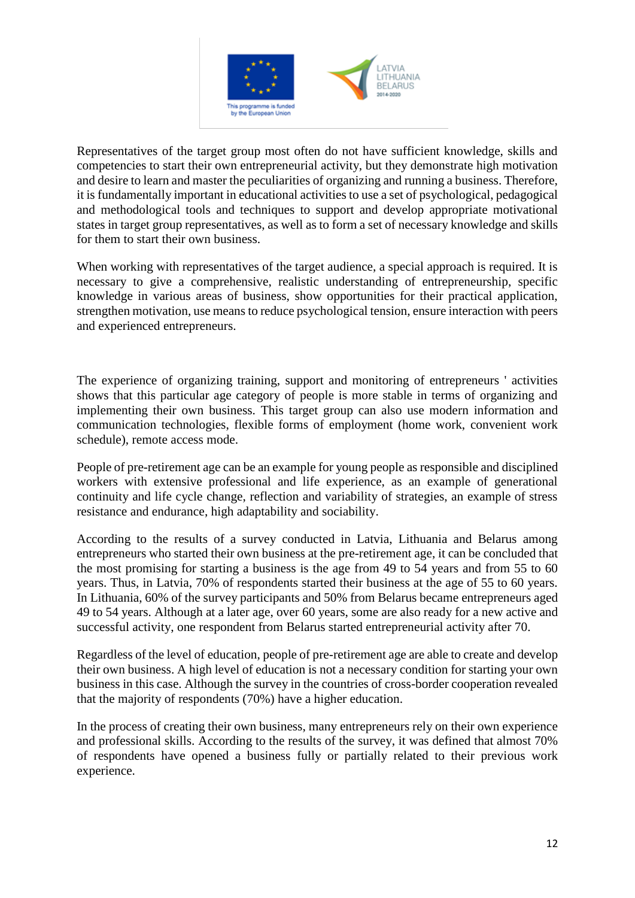Representatives of the target group most often do not have sufficient knowledge, skills and competencies to start their own entrepreneurial activity, but they demonstrate high motivation and desire to learn and master the peculiarities of organizing and running a business. Therefore, it is fundamentally important in educational activities to use a set of psychological, pedagogical and methodological tools and techniques to support and develop appropriate motivational states in target group representatives, as well as to form a set of necessary knowledge and skills for them to start their own business.

When working with representatives of the target audience, a special approach is required. It is necessary to give a comprehensive, realistic understanding of entrepreneurship, specific knowledge in various areas of business, show opportunities for their practical application, strengthen motivation, use means to reduce psychological tension, ensure interaction with peers and experienced entrepreneurs.

The experience of organizing training, support and monitoring of entrepreneurs ' activities shows that this particular age category of people is more stable in terms of organizing and implementing their own business. This target group can also use modern information and communication technologies, flexible forms of employment (home work, convenient work schedule), remote access mode.

People of pre-retirement age can be an example for young people as responsible and disciplined workers with extensive professional and life experience, as an example of generational continuity and life cycle change, reflection and variability of strategies, an example of stress resistance and endurance, high adaptability and sociability.

According to the results of a survey conducted in Latvia, Lithuania and Belarus among entrepreneurs who started their own business at the pre-retirement age, it can be concluded that the most promising for starting a business is the age from 49 to 54 years and from 55 to 60 years. Thus, in Latvia, 70% of respondents started their business at the age of 55 to 60 years. In Lithuania, 60% of the survey participants and 50% from Belarus became entrepreneurs aged 49 to 54 years. Although at a later age, over 60 years, some are also ready for a new active and successful activity, one respondent from Belarus started entrepreneurial activity after 70.

Regardless of the level of education, people of pre-retirement age are able to create and develop their own business. A high level of education is not a necessary condition for starting your own business in this case. Although the survey in the countries of cross-border cooperation revealed that the majority of respondents (70%) have a higher education.

In the process of creating their own business, many entrepreneurs rely on their own experience and professional skills. According to the results of the survey, it was defined that almost 70% of respondents have opened a business fully or partially related to their previous work experience.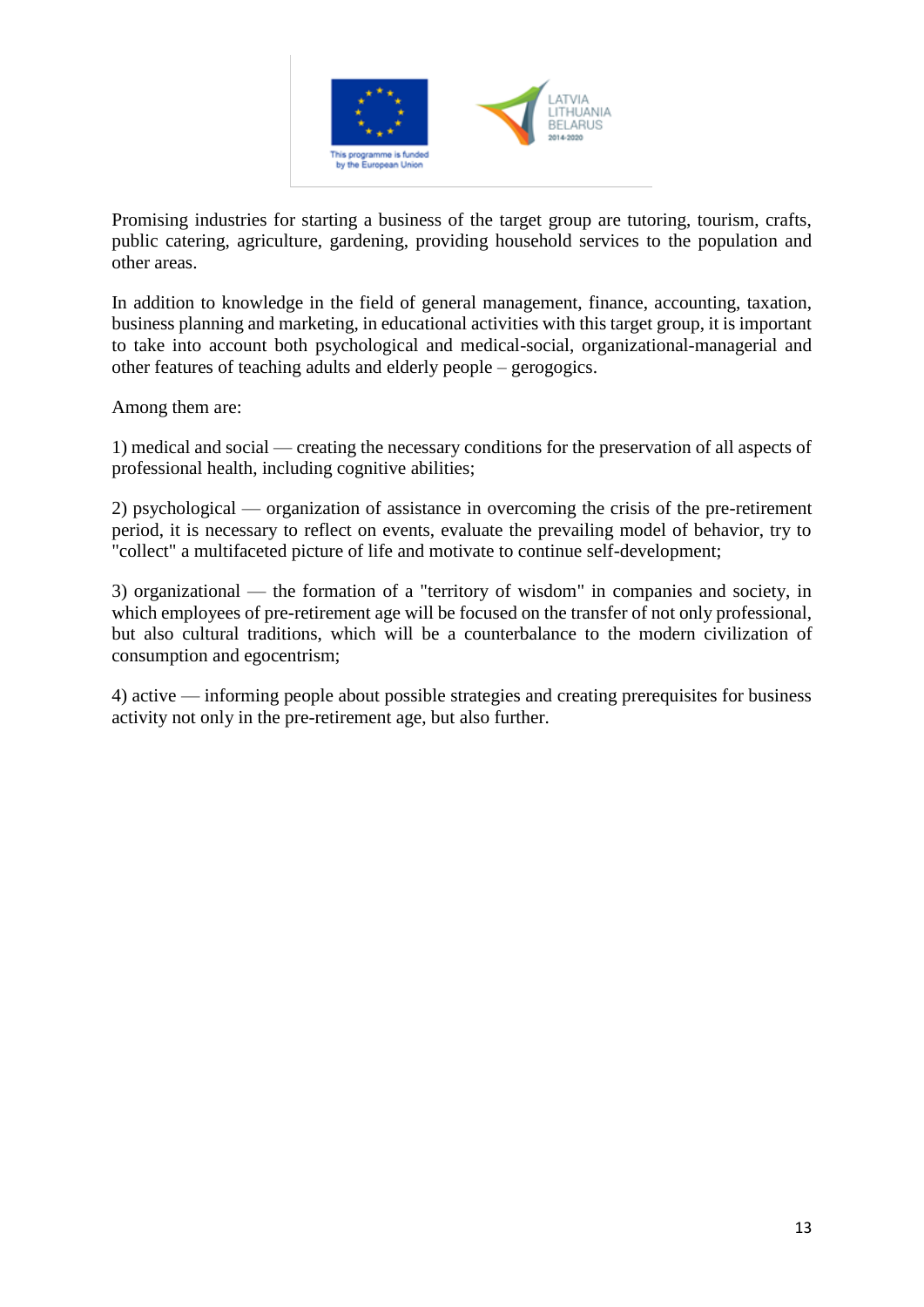Promising industries for starting a business of the target group are tutoring, tourism, crafts, public catering, agriculture, gardening, providing household services to the population and other areas.

In addition to knowledge in the field of general management, finance, accounting, taxation, business planning and marketing, in educational activities with this target group, it is important to take into account both psychological and medical-social, organizational-managerial and other features of teaching adults and elderly people – gerogogics.

Among them are:

1) medical and social — creating the necessary conditions for the preservation of all aspects of professional health, including cognitive abilities;

2) psychological — organization of assistance in overcoming the crisis of the pre-retirement period, it is necessary to reflect on events, evaluate the prevailing model of behavior, try to "collect" a multifaceted picture of life and motivate to continue self-development;

3) organizational — the formation of a "territory of wisdom" in companies and society, in which employees of pre-retirement age will be focused on the transfer of not only professional, but also cultural traditions, which will be a counterbalance to the modern civilization of consumption and egocentrism;

4) active — informing people about possible strategies and creating prerequisites for business activity not only in the pre-retirement age, but also further.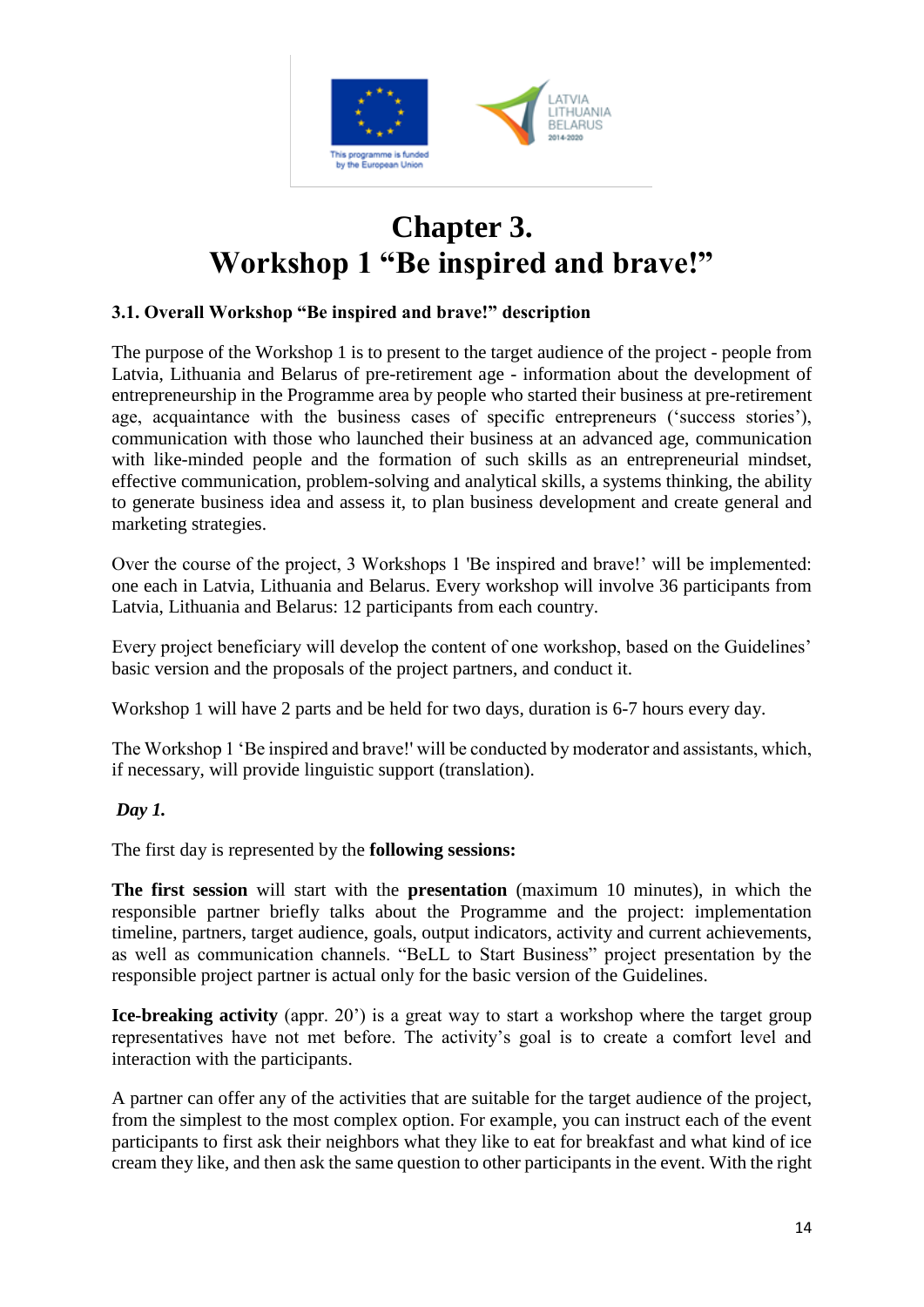# Chapter 3.
# Workshop 1 "Be inspired and brave!"

### 3.1. Overall Workshop "Be inspired and brave!" description

The purpose of the Workshop 1 is to present to the target audience of the project - people from Latvia, Lithuania and Belarus of pre-retirement age - information about the development of entrepreneurship in the Programme area by people who started their business at pre-retirement age, acquaintance with the business cases of specific entrepreneurs ('success stories'), communication with those who launched their business at an advanced age, communication with like-minded people and the formation of such skills as an entrepreneurial mindset, effective communication, problem-solving and analytical skills, a systems thinking, the ability to generate business idea and assess it, to plan business development and create general and marketing strategies.

Over the course of the project, 3 Workshops 1 'Be inspired and brave!' will be implemented: one each in Latvia, Lithuania and Belarus. Every workshop will involve 36 participants from Latvia, Lithuania and Belarus: 12 participants from each country.

Every project beneficiary will develop the content of one workshop, based on the Guidelines' basic version and the proposals of the project partners, and conduct it.

Workshop 1 will have 2 parts and be held for two days, duration is 6-7 hours every day.

The Workshop 1 'Be inspired and brave!' will be conducted by moderator and assistants, which, if necessary, will provide linguistic support (translation).

***Day 1.***

The first day is represented by the **following sessions:**

**The first session** will start with the **presentation** (maximum 10 minutes), in which the responsible partner briefly talks about the Programme and the project: implementation timeline, partners, target audience, goals, output indicators, activity and current achievements, as well as communication channels. "BeLL to Start Business" project presentation by the responsible project partner is actual only for the basic version of the Guidelines.

**Ice-breaking activity** (appr. 20') is a great way to start a workshop where the target group representatives have not met before. The activity's goal is to create a comfort level and interaction with the participants.

A partner can offer any of the activities that are suitable for the target audience of the project, from the simplest to the most complex option. For example, you can instruct each of the event participants to first ask their neighbors what they like to eat for breakfast and what kind of ice cream they like, and then ask the same question to other participants in the event. With the right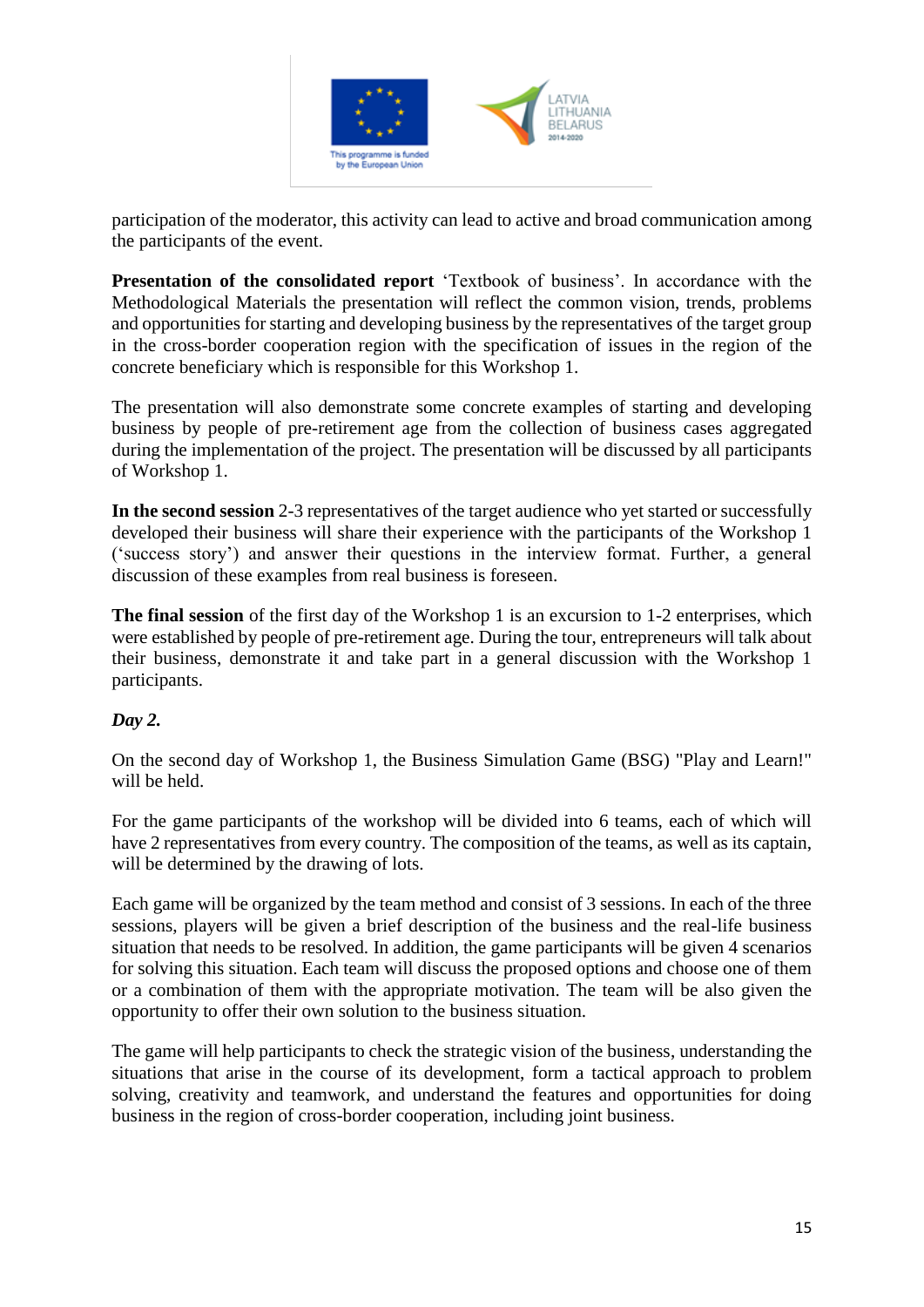participation of the moderator, this activity can lead to active and broad communication among the participants of the event.

**Presentation of the consolidated report** ‘Textbook of business’. In accordance with the Methodological Materials the presentation will reflect the common vision, trends, problems and opportunities for starting and developing business by the representatives of the target group in the cross-border cooperation region with the specification of issues in the region of the concrete beneficiary which is responsible for this Workshop 1.

The presentation will also demonstrate some concrete examples of starting and developing business by people of pre-retirement age from the collection of business cases aggregated during the implementation of the project. The presentation will be discussed by all participants of Workshop 1.

**In the second session** 2-3 representatives of the target audience who yet started or successfully developed their business will share their experience with the participants of the Workshop 1 (‘success story’) and answer their questions in the interview format. Further, a general discussion of these examples from real business is foreseen.

**The final session** of the first day of the Workshop 1 is an excursion to 1-2 enterprises, which were established by people of pre-retirement age. During the tour, entrepreneurs will talk about their business, demonstrate it and take part in a general discussion with the Workshop 1 participants.

***Day 2.***

On the second day of Workshop 1, the Business Simulation Game (BSG) "Play and Learn!" will be held.

For the game participants of the workshop will be divided into 6 teams, each of which will have 2 representatives from every country. The composition of the teams, as well as its captain, will be determined by the drawing of lots.

Each game will be organized by the team method and consist of 3 sessions. In each of the three sessions, players will be given a brief description of the business and the real-life business situation that needs to be resolved. In addition, the game participants will be given 4 scenarios for solving this situation. Each team will discuss the proposed options and choose one of them or a combination of them with the appropriate motivation. The team will be also given the opportunity to offer their own solution to the business situation.

The game will help participants to check the strategic vision of the business, understanding the situations that arise in the course of its development, form a tactical approach to problem solving, creativity and teamwork, and understand the features and opportunities for doing business in the region of cross-border cooperation, including joint business.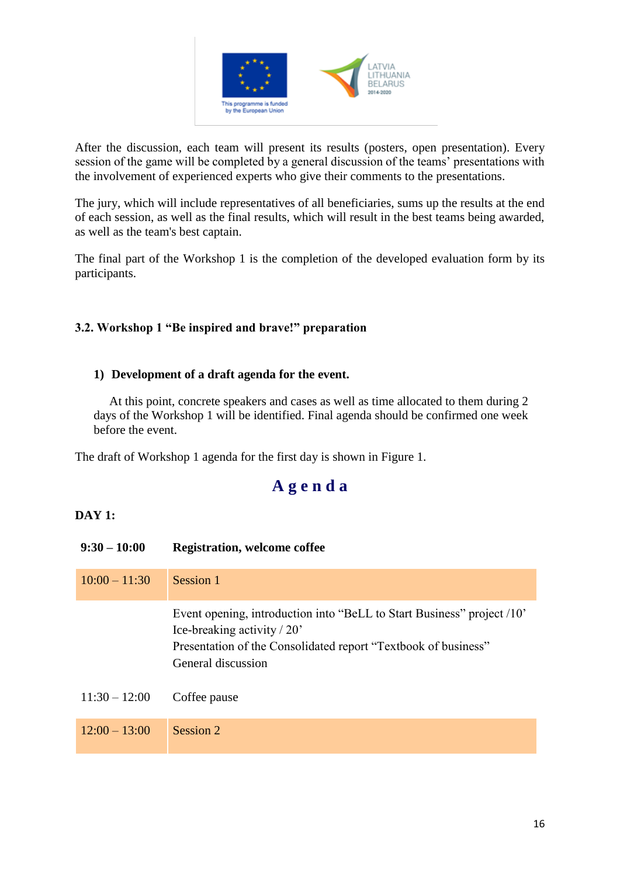After the discussion, each team will present its results (posters, open presentation). Every session of the game will be completed by a general discussion of the teams' presentations with the involvement of experienced experts who give their comments to the presentations.

The jury, which will include representatives of all beneficiaries, sums up the results at the end of each session, as well as the final results, which will result in the best teams being awarded, as well as the team's best captain.

The final part of the Workshop 1 is the completion of the developed evaluation form by its participants.

### 3.2. Workshop 1 "Be inspired and brave!" preparation

**1) Development of a draft agenda for the event.**

At this point, concrete speakers and cases as well as time allocated to them during 2 days of the Workshop 1 will be identified. Final agenda should be confirmed one week before the event.

The draft of Workshop 1 agenda for the first day is shown in Figure 1.

## Agenda

**DAY 1:**

| **9:30 – 10:00** | **Registration, welcome coffee** |
|---|---|
| 10:00 – 11:30 | Session 1 |
| | Event opening, introduction into "BeLL to Start Business" project /10'<br>Ice-breaking activity / 20'<br>Presentation of the Consolidated report "Textbook of business"<br>General discussion |
| 11:30 – 12:00 | Coffee pause |
| 12:00 – 13:00 | Session 2 |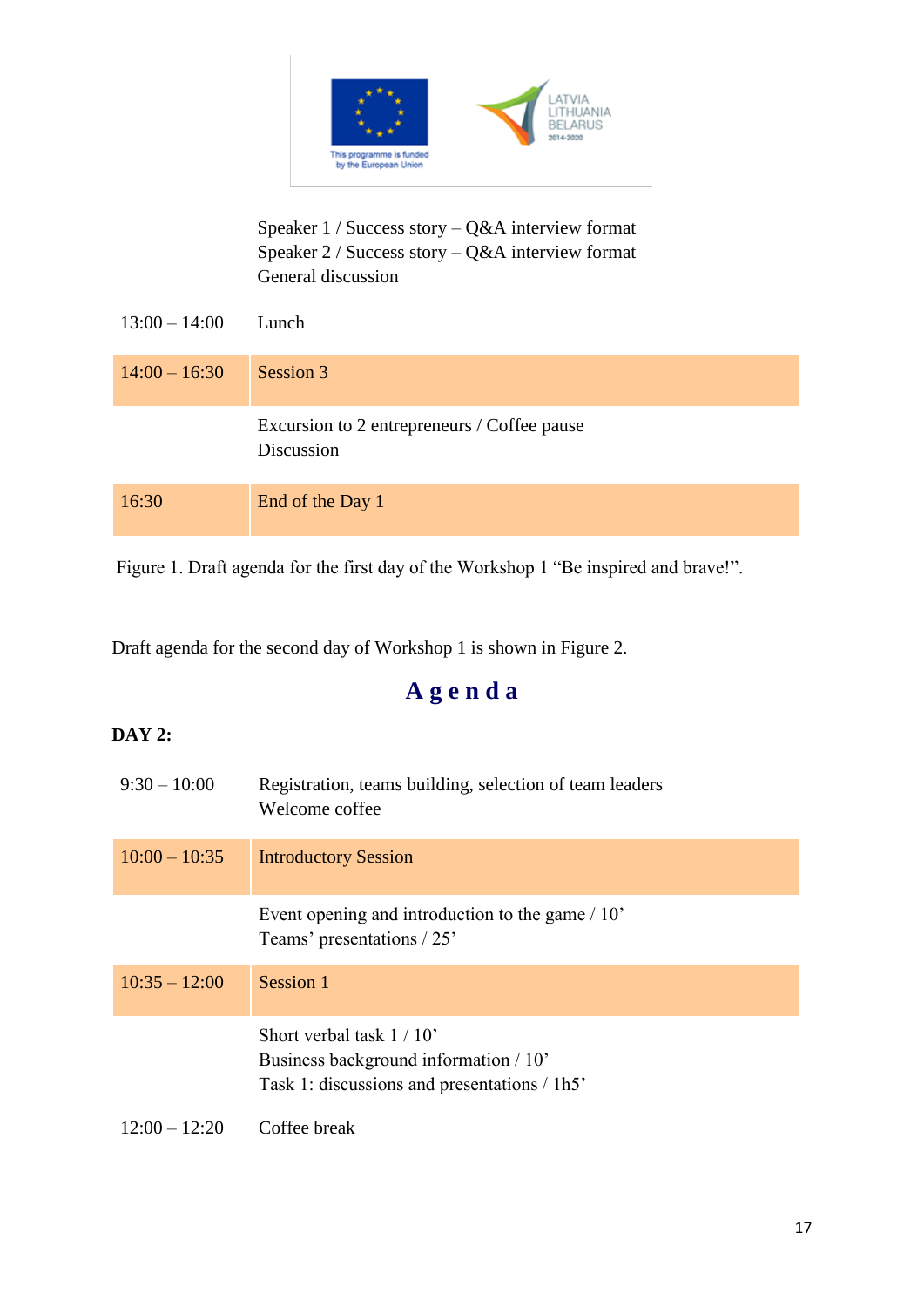| | |
|---|---|
| | Speaker 1 / Success story – Q&A interview format<br>Speaker 2 / Success story – Q&A interview format<br>General discussion |
| 13:00 – 14:00 | Lunch |
| 14:00 – 16:30 | Session 3 |
| | Excursion to 2 entrepreneurs / Coffee pause<br>Discussion |
| 16:30 | End of the Day 1 |

Figure 1. Draft agenda for the first day of the Workshop 1 “Be inspired and brave!”.

Draft agenda for the second day of Workshop 1 is shown in Figure 2.

## Agenda

**DAY 2:**

| | |
|---|---|
| 9:30 – 10:00 | Registration, teams building, selection of team leaders<br>Welcome coffee |
| 10:00 – 10:35 | Introductory Session |
| | Event opening and introduction to the game / 10’<br>Teams’ presentations / 25’ |
| 10:35 – 12:00 | Session 1 |
| | Short verbal task 1 / 10’<br>Business background information / 10’<br>Task 1: discussions and presentations / 1h5’ |
| 12:00 – 12:20 | Coffee break |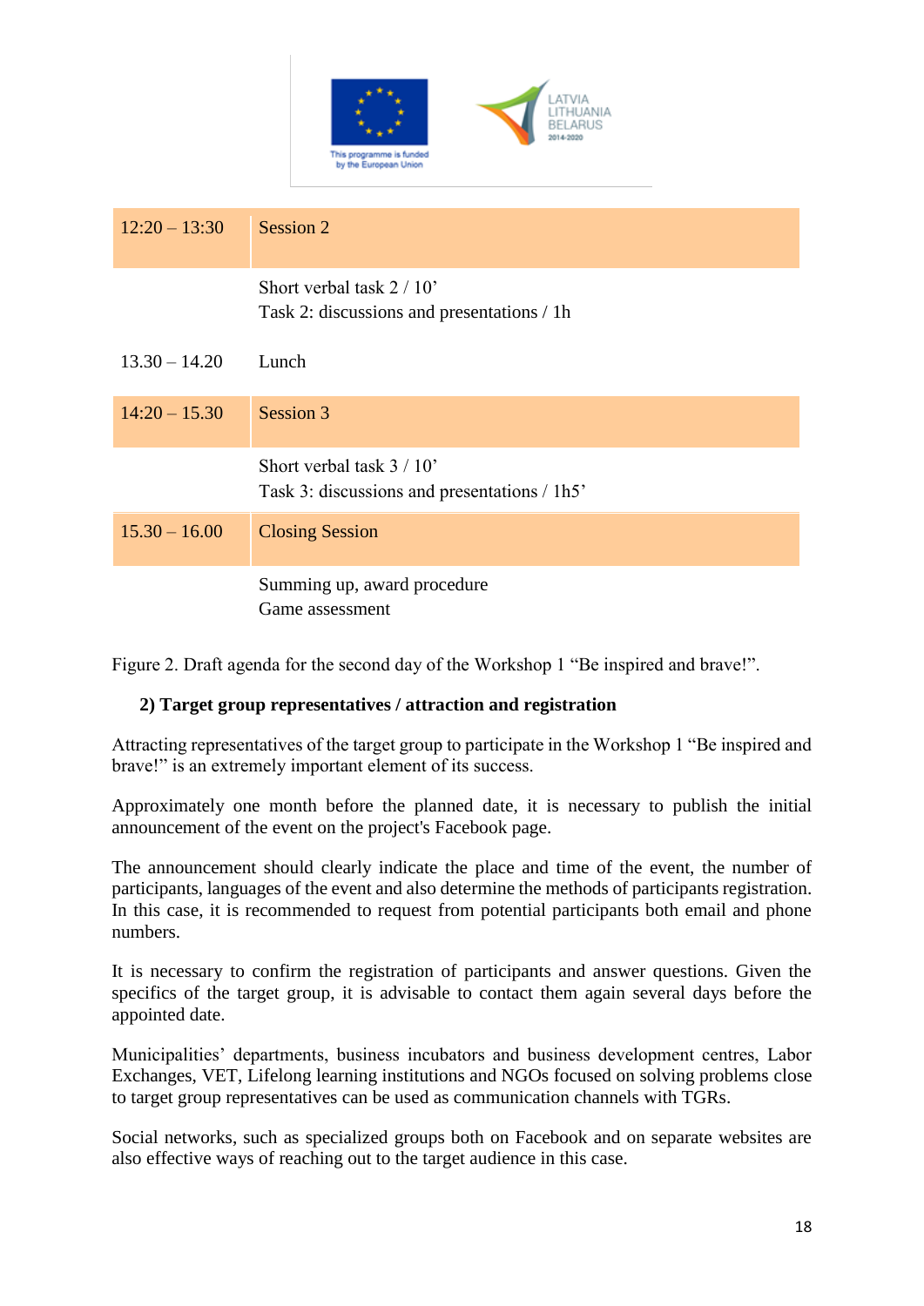| | |
|---|---|
| 12:20 – 13:30 | Session 2 |
| | Short verbal task 2 / 10’<br>Task 2: discussions and presentations / 1h |
| 13.30 – 14.20 | Lunch |
| 14:20 – 15.30 | Session 3 |
| | Short verbal task 3 / 10’<br>Task 3: discussions and presentations / 1h5’ |
| 15.30 – 16.00 | Closing Session |
| | Summing up, award procedure<br>Game assessment |

Figure 2. Draft agenda for the second day of the Workshop 1 “Be inspired and brave!”.

**2) Target group representatives / attraction and registration**

Attracting representatives of the target group to participate in the Workshop 1 “Be inspired and brave!” is an extremely important element of its success.

Approximately one month before the planned date, it is necessary to publish the initial announcement of the event on the project's Facebook page.

The announcement should clearly indicate the place and time of the event, the number of participants, languages of the event and also determine the methods of participants registration. In this case, it is recommended to request from potential participants both email and phone numbers.

It is necessary to confirm the registration of participants and answer questions. Given the specifics of the target group, it is advisable to contact them again several days before the appointed date.

Municipalities’ departments, business incubators and business development centres, Labor Exchanges, VET, Lifelong learning institutions and NGOs focused on solving problems close to target group representatives can be used as communication channels with TGRs.

Social networks, such as specialized groups both on Facebook and on separate websites are also effective ways of reaching out to the target audience in this case.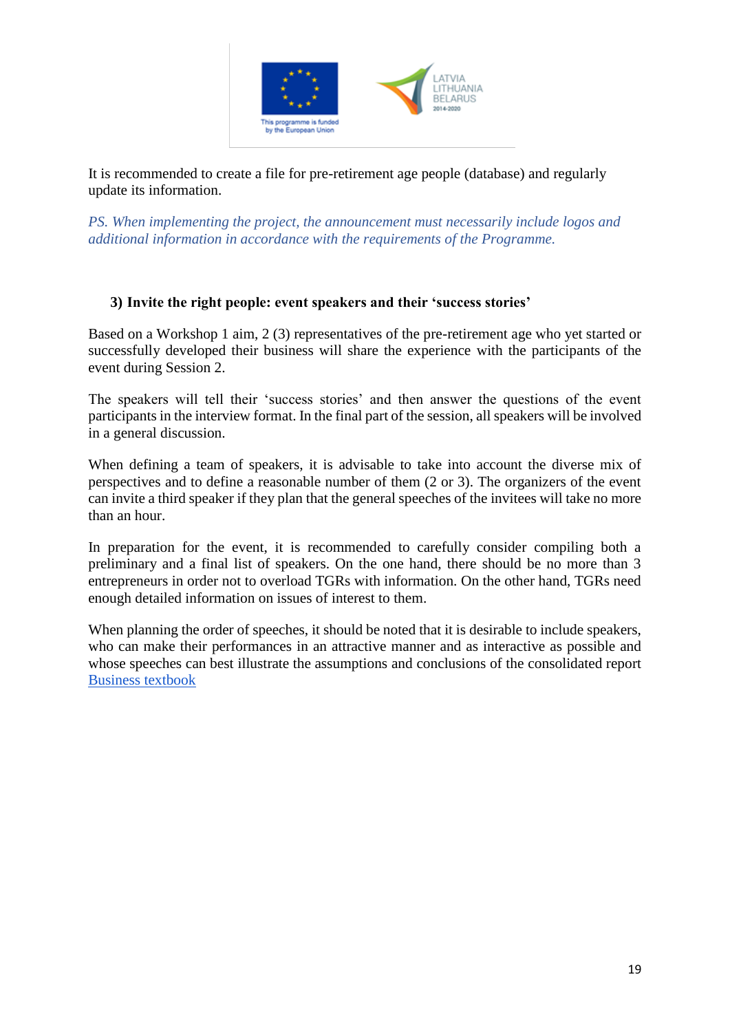It is recommended to create a file for pre-retirement age people (database) and regularly update its information.

*PS. When implementing the project, the announcement must necessarily include logos and additional information in accordance with the requirements of the Programme.*

### 3) Invite the right people: event speakers and their 'success stories'

Based on a Workshop 1 aim, 2 (3) representatives of the pre-retirement age who yet started or successfully developed their business will share the experience with the participants of the event during Session 2.

The speakers will tell their 'success stories' and then answer the questions of the event participants in the interview format. In the final part of the session, all speakers will be involved in a general discussion.

When defining a team of speakers, it is advisable to take into account the diverse mix of perspectives and to define a reasonable number of them (2 or 3). The organizers of the event can invite a third speaker if they plan that the general speeches of the invitees will take no more than an hour.

In preparation for the event, it is recommended to carefully consider compiling both a preliminary and a final list of speakers. On the one hand, there should be no more than 3 entrepreneurs in order not to overload TGRs with information. On the other hand, TGRs need enough detailed information on issues of interest to them.

When planning the order of speeches, it should be noted that it is desirable to include speakers, who can make their performances in an attractive manner and as interactive as possible and whose speeches can best illustrate the assumptions and conclusions of the consolidated report Business textbook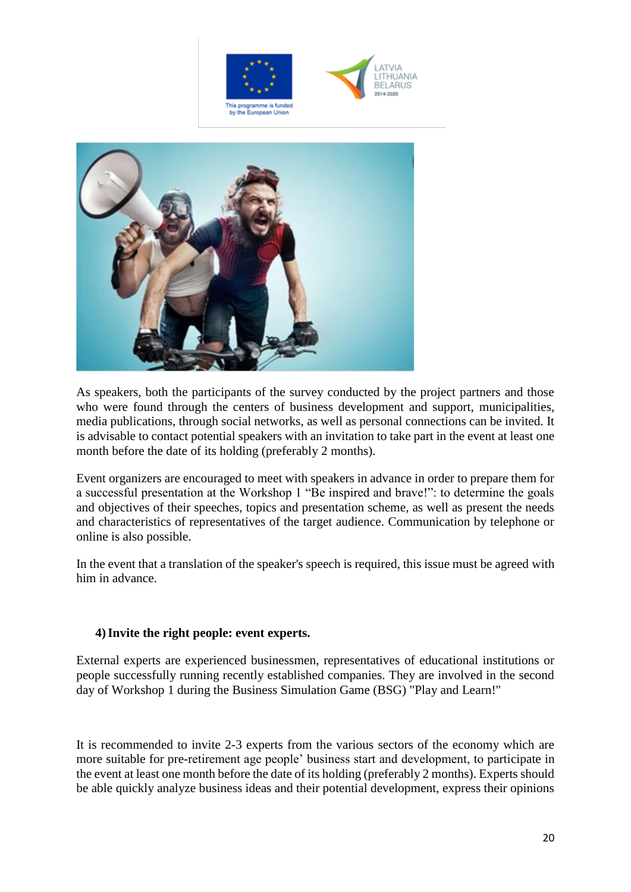As speakers, both the participants of the survey conducted by the project partners and those who were found through the centers of business development and support, municipalities, media publications, through social networks, as well as personal connections can be invited. It is advisable to contact potential speakers with an invitation to take part in the event at least one month before the date of its holding (preferably 2 months).

Event organizers are encouraged to meet with speakers in advance in order to prepare them for a successful presentation at the Workshop 1 "Be inspired and brave!": to determine the goals and objectives of their speeches, topics and presentation scheme, as well as present the needs and characteristics of representatives of the target audience. Communication by telephone or online is also possible.

In the event that a translation of the speaker's speech is required, this issue must be agreed with him in advance.

#### 4) Invite the right people: event experts.

External experts are experienced businessmen, representatives of educational institutions or people successfully running recently established companies. They are involved in the second day of Workshop 1 during the Business Simulation Game (BSG) "Play and Learn!"

It is recommended to invite 2-3 experts from the various sectors of the economy which are more suitable for pre-retirement age people' business start and development, to participate in the event at least one month before the date of its holding (preferably 2 months). Experts should be able quickly analyze business ideas and their potential development, express their opinions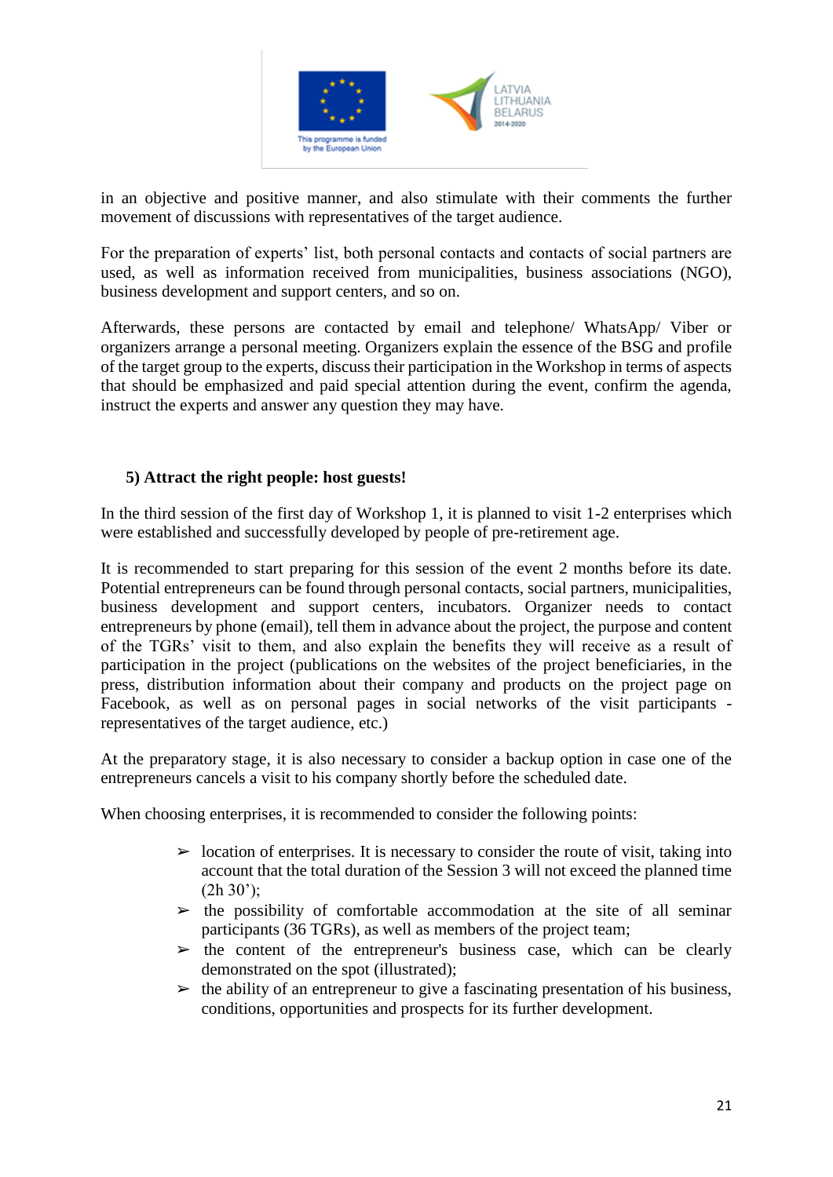in an objective and positive manner, and also stimulate with their comments the further movement of discussions with representatives of the target audience.

For the preparation of experts' list, both personal contacts and contacts of social partners are used, as well as information received from municipalities, business associations (NGO), business development and support centers, and so on.

Afterwards, these persons are contacted by email and telephone/ WhatsApp/ Viber or organizers arrange a personal meeting. Organizers explain the essence of the BSG and profile of the target group to the experts, discuss their participation in the Workshop in terms of aspects that should be emphasized and paid special attention during the event, confirm the agenda, instruct the experts and answer any question they may have.

### 5) Attract the right people: host guests!

In the third session of the first day of Workshop 1, it is planned to visit 1-2 enterprises which were established and successfully developed by people of pre-retirement age.

It is recommended to start preparing for this session of the event 2 months before its date. Potential entrepreneurs can be found through personal contacts, social partners, municipalities, business development and support centers, incubators. Organizer needs to contact entrepreneurs by phone (email), tell them in advance about the project, the purpose and content of the TGRs' visit to them, and also explain the benefits they will receive as a result of participation in the project (publications on the websites of the project beneficiaries, in the press, distribution information about their company and products on the project page on Facebook, as well as on personal pages in social networks of the visit participants - representatives of the target audience, etc.)

At the preparatory stage, it is also necessary to consider a backup option in case one of the entrepreneurs cancels a visit to his company shortly before the scheduled date.

When choosing enterprises, it is recommended to consider the following points:

- location of enterprises. It is necessary to consider the route of visit, taking into account that the total duration of the Session 3 will not exceed the planned time (2h 30');
- the possibility of comfortable accommodation at the site of all seminar participants (36 TGRs), as well as members of the project team;
- the content of the entrepreneur's business case, which can be clearly demonstrated on the spot (illustrated);
- the ability of an entrepreneur to give a fascinating presentation of his business, conditions, opportunities and prospects for its further development.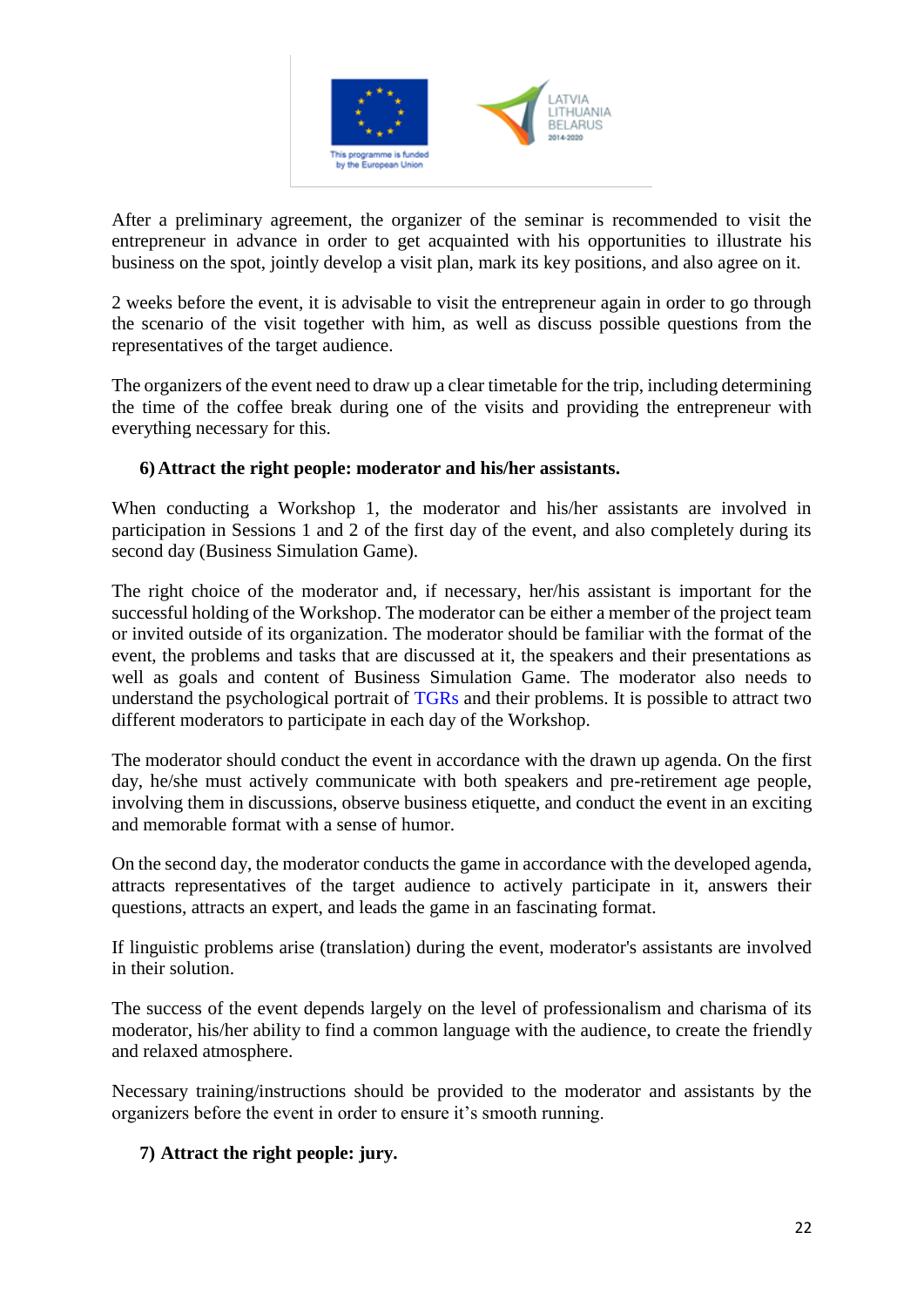After a preliminary agreement, the organizer of the seminar is recommended to visit the entrepreneur in advance in order to get acquainted with his opportunities to illustrate his business on the spot, jointly develop a visit plan, mark its key positions, and also agree on it.

2 weeks before the event, it is advisable to visit the entrepreneur again in order to go through the scenario of the visit together with him, as well as discuss possible questions from the representatives of the target audience.

The organizers of the event need to draw up a clear timetable for the trip, including determining the time of the coffee break during one of the visits and providing the entrepreneur with everything necessary for this.

**6) Attract the right people: moderator and his/her assistants.**

When conducting a Workshop 1, the moderator and his/her assistants are involved in participation in Sessions 1 and 2 of the first day of the event, and also completely during its second day (Business Simulation Game).

The right choice of the moderator and, if necessary, her/his assistant is important for the successful holding of the Workshop. The moderator can be either a member of the project team or invited outside of its organization. The moderator should be familiar with the format of the event, the problems and tasks that are discussed at it, the speakers and their presentations as well as goals and content of Business Simulation Game. The moderator also needs to understand the psychological portrait of TGRs and their problems. It is possible to attract two different moderators to participate in each day of the Workshop.

The moderator should conduct the event in accordance with the drawn up agenda. On the first day, he/she must actively communicate with both speakers and pre-retirement age people, involving them in discussions, observe business etiquette, and conduct the event in an exciting and memorable format with a sense of humor.

On the second day, the moderator conducts the game in accordance with the developed agenda, attracts representatives of the target audience to actively participate in it, answers their questions, attracts an expert, and leads the game in an fascinating format.

If linguistic problems arise (translation) during the event, moderator's assistants are involved in their solution.

The success of the event depends largely on the level of professionalism and charisma of its moderator, his/her ability to find a common language with the audience, to create the friendly and relaxed atmosphere.

Necessary training/instructions should be provided to the moderator and assistants by the organizers before the event in order to ensure it's smooth running.

**7) Attract the right people: jury.**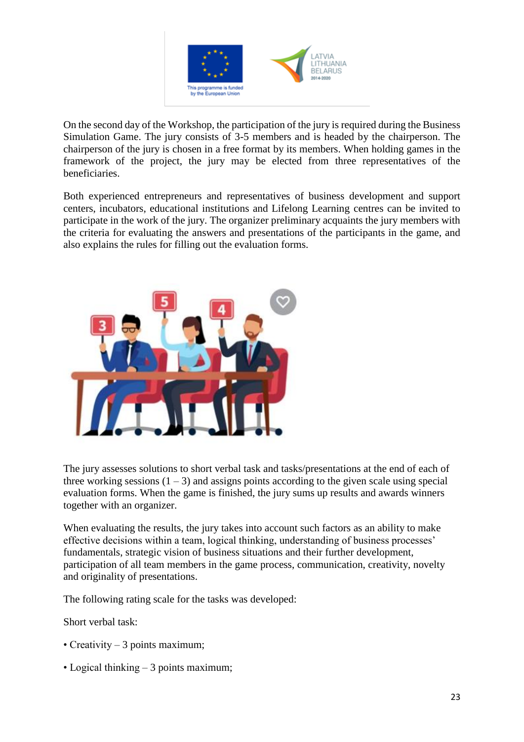On the second day of the Workshop, the participation of the jury is required during the Business Simulation Game. The jury consists of 3-5 members and is headed by the chairperson. The chairperson of the jury is chosen in a free format by its members. When holding games in the framework of the project, the jury may be elected from three representatives of the beneficiaries.

Both experienced entrepreneurs and representatives of business development and support centers, incubators, educational institutions and Lifelong Learning centres can be invited to participate in the work of the jury. The organizer preliminary acquaints the jury members with the criteria for evaluating the answers and presentations of the participants in the game, and also explains the rules for filling out the evaluation forms.

The jury assesses solutions to short verbal task and tasks/presentations at the end of each of three working sessions (1 – 3) and assigns points according to the given scale using special evaluation forms. When the game is finished, the jury sums up results and awards winners together with an organizer.

When evaluating the results, the jury takes into account such factors as an ability to make effective decisions within a team, logical thinking, understanding of business processes' fundamentals, strategic vision of business situations and their further development, participation of all team members in the game process, communication, creativity, novelty and originality of presentations.

The following rating scale for the tasks was developed:

Short verbal task:

- Creativity – 3 points maximum;
- Logical thinking – 3 points maximum;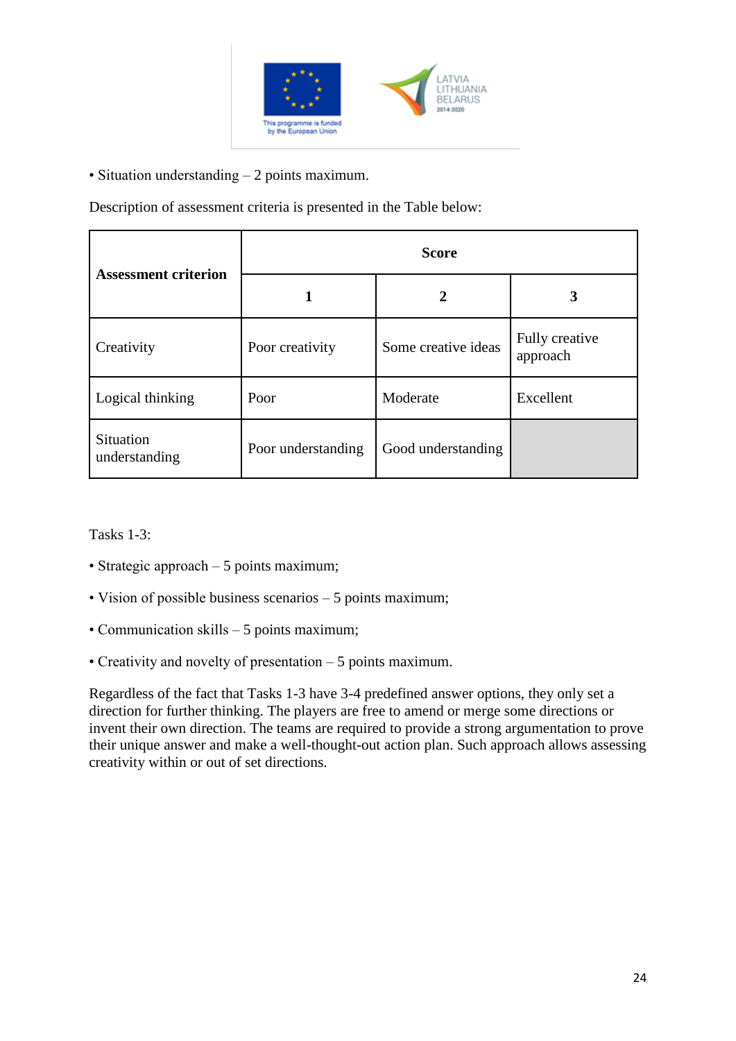• Situation understanding – 2 points maximum.

Description of assessment criteria is presented in the Table below:

| Assessment criterion | Score | | |
|---|---|---|---|
| | 1 | 2 | 3 |
| Creativity | Poor creativity | Some creative ideas | Fully creative approach |
| Logical thinking | Poor | Moderate | Excellent |
| Situation understanding | Poor understanding | Good understanding | |

Tasks 1-3:

• Strategic approach – 5 points maximum;

• Vision of possible business scenarios – 5 points maximum;

• Communication skills – 5 points maximum;

• Creativity and novelty of presentation – 5 points maximum.

Regardless of the fact that Tasks 1-3 have 3-4 predefined answer options, they only set a direction for further thinking. The players are free to amend or merge some directions or invent their own direction. The teams are required to provide a strong argumentation to prove their unique answer and make a well-thought-out action plan. Such approach allows assessing creativity within or out of set directions.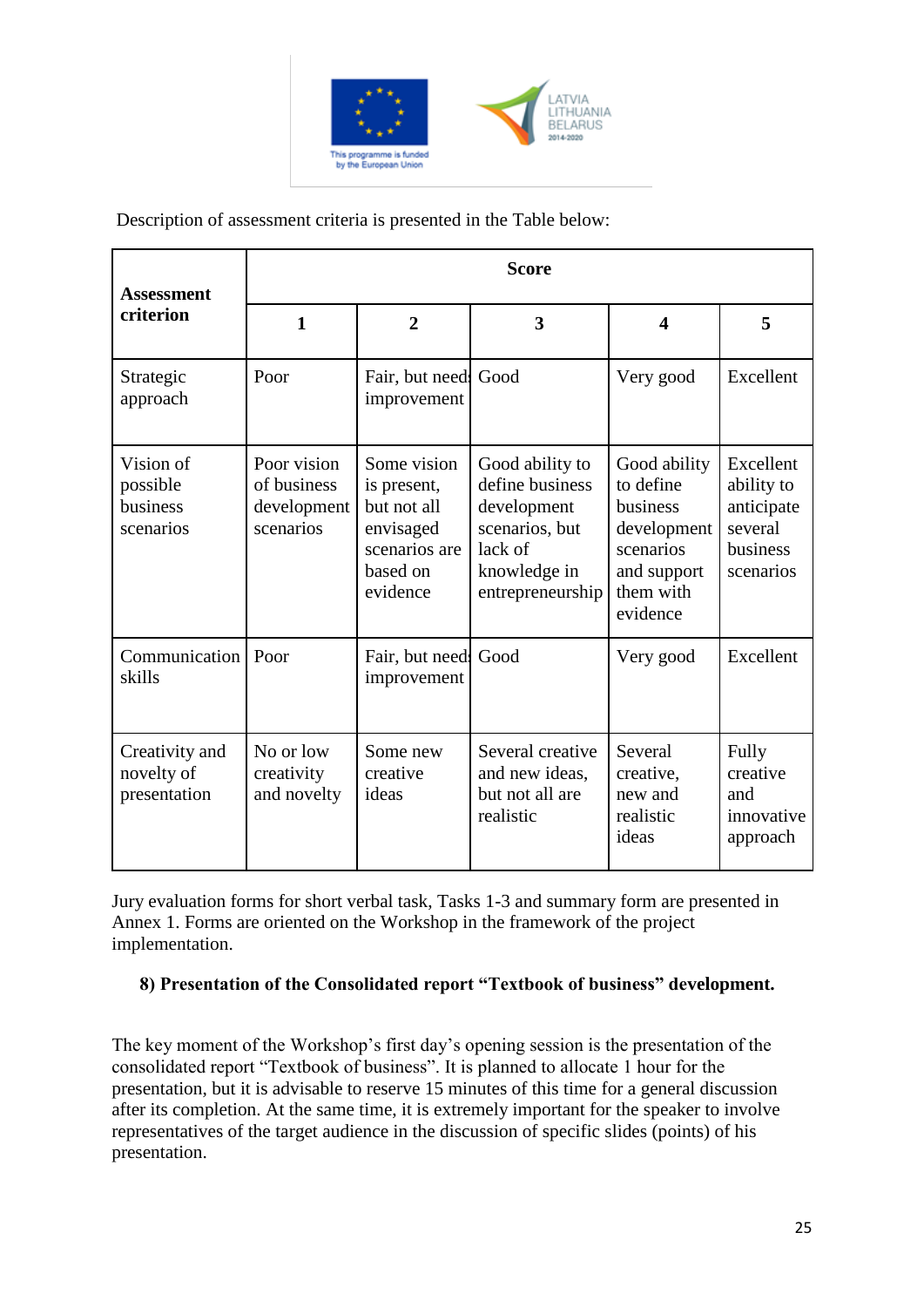Description of assessment criteria is presented in the Table below:

| Assessment criterion | Score | | | | |
|---|---|---|---|---|---|
| | 1 | 2 | 3 | 4 | 5 |
| Strategic approach | Poor | Fair, but needs improvement | Good | Very good | Excellent |
| Vision of possible business scenarios | Poor vision of business development scenarios | Some vision is present, but not all envisaged scenarios are based on evidence | Good ability to define business development scenarios, but lack of knowledge in entrepreneurship | Good ability to define business development scenarios and support them with evidence | Excellent ability to anticipate several business scenarios |
| Communication skills | Poor | Fair, but needs improvement | Good | Very good | Excellent |
| Creativity and novelty of presentation | No or low creativity and novelty | Some new creative ideas | Several creative and new ideas, but not all are realistic | Several creative, new and realistic ideas | Fully creative and innovative approach |

Jury evaluation forms for short verbal task, Tasks 1-3 and summary form are presented in Annex 1. Forms are oriented on the Workshop in the framework of the project implementation.

**8) Presentation of the Consolidated report "Textbook of business" development.**

The key moment of the Workshop's first day's opening session is the presentation of the consolidated report "Textbook of business". It is planned to allocate 1 hour for the presentation, but it is advisable to reserve 15 minutes of this time for a general discussion after its completion. At the same time, it is extremely important for the speaker to involve representatives of the target audience in the discussion of specific slides (points) of his presentation.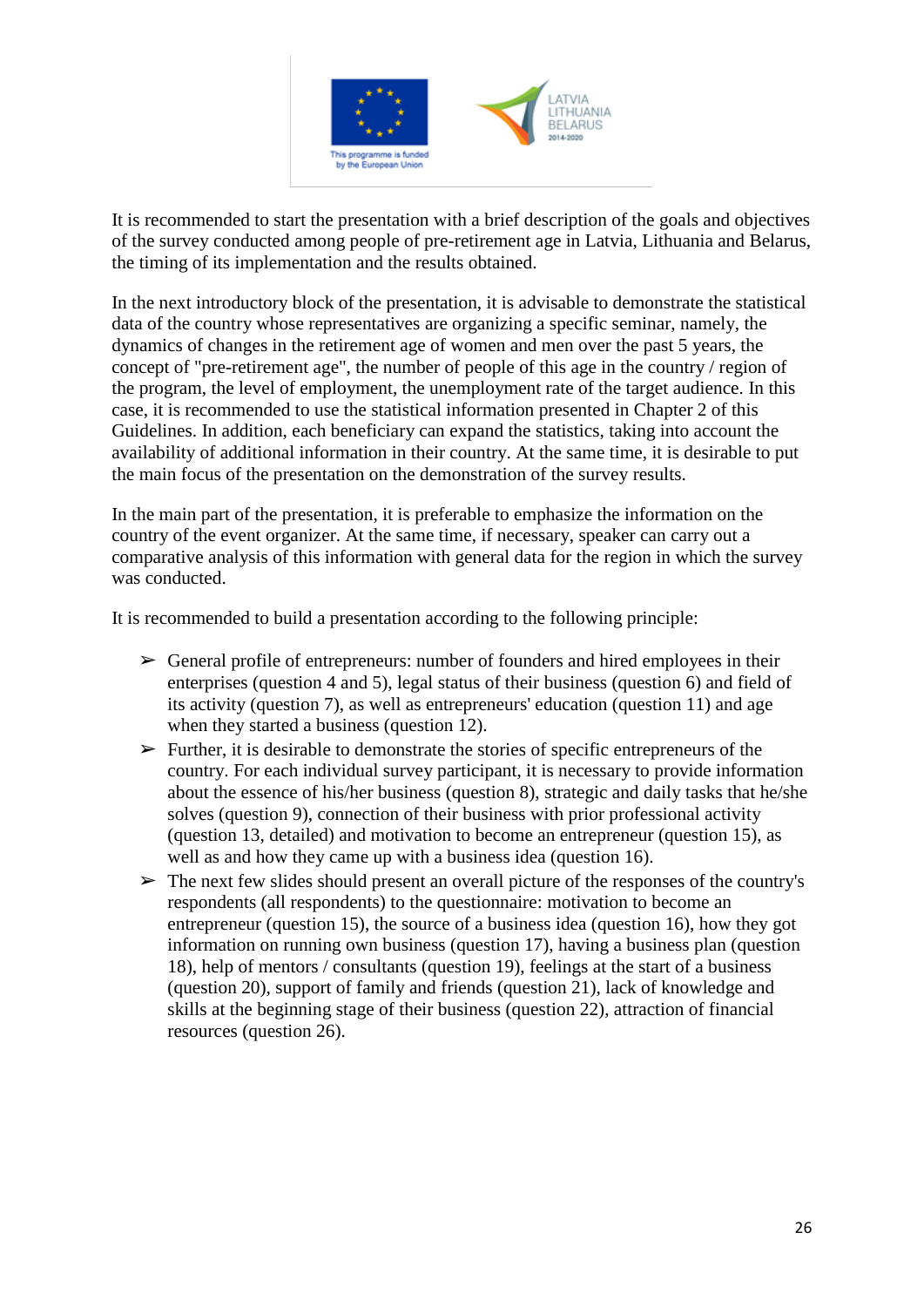It is recommended to start the presentation with a brief description of the goals and objectives of the survey conducted among people of pre-retirement age in Latvia, Lithuania and Belarus, the timing of its implementation and the results obtained.

In the next introductory block of the presentation, it is advisable to demonstrate the statistical data of the country whose representatives are organizing a specific seminar, namely, the dynamics of changes in the retirement age of women and men over the past 5 years, the concept of "pre-retirement age", the number of people of this age in the country / region of the program, the level of employment, the unemployment rate of the target audience. In this case, it is recommended to use the statistical information presented in Chapter 2 of this Guidelines. In addition, each beneficiary can expand the statistics, taking into account the availability of additional information in their country. At the same time, it is desirable to put the main focus of the presentation on the demonstration of the survey results.

In the main part of the presentation, it is preferable to emphasize the information on the country of the event organizer. At the same time, if necessary, speaker can carry out a comparative analysis of this information with general data for the region in which the survey was conducted.

It is recommended to build a presentation according to the following principle:

- General profile of entrepreneurs: number of founders and hired employees in their enterprises (question 4 and 5), legal status of their business (question 6) and field of its activity (question 7), as well as entrepreneurs' education (question 11) and age when they started a business (question 12).
- Further, it is desirable to demonstrate the stories of specific entrepreneurs of the country. For each individual survey participant, it is necessary to provide information about the essence of his/her business (question 8), strategic and daily tasks that he/she solves (question 9), connection of their business with prior professional activity (question 13, detailed) and motivation to become an entrepreneur (question 15), as well as and how they came up with a business idea (question 16).
- The next few slides should present an overall picture of the responses of the country's respondents (all respondents) to the questionnaire: motivation to become an entrepreneur (question 15), the source of a business idea (question 16), how they got information on running own business (question 17), having a business plan (question 18), help of mentors / consultants (question 19), feelings at the start of a business (question 20), support of family and friends (question 21), lack of knowledge and skills at the beginning stage of their business (question 22), attraction of financial resources (question 26).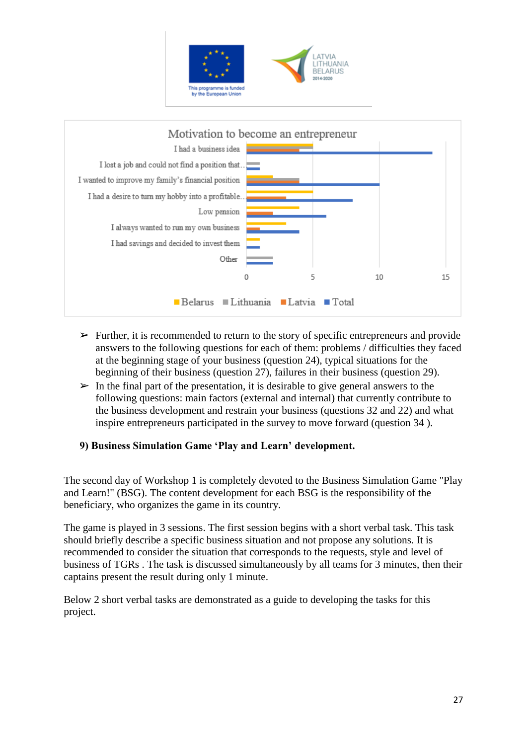Motivation to become an entrepreneur

- I had a business idea
- I lost a job and could not find a position that...
- I wanted to improve my family's financial position
- I had a desire to turn my hobby into a profitable...
- Low pension
- I always wanted to run my own business
- I had savings and decided to invest them
- Other

Belarus | Lithuania | Latvia | Total

- ➢ Further, it is recommended to return to the story of specific entrepreneurs and provide answers to the following questions for each of them: problems / difficulties they faced at the beginning stage of your business (question 24), typical situations for the beginning of their business (question 27), failures in their business (question 29).
- ➢ In the final part of the presentation, it is desirable to give general answers to the following questions: main factors (external and internal) that currently contribute to the business development and restrain your business (questions 32 and 22) and what inspire entrepreneurs participated in the survey to move forward (question 34 ).

**9) Business Simulation Game 'Play and Learn' development.**

The second day of Workshop 1 is completely devoted to the Business Simulation Game "Play and Learn!" (BSG). The content development for each BSG is the responsibility of the beneficiary, who organizes the game in its country.

The game is played in 3 sessions. The first session begins with a short verbal task. This task should briefly describe a specific business situation and not propose any solutions. It is recommended to consider the situation that corresponds to the requests, style and level of business of TGRs . The task is discussed simultaneously by all teams for 3 minutes, then their captains present the result during only 1 minute.

Below 2 short verbal tasks are demonstrated as a guide to developing the tasks for this project.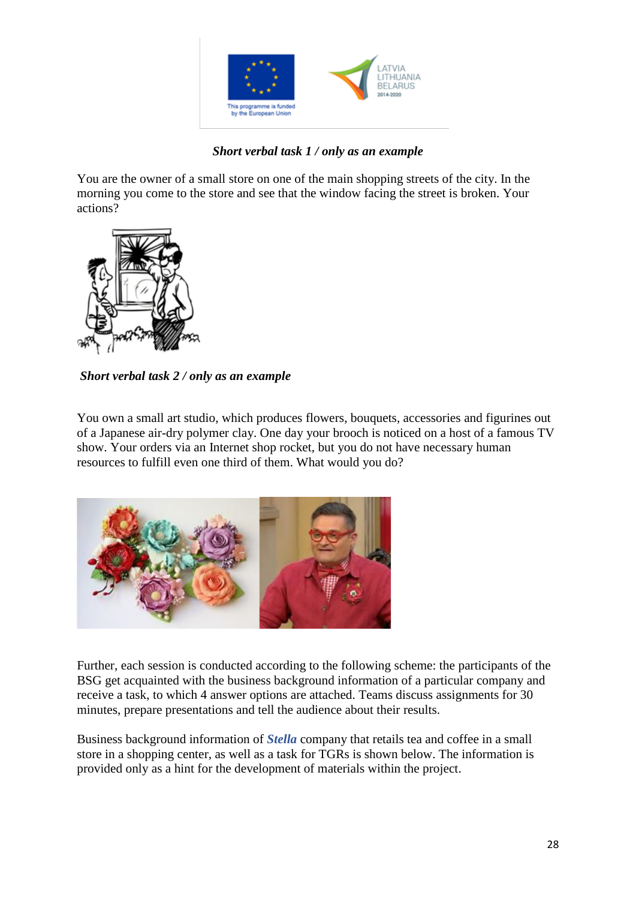*Short verbal task 1 / only as an example*

You are the owner of a small store on one of the main shopping streets of the city. In the morning you come to the store and see that the window facing the street is broken. Your actions?

*Short verbal task 2 / only as an example*

You own a small art studio, which produces flowers, bouquets, accessories and figurines out of a Japanese air-dry polymer clay. One day your brooch is noticed on a host of a famous TV show. Your orders via an Internet shop rocket, but you do not have necessary human resources to fulfill even one third of them. What would you do?

Further, each session is conducted according to the following scheme: the participants of the BSG get acquainted with the business background information of a particular company and receive a task, to which 4 answer options are attached. Teams discuss assignments for 30 minutes, prepare presentations and tell the audience about their results.

Business background information of ***Stella*** company that retails tea and coffee in a small store in a shopping center, as well as a task for TGRs is shown below. The information is provided only as a hint for the development of materials within the project.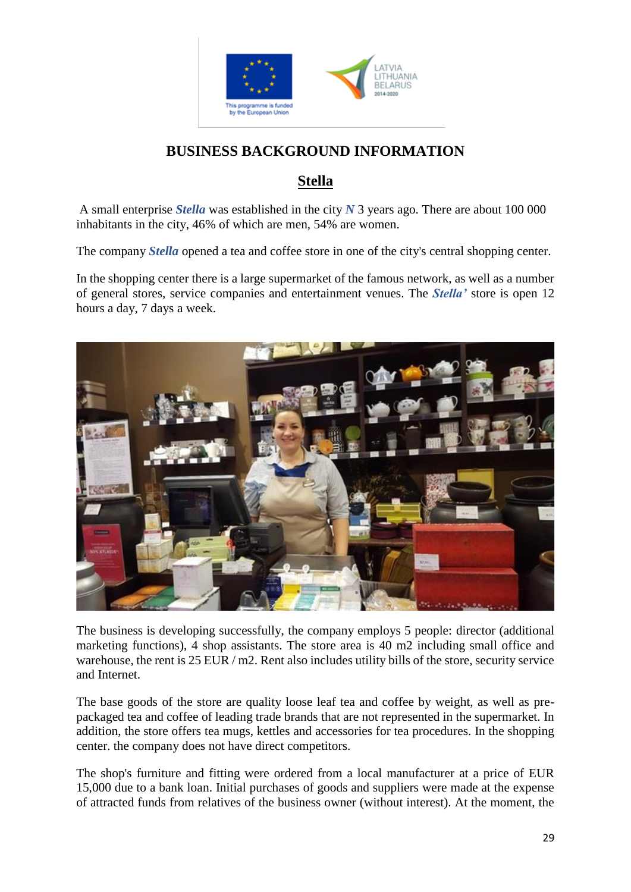# BUSINESS BACKGROUND INFORMATION

## Stella

A small enterprise ***Stella*** was established in the city ***N*** 3 years ago. There are about 100 000 inhabitants in the city, 46% of which are men, 54% are women.

The company ***Stella*** opened a tea and coffee store in one of the city's central shopping center.

In the shopping center there is a large supermarket of the famous network, as well as a number of general stores, service companies and entertainment venues. The ***Stella'*** store is open 12 hours a day, 7 days a week.

The business is developing successfully, the company employs 5 people: director (additional marketing functions), 4 shop assistants. The store area is 40 m2 including small office and warehouse, the rent is 25 EUR / m2. Rent also includes utility bills of the store, security service and Internet.

The base goods of the store are quality loose leaf tea and coffee by weight, as well as pre-packaged tea and coffee of leading trade brands that are not represented in the supermarket. In addition, the store offers tea mugs, kettles and accessories for tea procedures. In the shopping center. the company does not have direct competitors.

The shop's furniture and fitting were ordered from a local manufacturer at a price of EUR 15,000 due to a bank loan. Initial purchases of goods and suppliers were made at the expense of attracted funds from relatives of the business owner (without interest). At the moment, the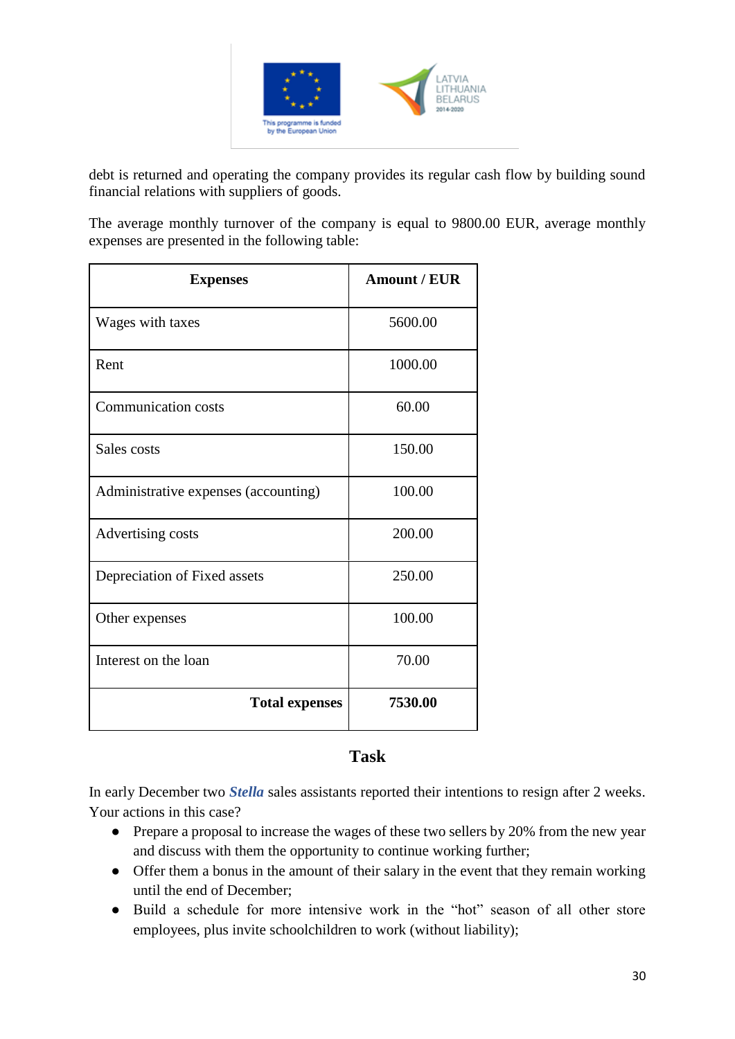debt is returned and operating the company provides its regular cash flow by building sound financial relations with suppliers of goods.

The average monthly turnover of the company is equal to 9800.00 EUR, average monthly expenses are presented in the following table:

| Expenses | Amount / EUR |
|---|---|
| Wages with taxes | 5600.00 |
| Rent | 1000.00 |
| Communication costs | 60.00 |
| Sales costs | 150.00 |
| Administrative expenses (accounting) | 100.00 |
| Advertising costs | 200.00 |
| Depreciation of Fixed assets | 250.00 |
| Other expenses | 100.00 |
| Interest on the loan | 70.00 |
| **Total expenses** | **7530.00** |

## Task

In early December two ***Stella*** sales assistants reported their intentions to resign after 2 weeks. Your actions in this case?

- Prepare a proposal to increase the wages of these two sellers by 20% from the new year and discuss with them the opportunity to continue working further;
- Offer them a bonus in the amount of their salary in the event that they remain working until the end of December;
- Build a schedule for more intensive work in the "hot" season of all other store employees, plus invite schoolchildren to work (without liability);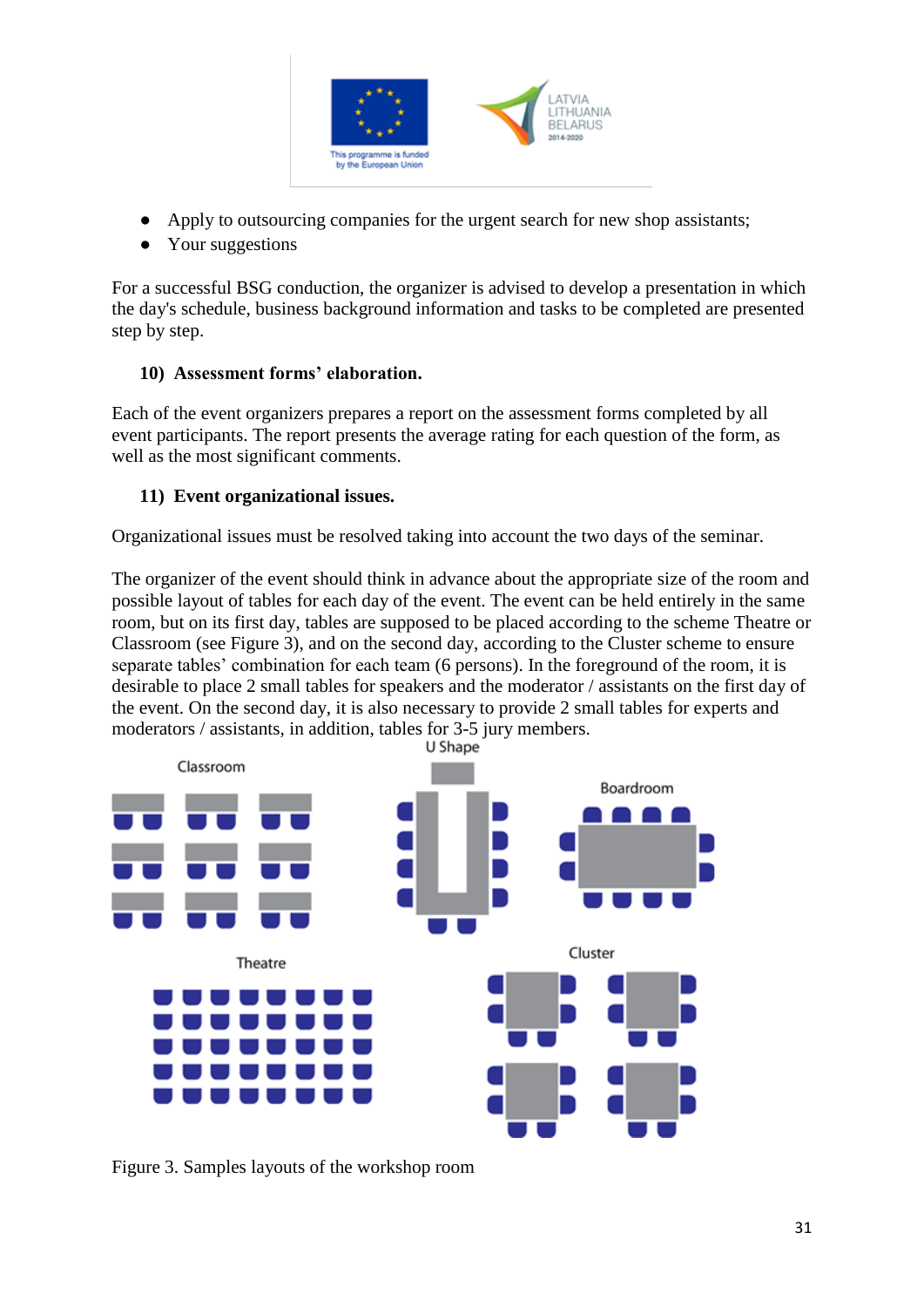- Apply to outsourcing companies for the urgent search for new shop assistants;
- Your suggestions

For a successful BSG conduction, the organizer is advised to develop a presentation in which the day's schedule, business background information and tasks to be completed are presented step by step.

**10) Assessment forms' elaboration.**

Each of the event organizers prepares a report on the assessment forms completed by all event participants. The report presents the average rating for each question of the form, as well as the most significant comments.

**11) Event organizational issues.**

Organizational issues must be resolved taking into account the two days of the seminar.

The organizer of the event should think in advance about the appropriate size of the room and possible layout of tables for each day of the event. The event can be held entirely in the same room, but on its first day, tables are supposed to be placed according to the scheme Theatre or Classroom (see Figure 3), and on the second day, according to the Cluster scheme to ensure separate tables' combination for each team (6 persons). In the foreground of the room, it is desirable to place 2 small tables for speakers and the moderator / assistants on the first day of the event. On the second day, it is also necessary to provide 2 small tables for experts and moderators / assistants, in addition, tables for 3-5 jury members.

Figure 3. Samples layouts of the workshop room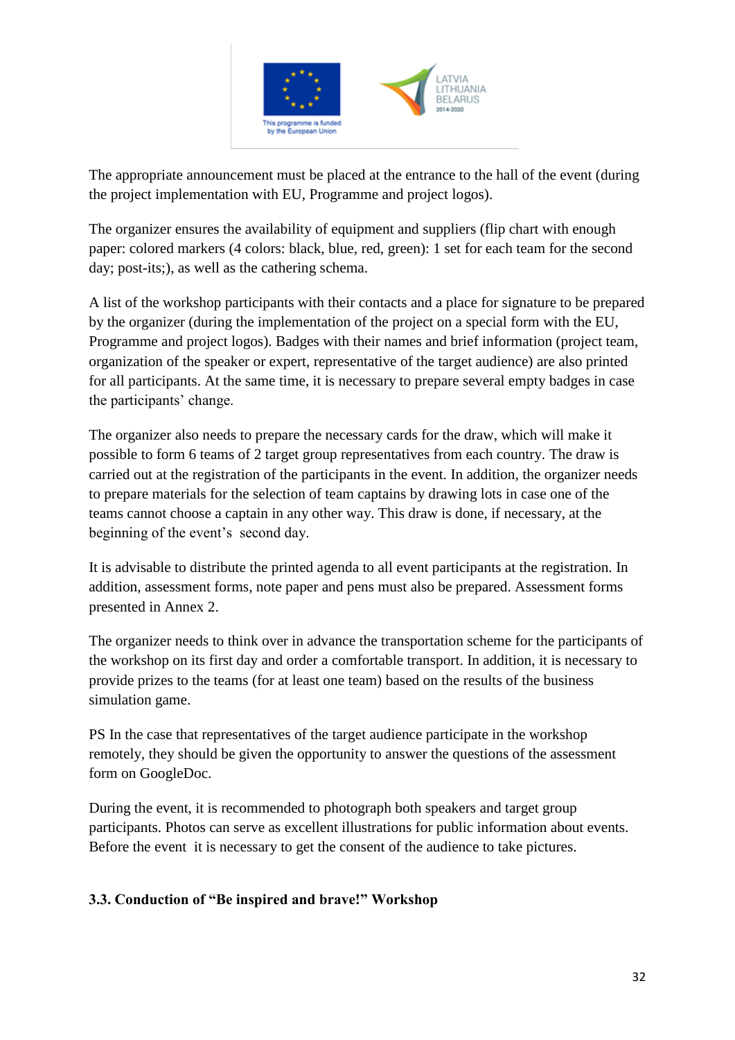The appropriate announcement must be placed at the entrance to the hall of the event (during the project implementation with EU, Programme and project logos).

The organizer ensures the availability of equipment and suppliers (flip chart with enough paper: colored markers (4 colors: black, blue, red, green): 1 set for each team for the second day; post-its;), as well as the cathering schema.

A list of the workshop participants with their contacts and a place for signature to be prepared by the organizer (during the implementation of the project on a special form with the EU, Programme and project logos). Badges with their names and brief information (project team, organization of the speaker or expert, representative of the target audience) are also printed for all participants. At the same time, it is necessary to prepare several empty badges in case the participants' change.

The organizer also needs to prepare the necessary cards for the draw, which will make it possible to form 6 teams of 2 target group representatives from each country. The draw is carried out at the registration of the participants in the event. In addition, the organizer needs to prepare materials for the selection of team captains by drawing lots in case one of the teams cannot choose a captain in any other way. This draw is done, if necessary, at the beginning of the event's second day.

It is advisable to distribute the printed agenda to all event participants at the registration. In addition, assessment forms, note paper and pens must also be prepared. Assessment forms presented in Annex 2.

The organizer needs to think over in advance the transportation scheme for the participants of the workshop on its first day and order a comfortable transport. In addition, it is necessary to provide prizes to the teams (for at least one team) based on the results of the business simulation game.

PS In the case that representatives of the target audience participate in the workshop remotely, they should be given the opportunity to answer the questions of the assessment form on GoogleDoc.

During the event, it is recommended to photograph both speakers and target group participants. Photos can serve as excellent illustrations for public information about events. Before the event it is necessary to get the consent of the audience to take pictures.

### 3.3. Conduction of "Be inspired and brave!" Workshop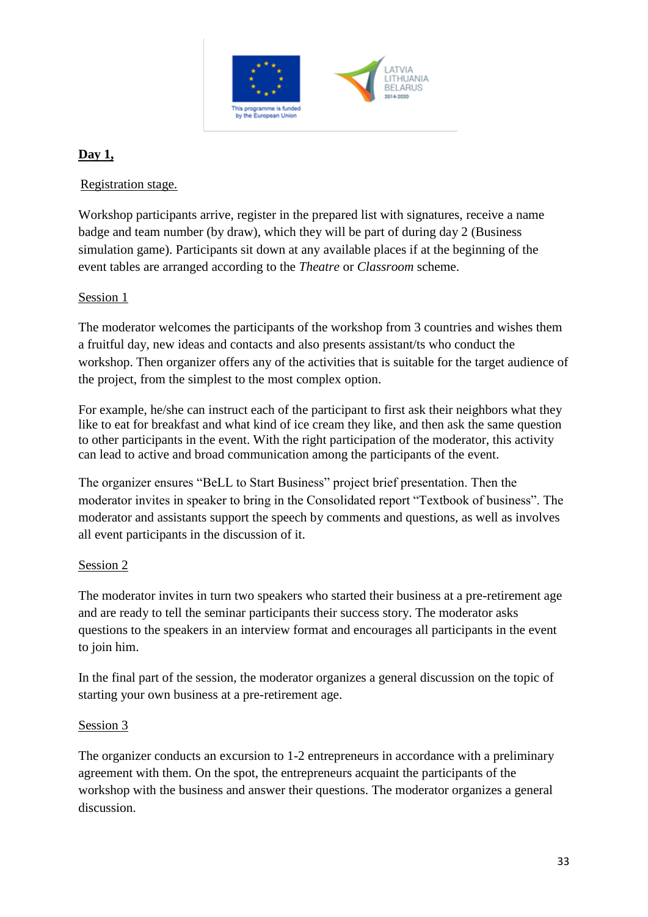**Day 1,**

Registration stage.

Workshop participants arrive, register in the prepared list with signatures, receive a name badge and team number (by draw), which they will be part of during day 2 (Business simulation game). Participants sit down at any available places if at the beginning of the event tables are arranged according to the *Theatre* or *Classroom* scheme.

Session 1

The moderator welcomes the participants of the workshop from 3 countries and wishes them a fruitful day, new ideas and contacts and also presents assistant/ts who conduct the workshop. Then organizer offers any of the activities that is suitable for the target audience of the project, from the simplest to the most complex option.

For example, he/she can instruct each of the participant to first ask their neighbors what they like to eat for breakfast and what kind of ice cream they like, and then ask the same question to other participants in the event. With the right participation of the moderator, this activity can lead to active and broad communication among the participants of the event.

The organizer ensures "BeLL to Start Business" project brief presentation. Then the moderator invites in speaker to bring in the Consolidated report "Textbook of business". The moderator and assistants support the speech by comments and questions, as well as involves all event participants in the discussion of it.

Session 2

The moderator invites in turn two speakers who started their business at a pre-retirement age and are ready to tell the seminar participants their success story. The moderator asks questions to the speakers in an interview format and encourages all participants in the event to join him.

In the final part of the session, the moderator organizes a general discussion on the topic of starting your own business at a pre-retirement age.

Session 3

The organizer conducts an excursion to 1-2 entrepreneurs in accordance with a preliminary agreement with them. On the spot, the entrepreneurs acquaint the participants of the workshop with the business and answer their questions. The moderator organizes a general discussion.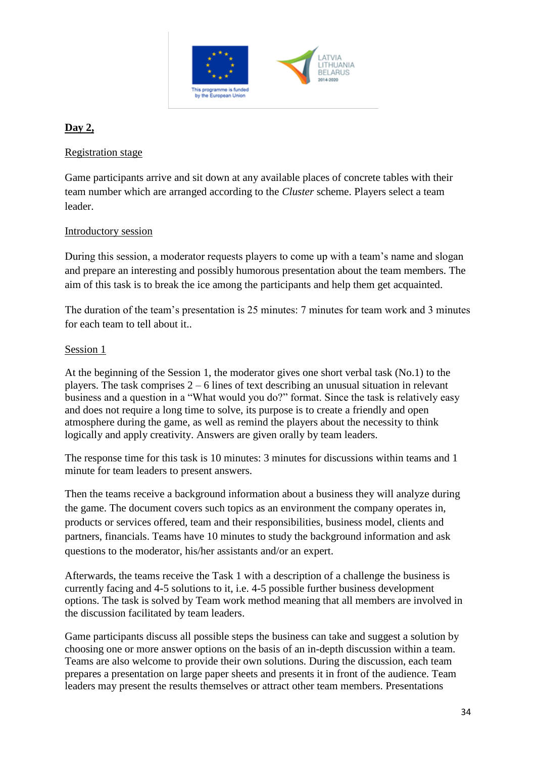**Day 2,**

Registration stage

Game participants arrive and sit down at any available places of concrete tables with their team number which are arranged according to the *Cluster* scheme. Players select a team leader.

Introductory session

During this session, a moderator requests players to come up with a team's name and slogan and prepare an interesting and possibly humorous presentation about the team members. The aim of this task is to break the ice among the participants and help them get acquainted.

The duration of the team's presentation is 25 minutes: 7 minutes for team work and 3 minutes for each team to tell about it..

Session 1

At the beginning of the Session 1, the moderator gives one short verbal task (No.1) to the players. The task comprises 2 – 6 lines of text describing an unusual situation in relevant business and a question in a "What would you do?" format. Since the task is relatively easy and does not require a long time to solve, its purpose is to create a friendly and open atmosphere during the game, as well as remind the players about the necessity to think logically and apply creativity. Answers are given orally by team leaders.

The response time for this task is 10 minutes: 3 minutes for discussions within teams and 1 minute for team leaders to present answers.

Then the teams receive a background information about a business they will analyze during the game. The document covers such topics as an environment the company operates in, products or services offered, team and their responsibilities, business model, clients and partners, financials. Teams have 10 minutes to study the background information and ask questions to the moderator, his/her assistants and/or an expert.

Afterwards, the teams receive the Task 1 with a description of a challenge the business is currently facing and 4-5 solutions to it, i.e. 4-5 possible further business development options. The task is solved by Team work method meaning that all members are involved in the discussion facilitated by team leaders.

Game participants discuss all possible steps the business can take and suggest a solution by choosing one or more answer options on the basis of an in-depth discussion within a team. Teams are also welcome to provide their own solutions. During the discussion, each team prepares a presentation on large paper sheets and presents it in front of the audience. Team leaders may present the results themselves or attract other team members. Presentations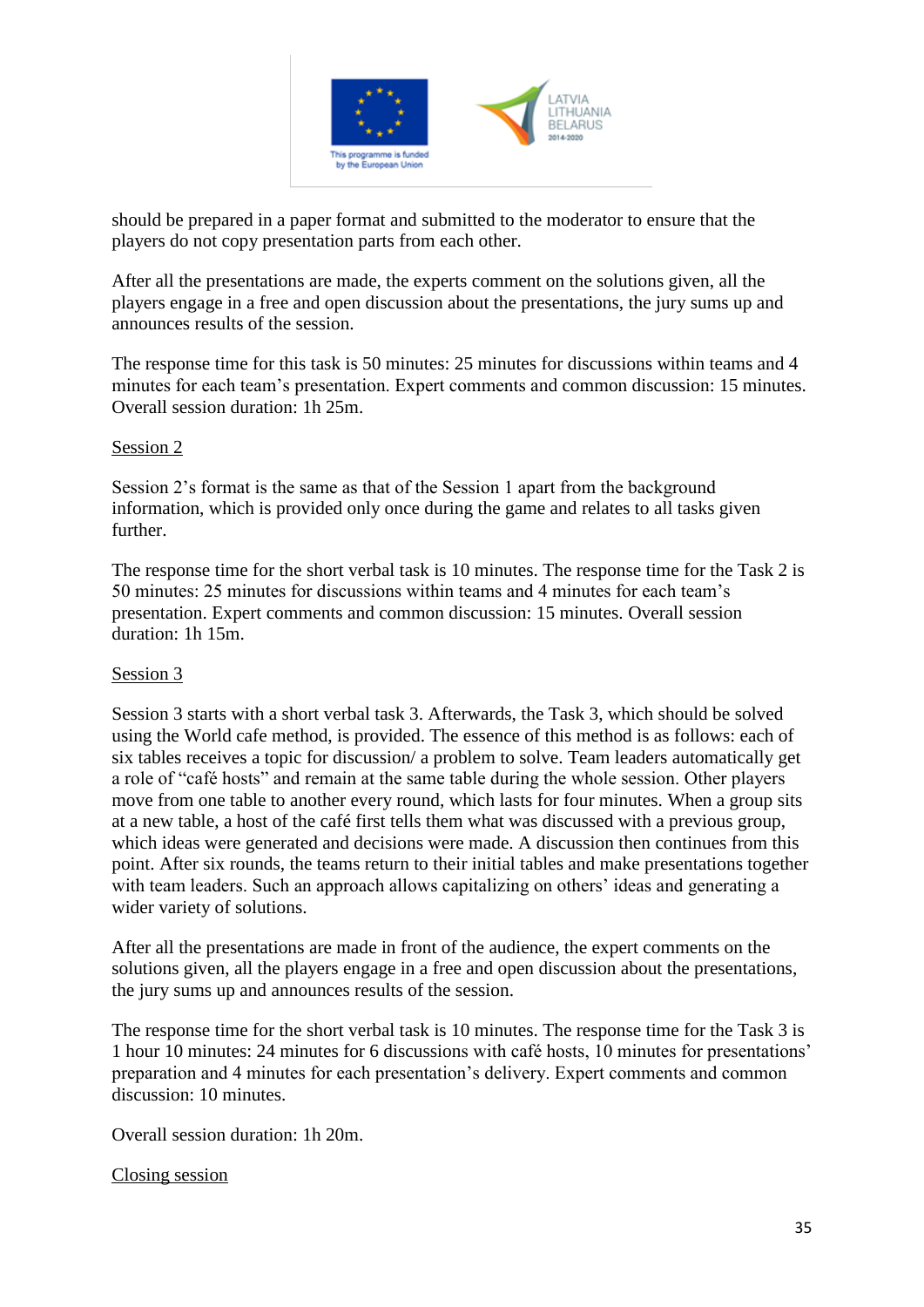should be prepared in a paper format and submitted to the moderator to ensure that the players do not copy presentation parts from each other.

After all the presentations are made, the experts comment on the solutions given, all the players engage in a free and open discussion about the presentations, the jury sums up and announces results of the session.

The response time for this task is 50 minutes: 25 minutes for discussions within teams and 4 minutes for each team's presentation. Expert comments and common discussion: 15 minutes. Overall session duration: 1h 25m.

Session 2

Session 2's format is the same as that of the Session 1 apart from the background information, which is provided only once during the game and relates to all tasks given further.

The response time for the short verbal task is 10 minutes. The response time for the Task 2 is 50 minutes: 25 minutes for discussions within teams and 4 minutes for each team's presentation. Expert comments and common discussion: 15 minutes. Overall session duration: 1h 15m.

Session 3

Session 3 starts with a short verbal task 3. Afterwards, the Task 3, which should be solved using the World cafe method, is provided. The essence of this method is as follows: each of six tables receives a topic for discussion/ a problem to solve. Team leaders automatically get a role of "café hosts" and remain at the same table during the whole session. Other players move from one table to another every round, which lasts for four minutes. When a group sits at a new table, a host of the café first tells them what was discussed with a previous group, which ideas were generated and decisions were made. A discussion then continues from this point. After six rounds, the teams return to their initial tables and make presentations together with team leaders. Such an approach allows capitalizing on others' ideas and generating a wider variety of solutions.

After all the presentations are made in front of the audience, the expert comments on the solutions given, all the players engage in a free and open discussion about the presentations, the jury sums up and announces results of the session.

The response time for the short verbal task is 10 minutes. The response time for the Task 3 is 1 hour 10 minutes: 24 minutes for 6 discussions with café hosts, 10 minutes for presentations' preparation and 4 minutes for each presentation's delivery. Expert comments and common discussion: 10 minutes.

Overall session duration: 1h 20m.

Closing session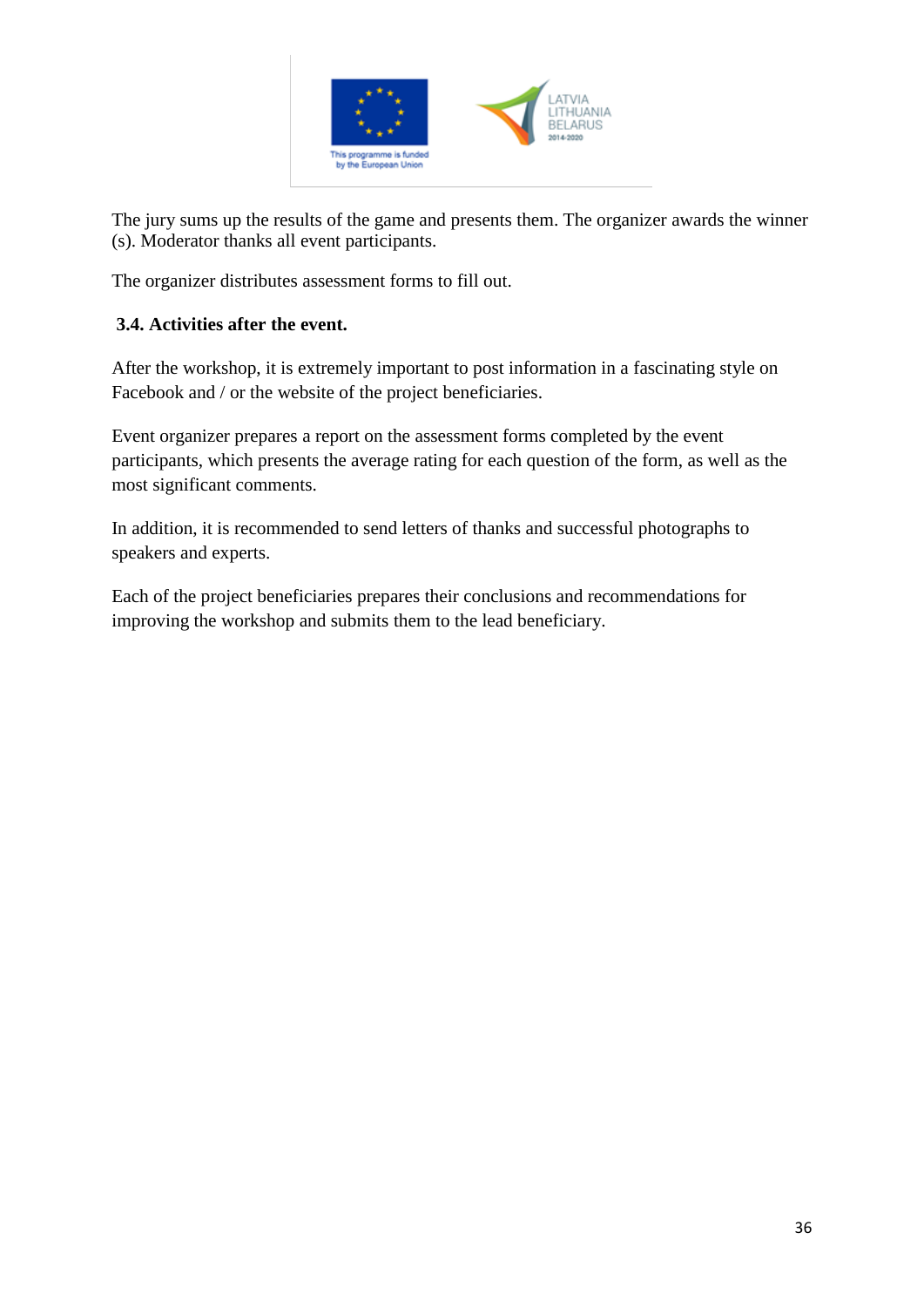The jury sums up the results of the game and presents them. The organizer awards the winner (s). Moderator thanks all event participants.

The organizer distributes assessment forms to fill out.

### 3.4. Activities after the event.

After the workshop, it is extremely important to post information in a fascinating style on Facebook and / or the website of the project beneficiaries.

Event organizer prepares a report on the assessment forms completed by the event participants, which presents the average rating for each question of the form, as well as the most significant comments.

In addition, it is recommended to send letters of thanks and successful photographs to speakers and experts.

Each of the project beneficiaries prepares their conclusions and recommendations for improving the workshop and submits them to the lead beneficiary.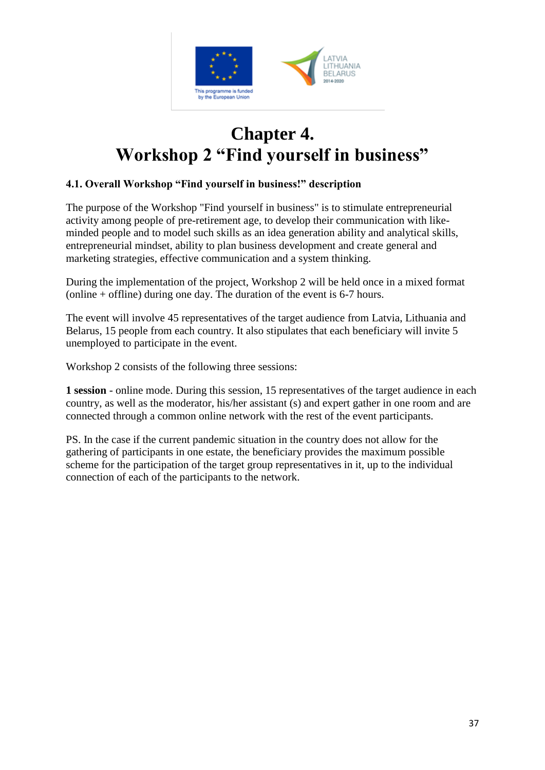# Chapter 4.
# Workshop 2 "Find yourself in business"

### 4.1. Overall Workshop "Find yourself in business!" description

The purpose of the Workshop "Find yourself in business" is to stimulate entrepreneurial activity among people of pre-retirement age, to develop their communication with like-minded people and to model such skills as an idea generation ability and analytical skills, entrepreneurial mindset, ability to plan business development and create general and marketing strategies, effective communication and a system thinking.

During the implementation of the project, Workshop 2 will be held once in a mixed format (online + offline) during one day. The duration of the event is 6-7 hours.

The event will involve 45 representatives of the target audience from Latvia, Lithuania and Belarus, 15 people from each country. It also stipulates that each beneficiary will invite 5 unemployed to participate in the event.

Workshop 2 consists of the following three sessions:

**1 session** - online mode. During this session, 15 representatives of the target audience in each country, as well as the moderator, his/her assistant (s) and expert gather in one room and are connected through a common online network with the rest of the event participants.

PS. In the case if the current pandemic situation in the country does not allow for the gathering of participants in one estate, the beneficiary provides the maximum possible scheme for the participation of the target group representatives in it, up to the individual connection of each of the participants to the network.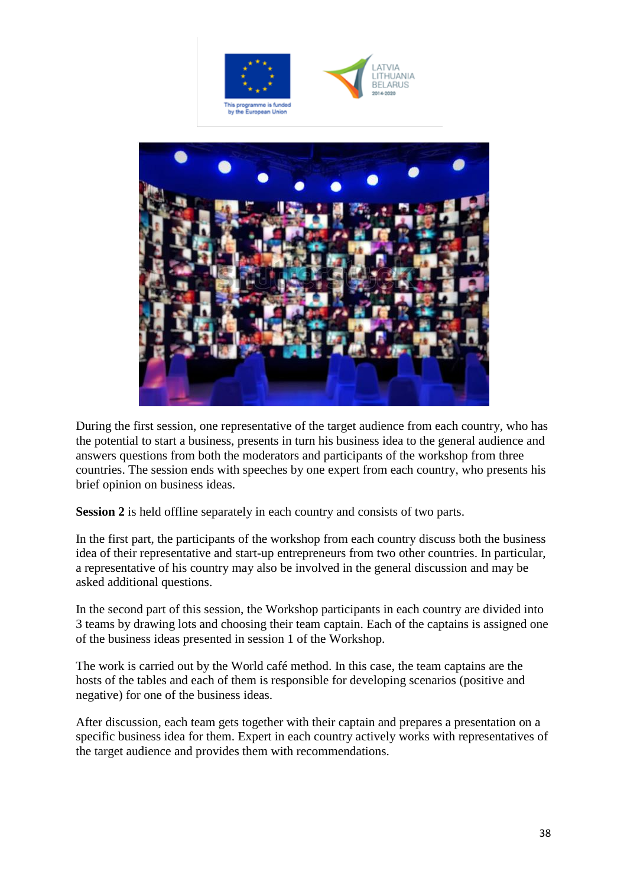During the first session, one representative of the target audience from each country, who has the potential to start a business, presents in turn his business idea to the general audience and answers questions from both the moderators and participants of the workshop from three countries. The session ends with speeches by one expert from each country, who presents his brief opinion on business ideas.

**Session 2** is held offline separately in each country and consists of two parts.

In the first part, the participants of the workshop from each country discuss both the business idea of their representative and start-up entrepreneurs from two other countries. In particular, a representative of his country may also be involved in the general discussion and may be asked additional questions.

In the second part of this session, the Workshop participants in each country are divided into 3 teams by drawing lots and choosing their team captain. Each of the captains is assigned one of the business ideas presented in session 1 of the Workshop.

The work is carried out by the World café method. In this case, the team captains are the hosts of the tables and each of them is responsible for developing scenarios (positive and negative) for one of the business ideas.

After discussion, each team gets together with their captain and prepares a presentation on a specific business idea for them. Expert in each country actively works with representatives of the target audience and provides them with recommendations.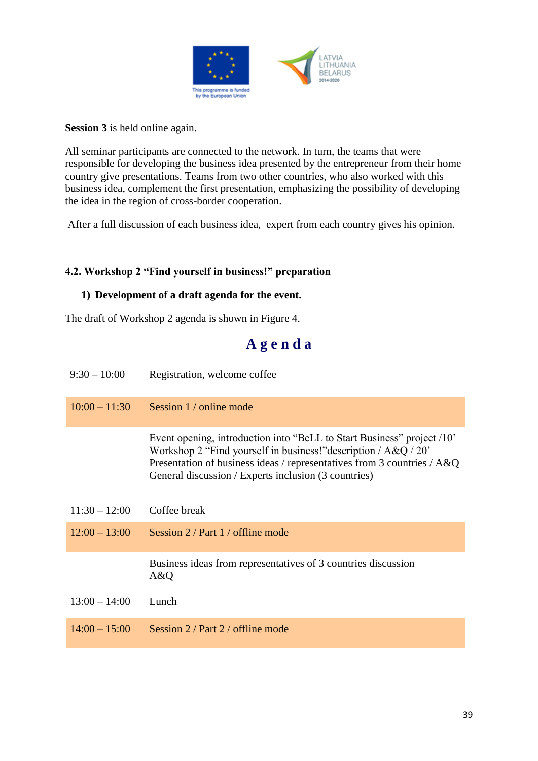**Session 3** is held online again.

All seminar participants are connected to the network. In turn, the teams that were responsible for developing the business idea presented by the entrepreneur from their home country give presentations. Teams from two other countries, who also worked with this business idea, complement the first presentation, emphasizing the possibility of developing the idea in the region of cross-border cooperation.

After a full discussion of each business idea, expert from each country gives his opinion.

### 4.2. Workshop 2 "Find yourself in business!" preparation

**1) Development of a draft agenda for the event.**

The draft of Workshop 2 agenda is shown in Figure 4.

## Agenda

| | |
|---|---|
| 9:30 – 10:00 | Registration, welcome coffee |
| 10:00 – 11:30 | Session 1 / online mode |
| | Event opening, introduction into "BeLL to Start Business" project /10'<br>Workshop 2 "Find yourself in business!"description / A&Q / 20'<br>Presentation of business ideas / representatives from 3 countries / A&Q<br>General discussion / Experts inclusion (3 countries) |
| 11:30 – 12:00 | Coffee break |
| 12:00 – 13:00 | Session 2 / Part 1 / offline mode |
| | Business ideas from representatives of 3 countries discussion<br>A&Q |
| 13:00 – 14:00 | Lunch |
| 14:00 – 15:00 | Session 2 / Part 2 / offline mode |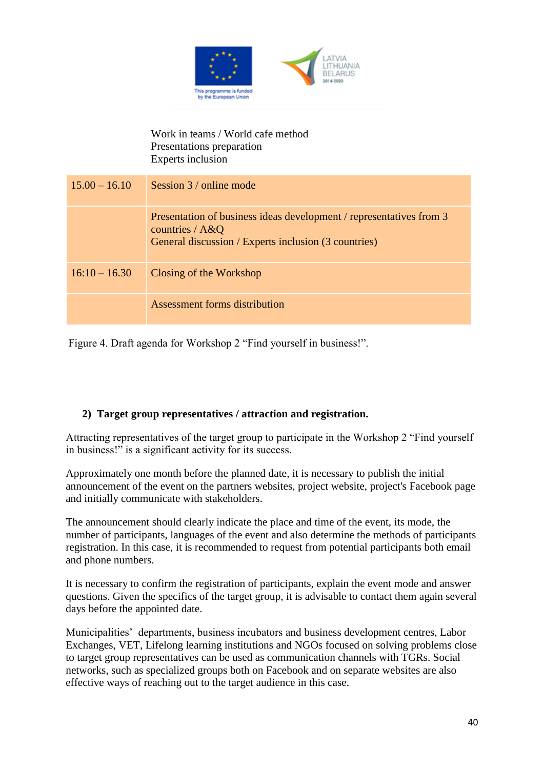Work in teams / World cafe method
Presentations preparation
Experts inclusion

| | |
|---|---|
| 15.00 – 16.10 | Session 3 / online mode |
| | Presentation of business ideas development / representatives from 3 countries / A&Q<br>General discussion / Experts inclusion (3 countries) |
| 16:10 – 16.30 | Closing of the Workshop |
| | Assessment forms distribution |

Figure 4. Draft agenda for Workshop 2 "Find yourself in business!".

**2) Target group representatives / attraction and registration.**

Attracting representatives of the target group to participate in the Workshop 2 "Find yourself in business!" is a significant activity for its success.

Approximately one month before the planned date, it is necessary to publish the initial announcement of the event on the partners websites, project website, project's Facebook page and initially communicate with stakeholders.

The announcement should clearly indicate the place and time of the event, its mode, the number of participants, languages of the event and also determine the methods of participants registration. In this case, it is recommended to request from potential participants both email and phone numbers.

It is necessary to confirm the registration of participants, explain the event mode and answer questions. Given the specifics of the target group, it is advisable to contact them again several days before the appointed date.

Municipalities' departments, business incubators and business development centres, Labor Exchanges, VET, Lifelong learning institutions and NGOs focused on solving problems close to target group representatives can be used as communication channels with TGRs. Social networks, such as specialized groups both on Facebook and on separate websites are also effective ways of reaching out to the target audience in this case.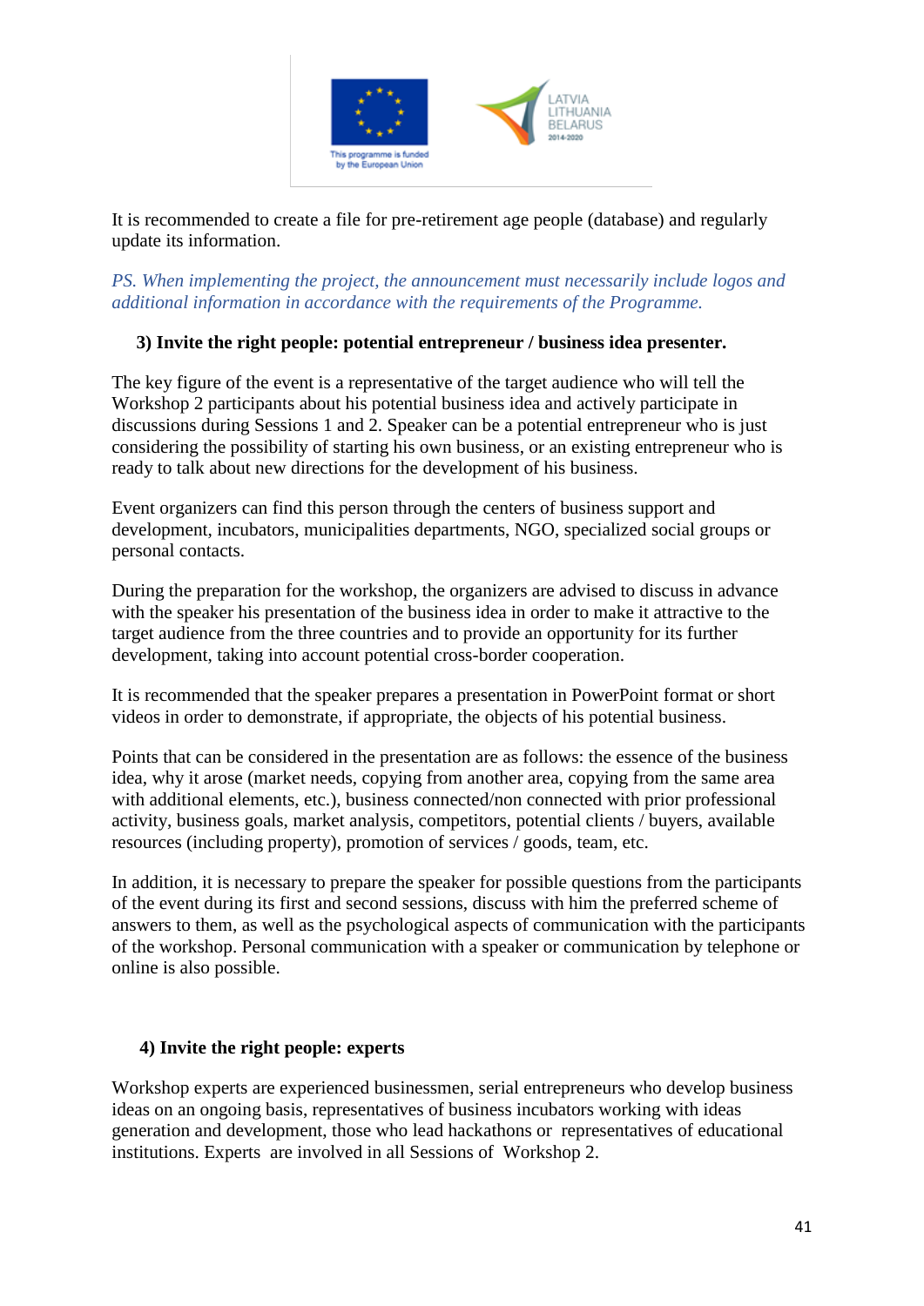It is recommended to create a file for pre-retirement age people (database) and regularly update its information.

*PS. When implementing the project, the announcement must necessarily include logos and additional information in accordance with the requirements of the Programme.*

**3) Invite the right people: potential entrepreneur / business idea presenter.**

The key figure of the event is a representative of the target audience who will tell the Workshop 2 participants about his potential business idea and actively participate in discussions during Sessions 1 and 2. Speaker can be a potential entrepreneur who is just considering the possibility of starting his own business, or an existing entrepreneur who is ready to talk about new directions for the development of his business.

Event organizers can find this person through the centers of business support and development, incubators, municipalities departments, NGO, specialized social groups or personal contacts.

During the preparation for the workshop, the organizers are advised to discuss in advance with the speaker his presentation of the business idea in order to make it attractive to the target audience from the three countries and to provide an opportunity for its further development, taking into account potential cross-border cooperation.

It is recommended that the speaker prepares a presentation in PowerPoint format or short videos in order to demonstrate, if appropriate, the objects of his potential business.

Points that can be considered in the presentation are as follows: the essence of the business idea, why it arose (market needs, copying from another area, copying from the same area with additional elements, etc.), business connected/non connected with prior professional activity, business goals, market analysis, competitors, potential clients / buyers, available resources (including property), promotion of services / goods, team, etc.

In addition, it is necessary to prepare the speaker for possible questions from the participants of the event during its first and second sessions, discuss with him the preferred scheme of answers to them, as well as the psychological aspects of communication with the participants of the workshop. Personal communication with a speaker or communication by telephone or online is also possible.

**4) Invite the right people: experts**

Workshop experts are experienced businessmen, serial entrepreneurs who develop business ideas on an ongoing basis, representatives of business incubators working with ideas generation and development, those who lead hackathons or representatives of educational institutions. Experts are involved in all Sessions of Workshop 2.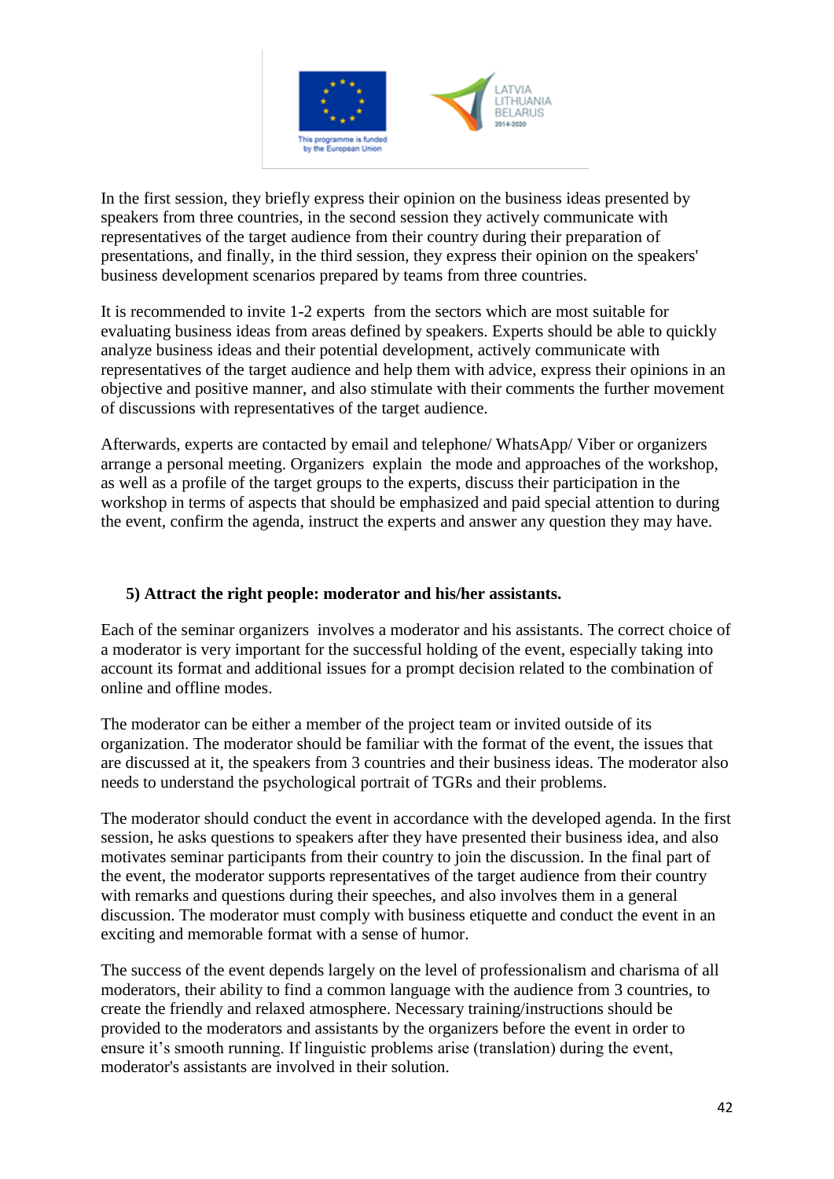In the first session, they briefly express their opinion on the business ideas presented by speakers from three countries, in the second session they actively communicate with representatives of the target audience from their country during their preparation of presentations, and finally, in the third session, they express their opinion on the speakers' business development scenarios prepared by teams from three countries.

It is recommended to invite 1-2 experts from the sectors which are most suitable for evaluating business ideas from areas defined by speakers. Experts should be able to quickly analyze business ideas and their potential development, actively communicate with representatives of the target audience and help them with advice, express their opinions in an objective and positive manner, and also stimulate with their comments the further movement of discussions with representatives of the target audience.

Afterwards, experts are contacted by email and telephone/ WhatsApp/ Viber or organizers arrange a personal meeting. Organizers explain the mode and approaches of the workshop, as well as a profile of the target groups to the experts, discuss their participation in the workshop in terms of aspects that should be emphasized and paid special attention to during the event, confirm the agenda, instruct the experts and answer any question they may have.

### 5) Attract the right people: moderator and his/her assistants.

Each of the seminar organizers involves a moderator and his assistants. The correct choice of a moderator is very important for the successful holding of the event, especially taking into account its format and additional issues for a prompt decision related to the combination of online and offline modes.

The moderator can be either a member of the project team or invited outside of its organization. The moderator should be familiar with the format of the event, the issues that are discussed at it, the speakers from 3 countries and their business ideas. The moderator also needs to understand the psychological portrait of TGRs and their problems.

The moderator should conduct the event in accordance with the developed agenda. In the first session, he asks questions to speakers after they have presented their business idea, and also motivates seminar participants from their country to join the discussion. In the final part of the event, the moderator supports representatives of the target audience from their country with remarks and questions during their speeches, and also involves them in a general discussion. The moderator must comply with business etiquette and conduct the event in an exciting and memorable format with a sense of humor.

The success of the event depends largely on the level of professionalism and charisma of all moderators, their ability to find a common language with the audience from 3 countries, to create the friendly and relaxed atmosphere. Necessary training/instructions should be provided to the moderators and assistants by the organizers before the event in order to ensure it's smooth running. If linguistic problems arise (translation) during the event, moderator's assistants are involved in their solution.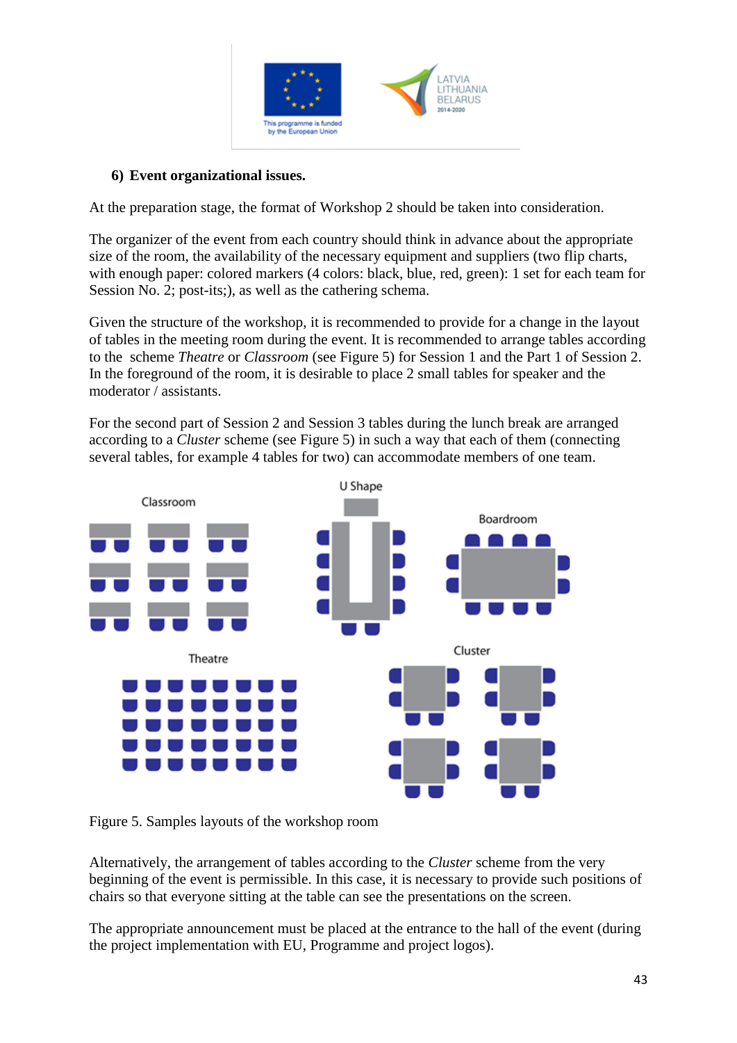## 6) Event organizational issues.

At the preparation stage, the format of Workshop 2 should be taken into consideration.

The organizer of the event from each country should think in advance about the appropriate size of the room, the availability of the necessary equipment and suppliers (two flip charts, with enough paper: colored markers (4 colors: black, blue, red, green): 1 set for each team for Session No. 2; post-its;), as well as the cathering schema.

Given the structure of the workshop, it is recommended to provide for a change in the layout of tables in the meeting room during the event. It is recommended to arrange tables according to the scheme *Theatre* or *Classroom* (see Figure 5) for Session 1 and the Part 1 of Session 2. In the foreground of the room, it is desirable to place 2 small tables for speaker and the moderator / assistants.

For the second part of Session 2 and Session 3 tables during the lunch break are arranged according to a *Cluster* scheme (see Figure 5) in such a way that each of them (connecting several tables, for example 4 tables for two) can accommodate members of one team.

Figure 5. Samples layouts of the workshop room

Alternatively, the arrangement of tables according to the *Cluster* scheme from the very beginning of the event is permissible. In this case, it is necessary to provide such positions of chairs so that everyone sitting at the table can see the presentations on the screen.

The appropriate announcement must be placed at the entrance to the hall of the event (during the project implementation with EU, Programme and project logos).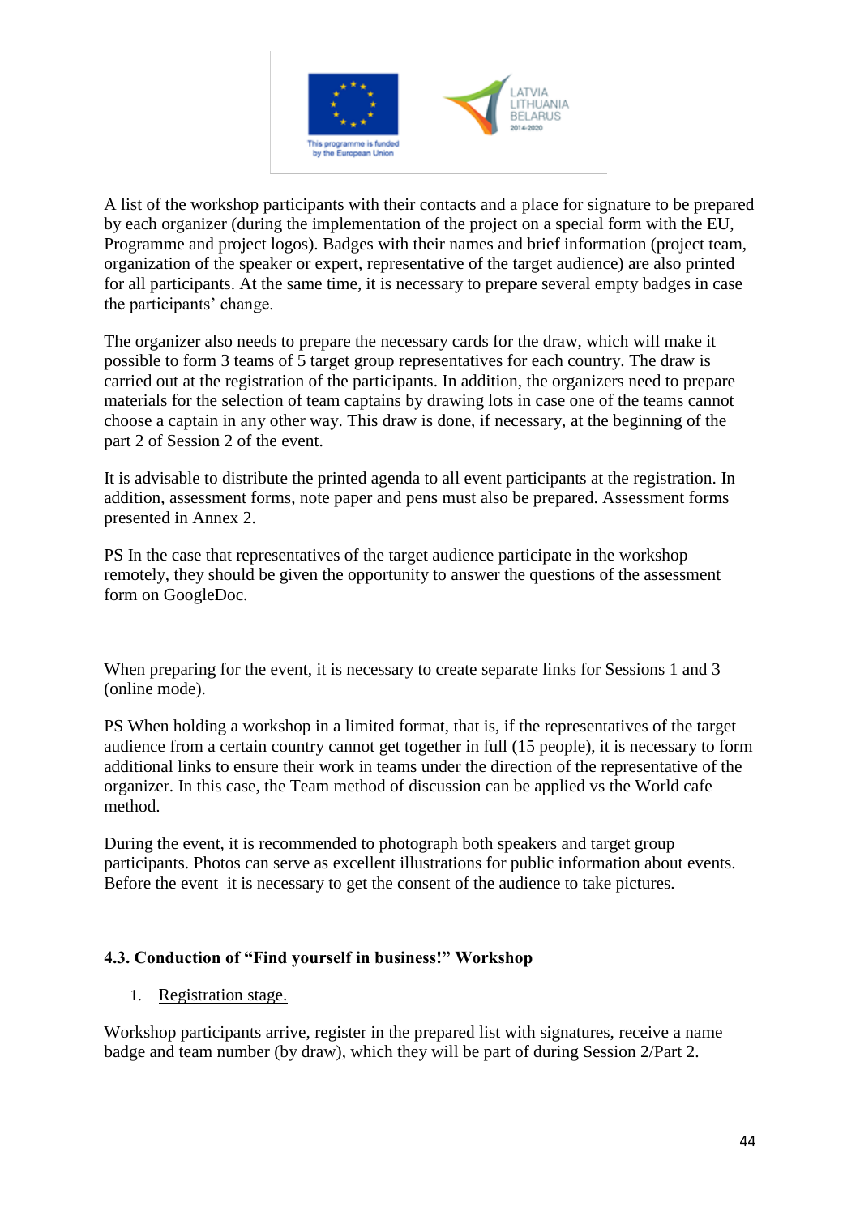A list of the workshop participants with their contacts and a place for signature to be prepared by each organizer (during the implementation of the project on a special form with the EU, Programme and project logos). Badges with their names and brief information (project team, organization of the speaker or expert, representative of the target audience) are also printed for all participants. At the same time, it is necessary to prepare several empty badges in case the participants' change.

The organizer also needs to prepare the necessary cards for the draw, which will make it possible to form 3 teams of 5 target group representatives for each country. The draw is carried out at the registration of the participants. In addition, the organizers need to prepare materials for the selection of team captains by drawing lots in case one of the teams cannot choose a captain in any other way. This draw is done, if necessary, at the beginning of the part 2 of Session 2 of the event.

It is advisable to distribute the printed agenda to all event participants at the registration. In addition, assessment forms, note paper and pens must also be prepared. Assessment forms presented in Annex 2.

PS In the case that representatives of the target audience participate in the workshop remotely, they should be given the opportunity to answer the questions of the assessment form on GoogleDoc.

When preparing for the event, it is necessary to create separate links for Sessions 1 and 3 (online mode).

PS When holding a workshop in a limited format, that is, if the representatives of the target audience from a certain country cannot get together in full (15 people), it is necessary to form additional links to ensure their work in teams under the direction of the representative of the organizer. In this case, the Team method of discussion can be applied vs the World cafe method.

During the event, it is recommended to photograph both speakers and target group participants. Photos can serve as excellent illustrations for public information about events. Before the event it is necessary to get the consent of the audience to take pictures.

### 4.3. Conduction of "Find yourself in business!" Workshop

1. Registration stage.

Workshop participants arrive, register in the prepared list with signatures, receive a name badge and team number (by draw), which they will be part of during Session 2/Part 2.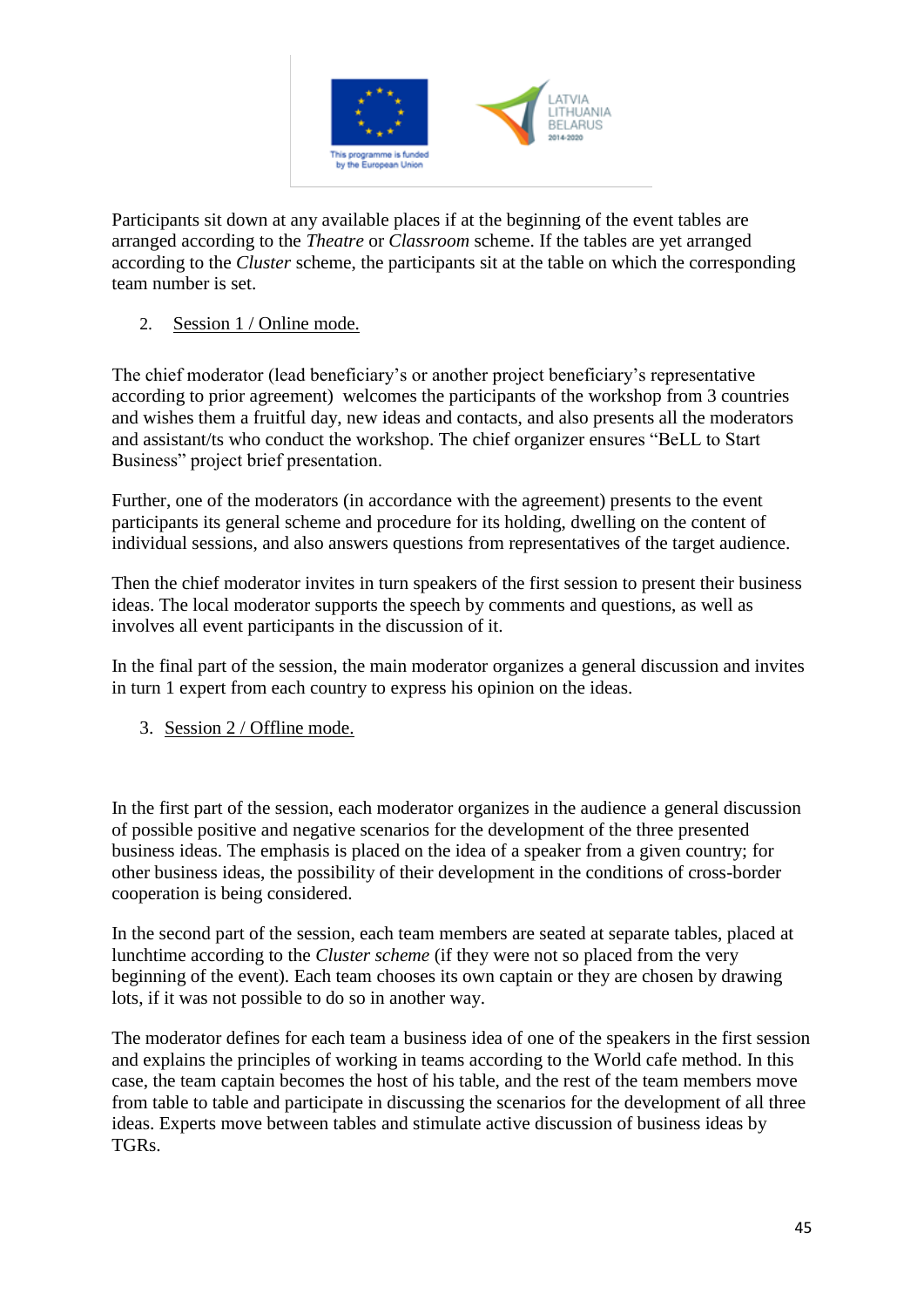Participants sit down at any available places if at the beginning of the event tables are arranged according to the *Theatre* or *Classroom* scheme. If the tables are yet arranged according to the *Cluster* scheme, the participants sit at the table on which the corresponding team number is set.

2. Session 1 / Online mode.

The chief moderator (lead beneficiary's or another project beneficiary's representative according to prior agreement) welcomes the participants of the workshop from 3 countries and wishes them a fruitful day, new ideas and contacts, and also presents all the moderators and assistant/ts who conduct the workshop. The chief organizer ensures "BeLL to Start Business" project brief presentation.

Further, one of the moderators (in accordance with the agreement) presents to the event participants its general scheme and procedure for its holding, dwelling on the content of individual sessions, and also answers questions from representatives of the target audience.

Then the chief moderator invites in turn speakers of the first session to present their business ideas. The local moderator supports the speech by comments and questions, as well as involves all event participants in the discussion of it.

In the final part of the session, the main moderator organizes a general discussion and invites in turn 1 expert from each country to express his opinion on the ideas.

3. Session 2 / Offline mode.

In the first part of the session, each moderator organizes in the audience a general discussion of possible positive and negative scenarios for the development of the three presented business ideas. The emphasis is placed on the idea of a speaker from a given country; for other business ideas, the possibility of their development in the conditions of cross-border cooperation is being considered.

In the second part of the session, each team members are seated at separate tables, placed at lunchtime according to the *Cluster scheme* (if they were not so placed from the very beginning of the event). Each team chooses its own captain or they are chosen by drawing lots, if it was not possible to do so in another way.

The moderator defines for each team a business idea of one of the speakers in the first session and explains the principles of working in teams according to the World cafe method. In this case, the team captain becomes the host of his table, and the rest of the team members move from table to table and participate in discussing the scenarios for the development of all three ideas. Experts move between tables and stimulate active discussion of business ideas by TGRs.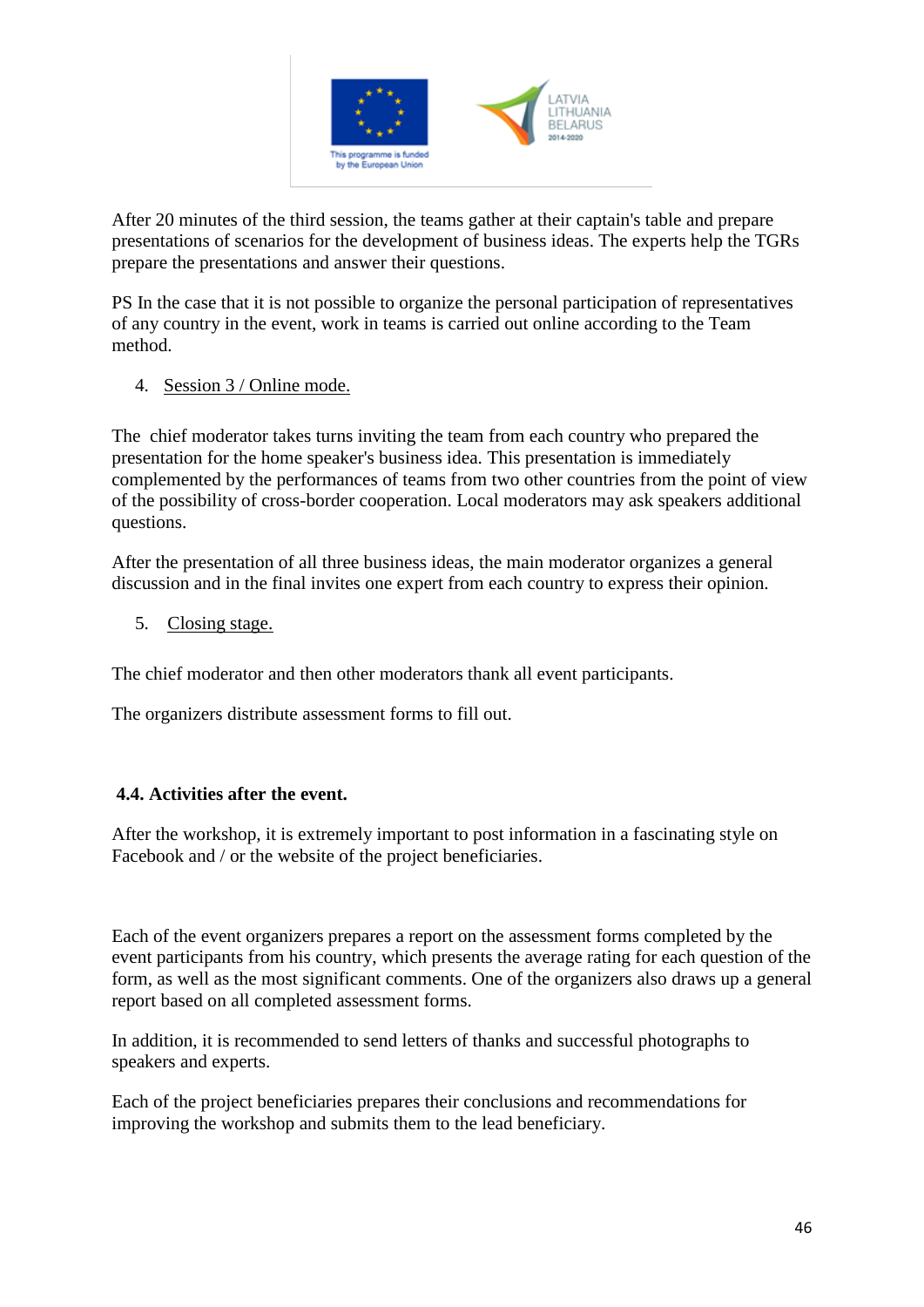After 20 minutes of the third session, the teams gather at their captain's table and prepare presentations of scenarios for the development of business ideas. The experts help the TGRs prepare the presentations and answer their questions.

PS In the case that it is not possible to organize the personal participation of representatives of any country in the event, work in teams is carried out online according to the Team method.

4. Session 3 / Online mode.

The chief moderator takes turns inviting the team from each country who prepared the presentation for the home speaker's business idea. This presentation is immediately complemented by the performances of teams from two other countries from the point of view of the possibility of cross-border cooperation. Local moderators may ask speakers additional questions.

After the presentation of all three business ideas, the main moderator organizes a general discussion and in the final invites one expert from each country to express their opinion.

5. Closing stage.

The chief moderator and then other moderators thank all event participants.

The organizers distribute assessment forms to fill out.

### 4.4. Activities after the event.

After the workshop, it is extremely important to post information in a fascinating style on Facebook and / or the website of the project beneficiaries.

Each of the event organizers prepares a report on the assessment forms completed by the event participants from his country, which presents the average rating for each question of the form, as well as the most significant comments. One of the organizers also draws up a general report based on all completed assessment forms.

In addition, it is recommended to send letters of thanks and successful photographs to speakers and experts.

Each of the project beneficiaries prepares their conclusions and recommendations for improving the workshop and submits them to the lead beneficiary.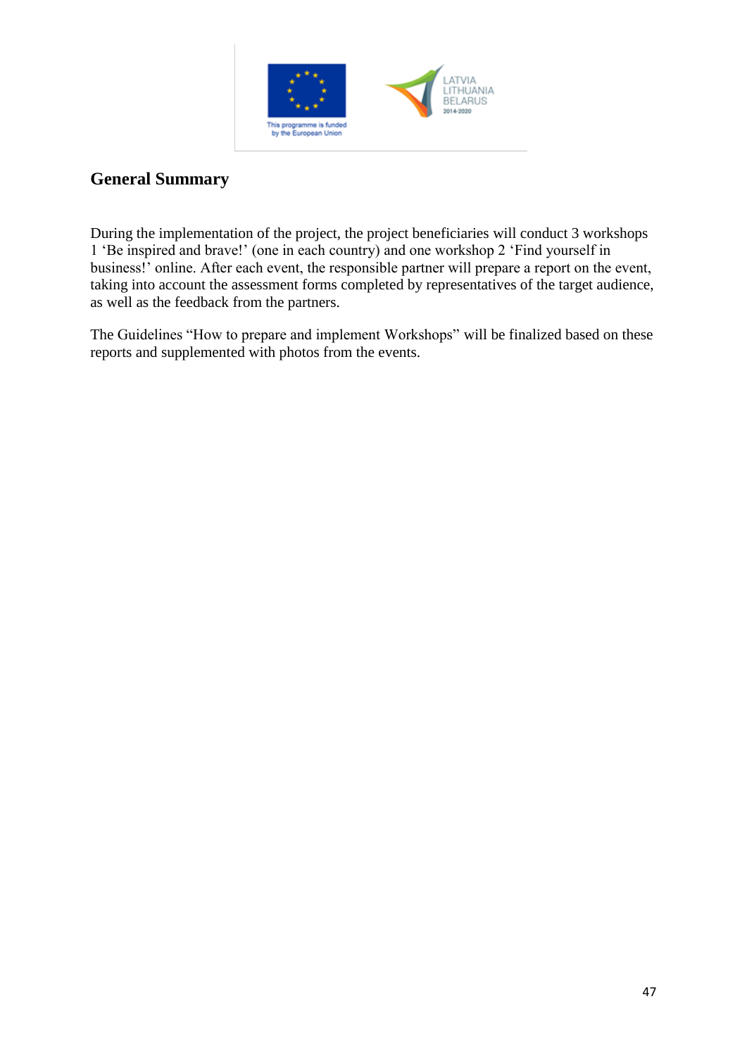## General Summary

During the implementation of the project, the project beneficiaries will conduct 3 workshops 1 'Be inspired and brave!' (one in each country) and one workshop 2 'Find yourself in business!' online. After each event, the responsible partner will prepare a report on the event, taking into account the assessment forms completed by representatives of the target audience, as well as the feedback from the partners.

The Guidelines "How to prepare and implement Workshops" will be finalized based on these reports and supplemented with photos from the events.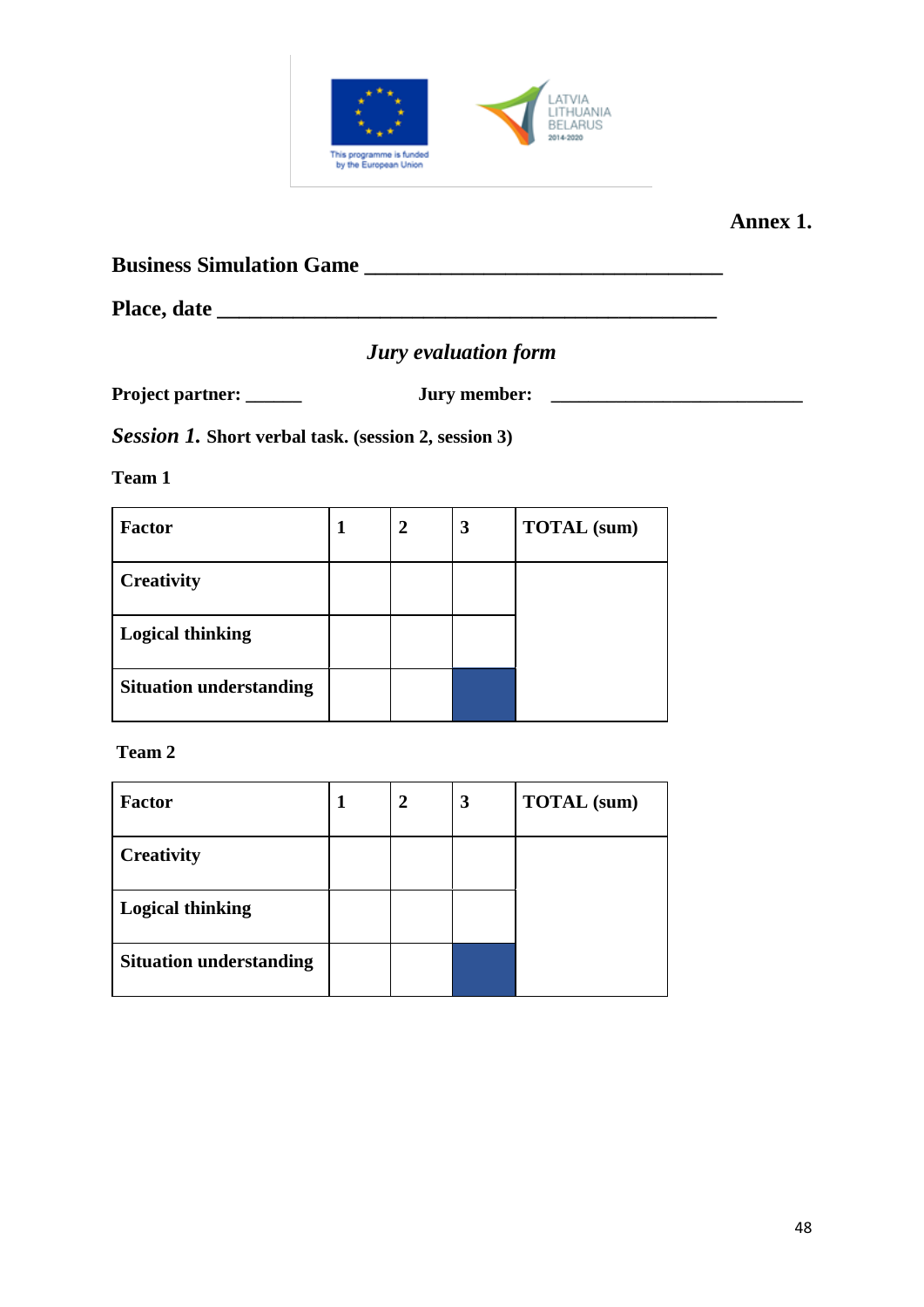**Annex 1.**

**Business Simulation Game \_\_\_\_\_\_\_\_\_\_\_\_\_\_\_\_\_\_\_\_\_\_\_\_\_\_\_\_\_\_\_\_**

**Place, date \_\_\_\_\_\_\_\_\_\_\_\_\_\_\_\_\_\_\_\_\_\_\_\_\_\_\_\_\_\_\_\_\_\_\_\_\_\_\_\_\_\_\_\_\_\_**

***Jury evaluation form***

**Project partner: \_\_\_\_\_\_** **Jury member: \_\_\_\_\_\_\_\_\_\_\_\_\_\_\_\_\_\_\_\_\_\_\_\_\_\_\_**

***Session 1.*** **Short verbal task. (session 2, session 3)**

**Team 1**

| **Factor** | **1** | **2** | **3** | **TOTAL (sum)** |
|---|---|---|---|---|
| **Creativity** | | | | |
| **Logical thinking** | | | | |
| **Situation understanding** | | | | |

**Team 2**

| **Factor** | **1** | **2** | **3** | **TOTAL (sum)** |
|---|---|---|---|---|
| **Creativity** | | | | |
| **Logical thinking** | | | | |
| **Situation understanding** | | | | |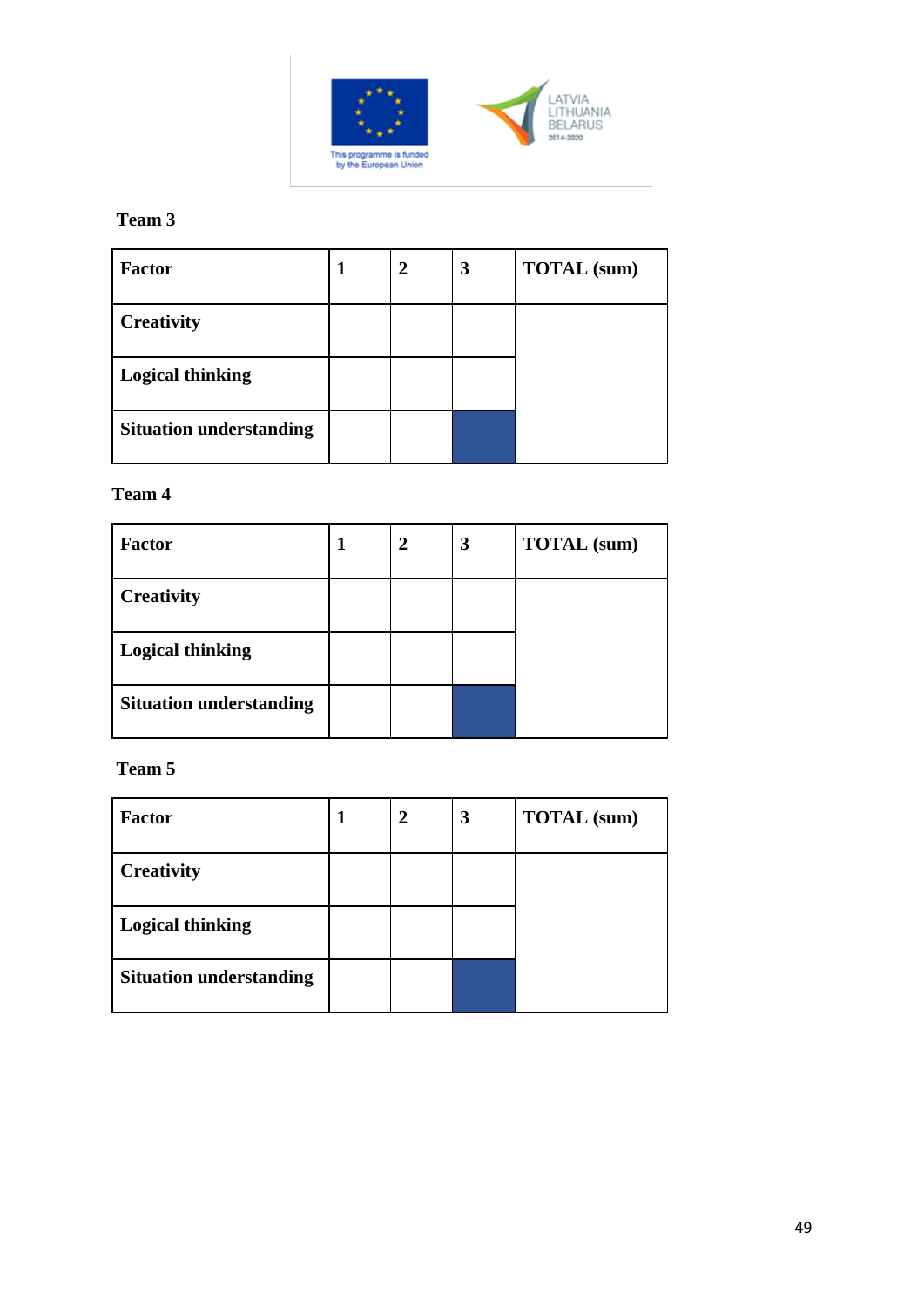**Team 3**

| Factor | 1 | 2 | 3 | TOTAL (sum) |
| --- | --- | --- | --- | --- |
| Creativity | | | | |
| Logical thinking | | | | |
| Situation understanding | | | | |

**Team 4**

| Factor | 1 | 2 | 3 | TOTAL (sum) |
| --- | --- | --- | --- | --- |
| Creativity | | | | |
| Logical thinking | | | | |
| Situation understanding | | | | |

**Team 5**

| Factor | 1 | 2 | 3 | TOTAL (sum) |
| --- | --- | --- | --- | --- |
| Creativity | | | | |
| Logical thinking | | | | |
| Situation understanding | | | | |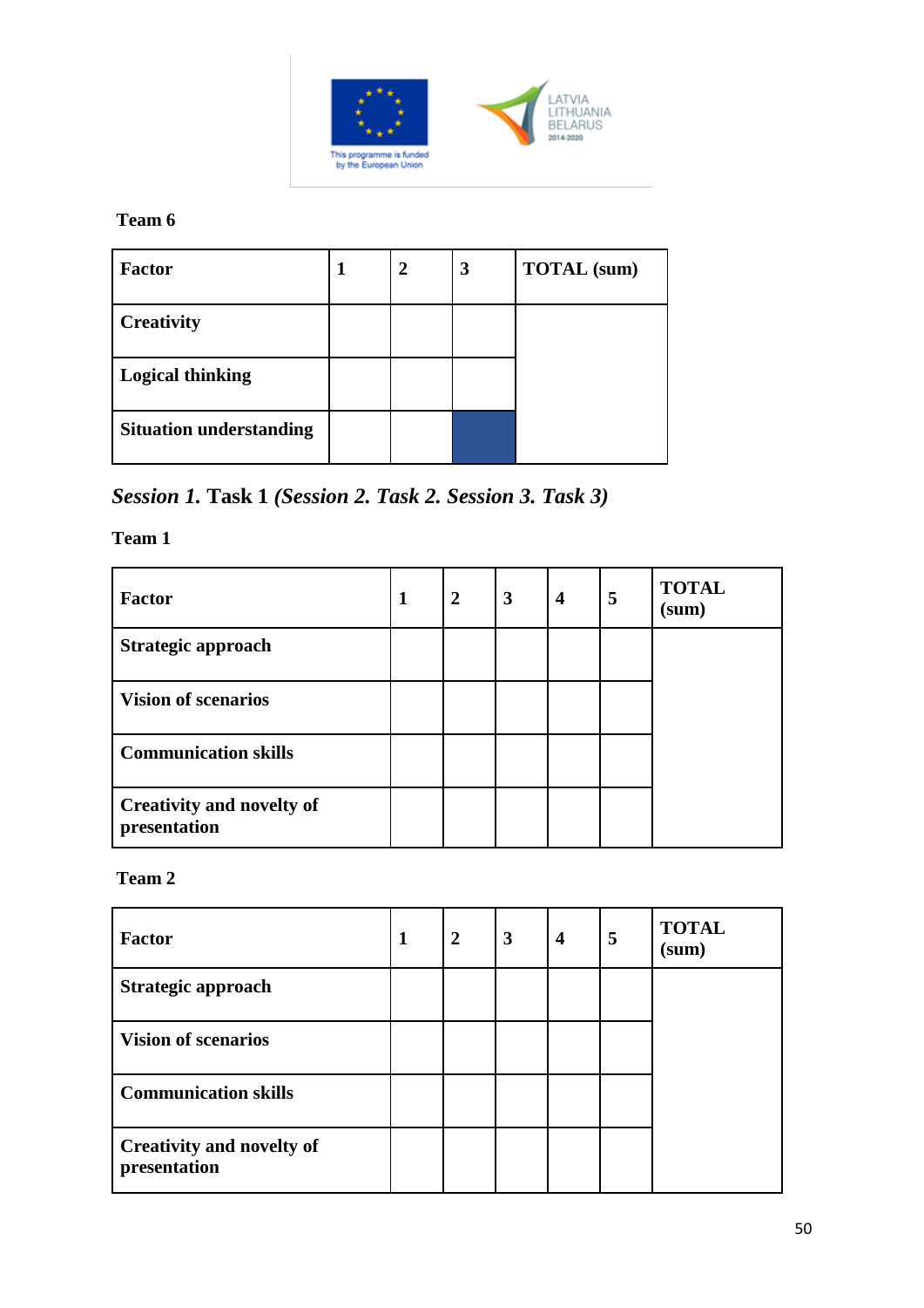**Team 6**

| Factor | 1 | 2 | 3 | TOTAL (sum) |
|---|---|---|---|---|
| Creativity | | | | |
| Logical thinking | | | | |
| Situation understanding | | | | |

## *Session 1.* Task 1 *(Session 2. Task 2. Session 3. Task 3)*

**Team 1**

| Factor | 1 | 2 | 3 | 4 | 5 | TOTAL (sum) |
|---|---|---|---|---|---|---|
| Strategic approach | | | | | | |
| Vision of scenarios | | | | | | |
| Communication skills | | | | | | |
| Creativity and novelty of presentation | | | | | | |

**Team 2**

| Factor | 1 | 2 | 3 | 4 | 5 | TOTAL (sum) |
|---|---|---|---|---|---|---|
| Strategic approach | | | | | | |
| Vision of scenarios | | | | | | |
| Communication skills | | | | | | |
| Creativity and novelty of presentation | | | | | | |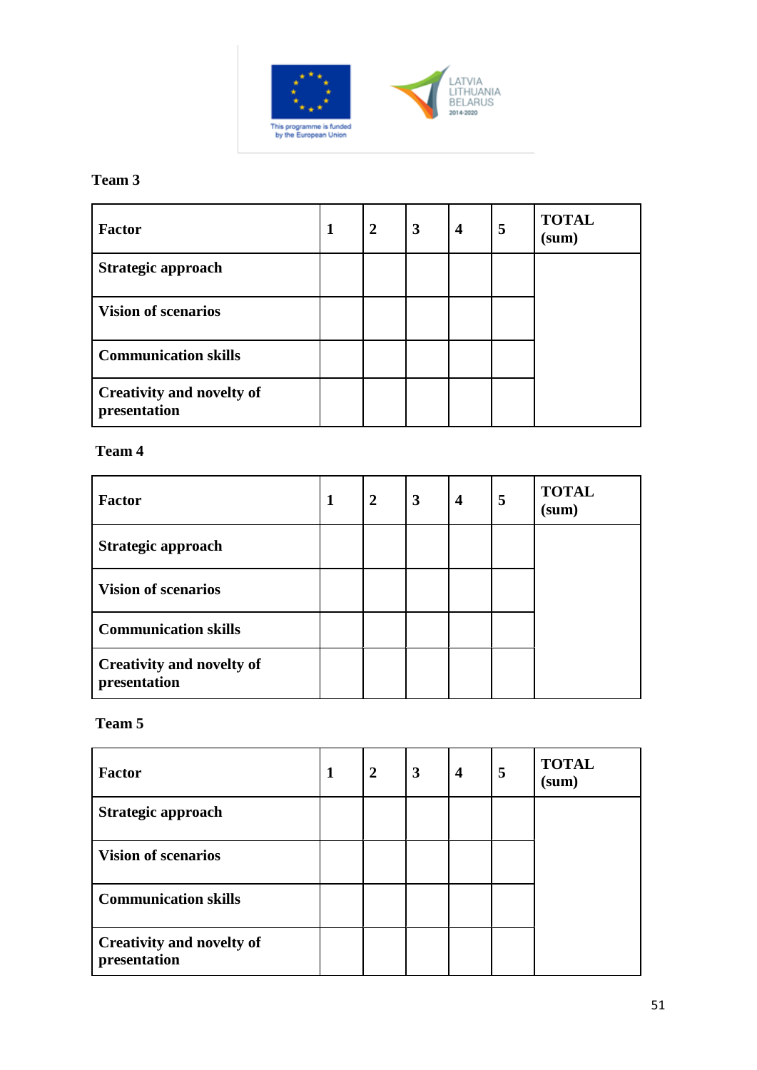**Team 3**

| Factor | 1 | 2 | 3 | 4 | 5 | TOTAL (sum) |
|---|---|---|---|---|---|---|
| Strategic approach | | | | | | |
| Vision of scenarios | | | | | | |
| Communication skills | | | | | | |
| Creativity and novelty of presentation | | | | | | |

**Team 4**

| Factor | 1 | 2 | 3 | 4 | 5 | TOTAL (sum) |
|---|---|---|---|---|---|---|
| Strategic approach | | | | | | |
| Vision of scenarios | | | | | | |
| Communication skills | | | | | | |
| Creativity and novelty of presentation | | | | | | |

**Team 5**

| Factor | 1 | 2 | 3 | 4 | 5 | TOTAL (sum) |
|---|---|---|---|---|---|---|
| Strategic approach | | | | | | |
| Vision of scenarios | | | | | | |
| Communication skills | | | | | | |
| Creativity and novelty of presentation | | | | | | |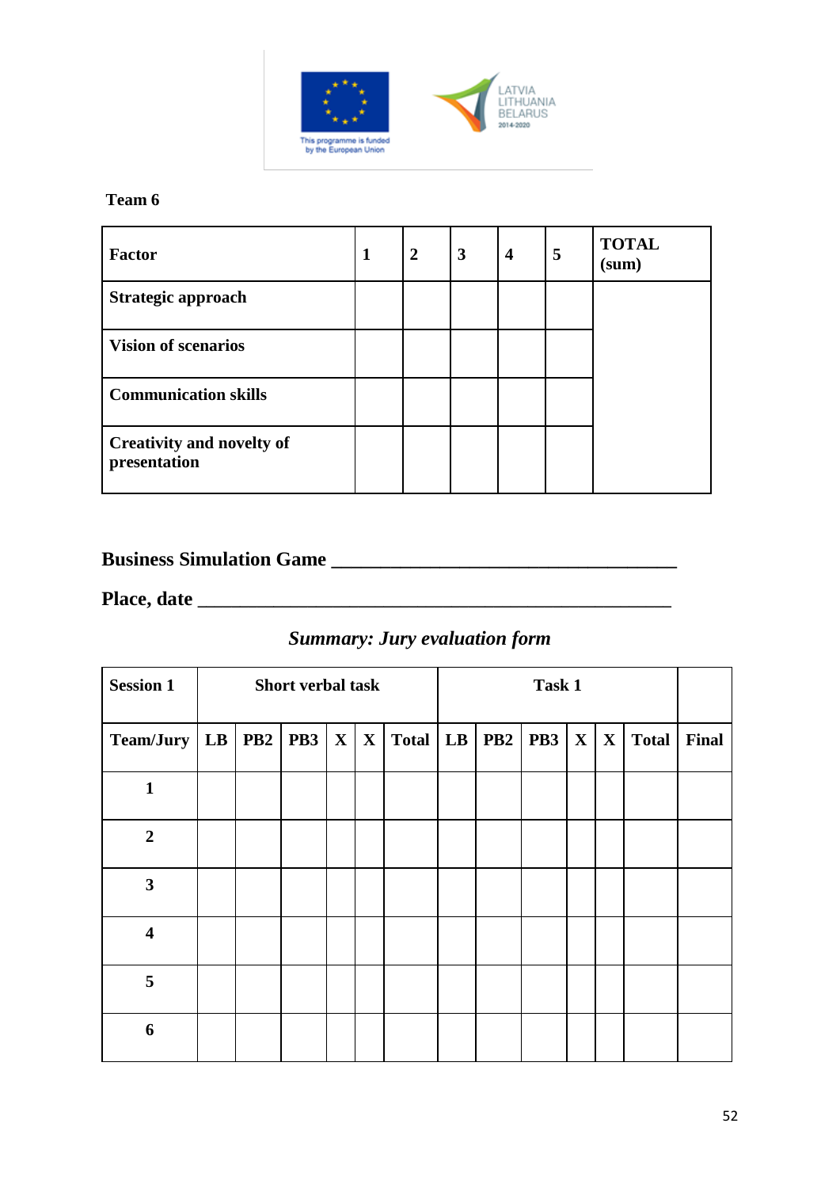**Team 6**

| Factor | 1 | 2 | 3 | 4 | 5 | TOTAL (sum) |
|---|---|---|---|---|---|---|
| Strategic approach | | | | | | |
| Vision of scenarios | | | | | | |
| Communication skills | | | | | | |
| Creativity and novelty of presentation | | | | | | |

**Business Simulation Game \_\_\_\_\_\_\_\_\_\_\_\_\_\_\_\_\_\_\_\_\_\_\_\_\_\_\_\_\_\_\_\_\_\_\_**

**Place, date \_\_\_\_\_\_\_\_\_\_\_\_\_\_\_\_\_\_\_\_\_\_\_\_\_\_\_\_\_\_\_\_\_\_\_\_\_\_\_\_\_\_\_\_\_\_\_\_**

***Summary: Jury evaluation form***

| Session 1 | Short verbal task | | | | | | Task 1 | | | | | | |
|---|---|---|---|---|---|---|---|---|---|---|---|---|---|
| Team/Jury | LB | PB2 | PB3 | X | X | Total | LB | PB2 | PB3 | X | X | Total | Final |
| 1 | | | | | | | | | | | | | |
| 2 | | | | | | | | | | | | | |
| 3 | | | | | | | | | | | | | |
| 4 | | | | | | | | | | | | | |
| 5 | | | | | | | | | | | | | |
| 6 | | | | | | | | | | | | | |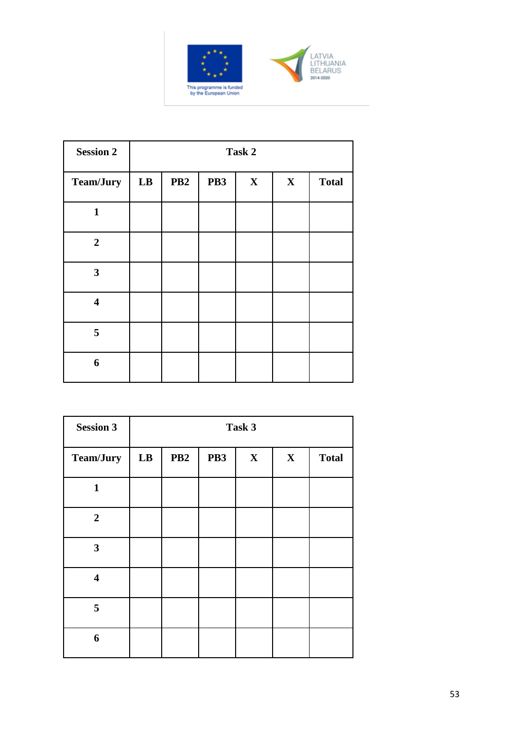| Session 2 | Task 2 | | | | | |
|---|---|---|---|---|---|---|
| **Team/Jury** | **LB** | **PB2** | **PB3** | **X** | **X** | **Total** |
| **1** | | | | | | |
| **2** | | | | | | |
| **3** | | | | | | |
| **4** | | | | | | |
| **5** | | | | | | |
| **6** | | | | | | |

| Session 3 | Task 3 | | | | | |
|---|---|---|---|---|---|---|
| **Team/Jury** | **LB** | **PB2** | **PB3** | **X** | **X** | **Total** |
| **1** | | | | | | |
| **2** | | | | | | |
| **3** | | | | | | |
| **4** | | | | | | |
| **5** | | | | | | |
| **6** | | | | | | |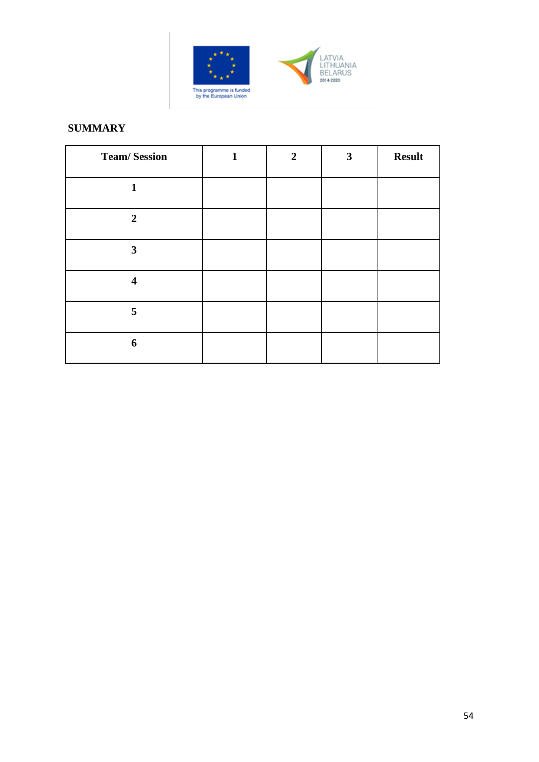## SUMMARY

| Team/ Session | 1 | 2 | 3 | Result |
|---|---|---|---|---|
| 1 | | | | |
| 2 | | | | |
| 3 | | | | |
| 4 | | | | |
| 5 | | | | |
| 6 | | | | |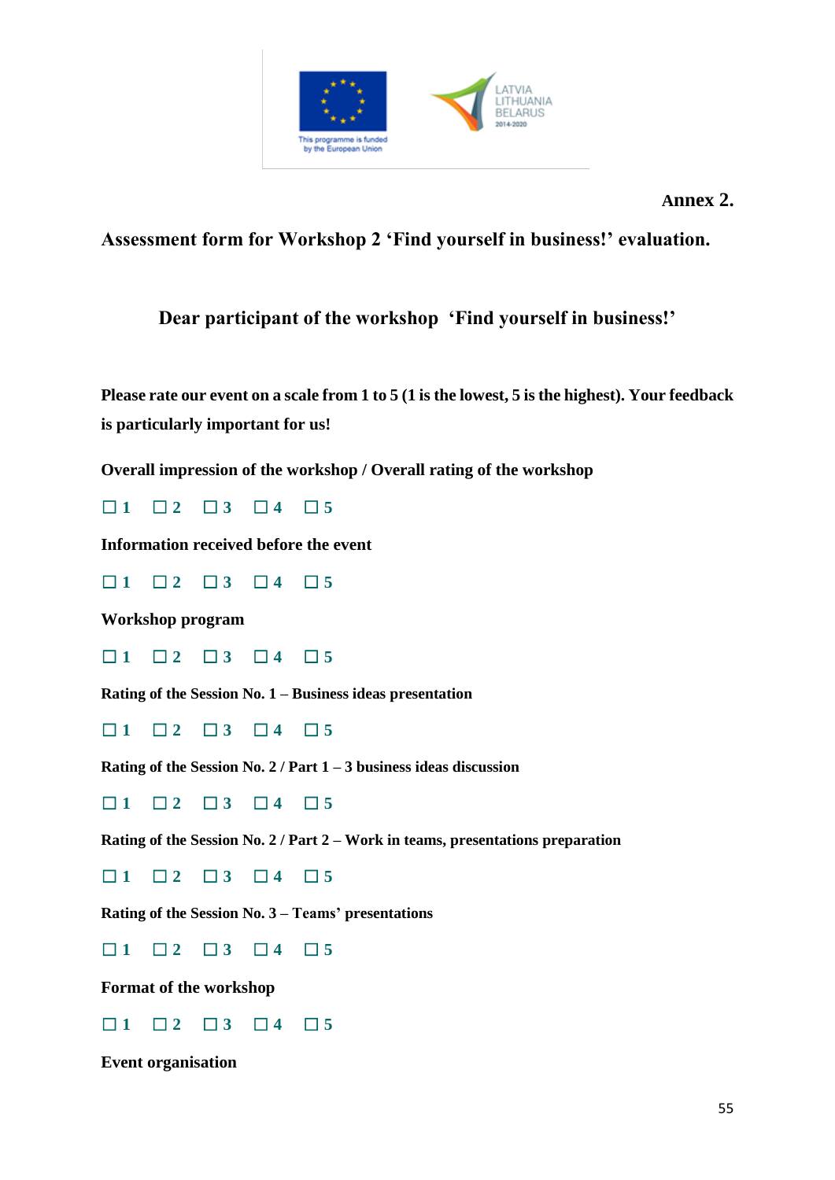**Annex 2.**

## Assessment form for Workshop 2 'Find yourself in business!' evaluation.

### Dear participant of the workshop 'Find yourself in business!'

**Please rate our event on a scale from 1 to 5 (1 is the lowest, 5 is the highest). Your feedback is particularly important for us!**

**Overall impression of the workshop / Overall rating of the workshop**

☐ 1 ☐ 2 ☐ 3 ☐ 4 ☐ 5

**Information received before the event**

☐ 1 ☐ 2 ☐ 3 ☐ 4 ☐ 5

**Workshop program**

☐ 1 ☐ 2 ☐ 3 ☐ 4 ☐ 5

**Rating of the Session No. 1 – Business ideas presentation**

☐ 1 ☐ 2 ☐ 3 ☐ 4 ☐ 5

**Rating of the Session No. 2 / Part 1 – 3 business ideas discussion**

☐ 1 ☐ 2 ☐ 3 ☐ 4 ☐ 5

**Rating of the Session No. 2 / Part 2 – Work in teams, presentations preparation**

☐ 1 ☐ 2 ☐ 3 ☐ 4 ☐ 5

**Rating of the Session No. 3 – Teams' presentations**

☐ 1 ☐ 2 ☐ 3 ☐ 4 ☐ 5

**Format of the workshop**

☐ 1 ☐ 2 ☐ 3 ☐ 4 ☐ 5

**Event organisation**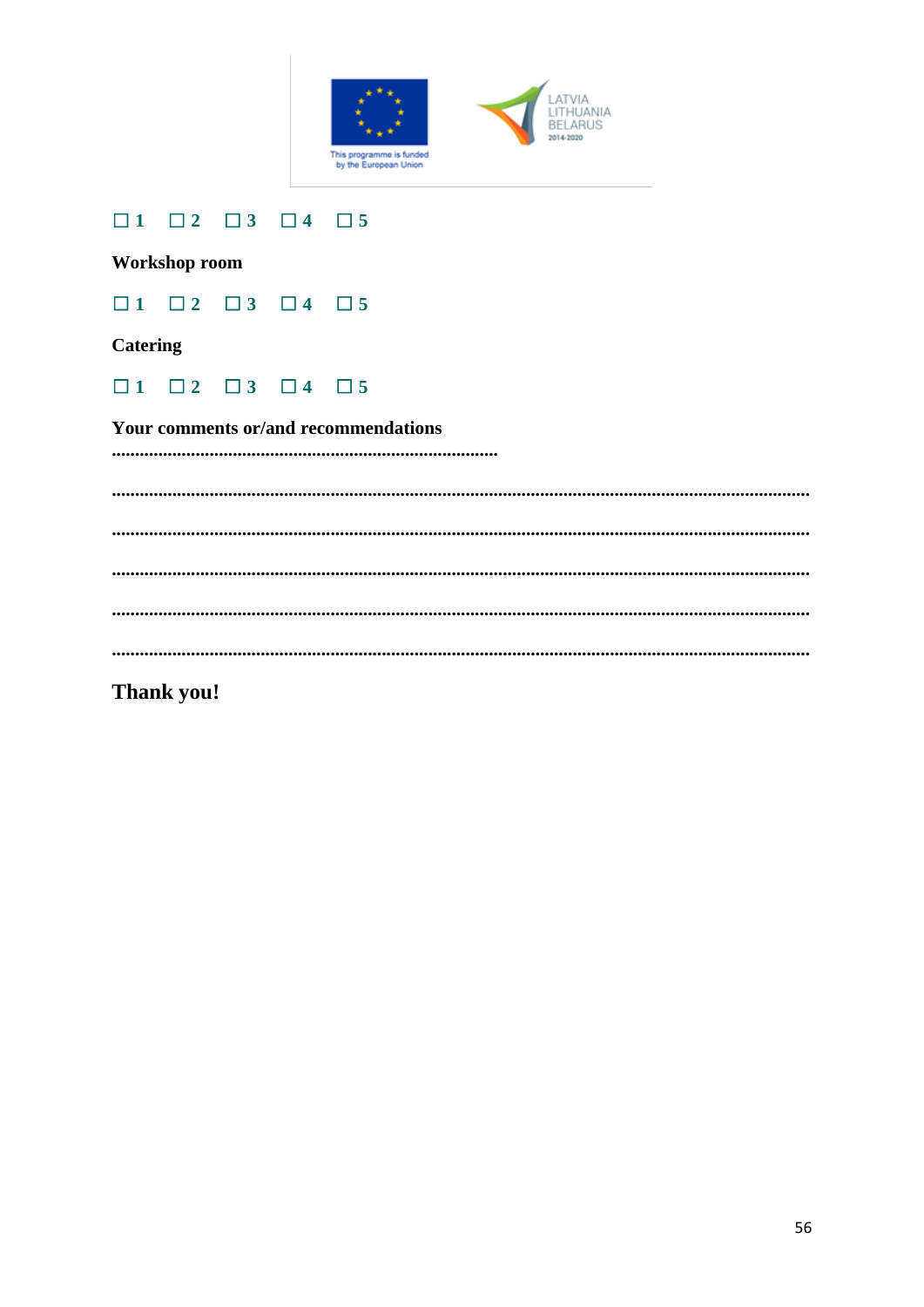☐ **1** ☐ **2** ☐ **3** ☐ **4** ☐ **5**

**Workshop room**

☐ **1** ☐ **2** ☐ **3** ☐ **4** ☐ **5**

**Catering**

☐ **1** ☐ **2** ☐ **3** ☐ **4** ☐ **5**

**Your comments or/and recommendations**

**..................................................................................**

**..................................................................................................................................................**

**..................................................................................................................................................**

**..................................................................................................................................................**

**..................................................................................................................................................**

**..................................................................................................................................................**

**Thank you!**